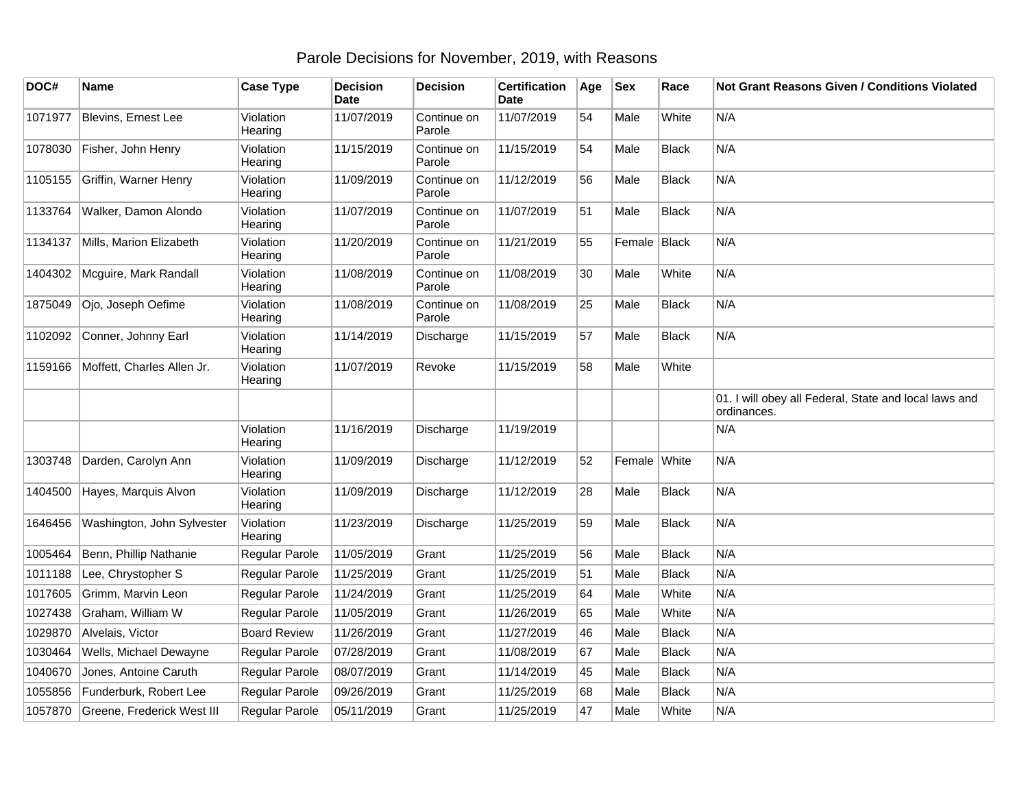# Parole Decisions for November, 2019, with Reasons

| DOC# | Name | Case Type | Decision Date | Decision | Certification Date | Age | Sex | Race | Not Grant Reasons Given / Conditions Violated |
|---|---|---|---|---|---|---|---|---|---|
| 1071977 | Blevins, Ernest Lee | Violation Hearing | 11/07/2019 | Continue on Parole | 11/07/2019 | 54 | Male | White | N/A |
| 1078030 | Fisher, John Henry | Violation Hearing | 11/15/2019 | Continue on Parole | 11/15/2019 | 54 | Male | Black | N/A |
| 1105155 | Griffin, Warner Henry | Violation Hearing | 11/09/2019 | Continue on Parole | 11/12/2019 | 56 | Male | Black | N/A |
| 1133764 | Walker, Damon Alondo | Violation Hearing | 11/07/2019 | Continue on Parole | 11/07/2019 | 51 | Male | Black | N/A |
| 1134137 | Mills, Marion Elizabeth | Violation Hearing | 11/20/2019 | Continue on Parole | 11/21/2019 | 55 | Female | Black | N/A |
| 1404302 | Mcguire, Mark Randall | Violation Hearing | 11/08/2019 | Continue on Parole | 11/08/2019 | 30 | Male | White | N/A |
| 1875049 | Ojo, Joseph Oefime | Violation Hearing | 11/08/2019 | Continue on Parole | 11/08/2019 | 25 | Male | Black | N/A |
| 1102092 | Conner, Johnny Earl | Violation Hearing | 11/14/2019 | Discharge | 11/15/2019 | 57 | Male | Black | N/A |
| 1159166 | Moffett, Charles Allen Jr. | Violation Hearing | 11/07/2019 | Revoke | 11/15/2019 | 58 | Male | White | |
| | | | | | | | | | 01. I will obey all Federal, State and local laws and ordinances. |
| | | Violation Hearing | 11/16/2019 | Discharge | 11/19/2019 | | | | N/A |
| 1303748 | Darden, Carolyn Ann | Violation Hearing | 11/09/2019 | Discharge | 11/12/2019 | 52 | Female | White | N/A |
| 1404500 | Hayes, Marquis Alvon | Violation Hearing | 11/09/2019 | Discharge | 11/12/2019 | 28 | Male | Black | N/A |
| 1646456 | Washington, John Sylvester | Violation Hearing | 11/23/2019 | Discharge | 11/25/2019 | 59 | Male | Black | N/A |
| 1005464 | Benn, Phillip Nathanie | Regular Parole | 11/05/2019 | Grant | 11/25/2019 | 56 | Male | Black | N/A |
| 1011188 | Lee, Chrystopher S | Regular Parole | 11/25/2019 | Grant | 11/25/2019 | 51 | Male | Black | N/A |
| 1017605 | Grimm, Marvin Leon | Regular Parole | 11/24/2019 | Grant | 11/25/2019 | 64 | Male | White | N/A |
| 1027438 | Graham, William W | Regular Parole | 11/05/2019 | Grant | 11/26/2019 | 65 | Male | White | N/A |
| 1029870 | Alvelais, Victor | Board Review | 11/26/2019 | Grant | 11/27/2019 | 46 | Male | Black | N/A |
| 1030464 | Wells, Michael Dewayne | Regular Parole | 07/28/2019 | Grant | 11/08/2019 | 67 | Male | Black | N/A |
| 1040670 | Jones, Antoine Caruth | Regular Parole | 08/07/2019 | Grant | 11/14/2019 | 45 | Male | Black | N/A |
| 1055856 | Funderburk, Robert Lee | Regular Parole | 09/26/2019 | Grant | 11/25/2019 | 68 | Male | Black | N/A |
| 1057870 | Greene, Frederick West III | Regular Parole | 05/11/2019 | Grant | 11/25/2019 | 47 | Male | White | N/A |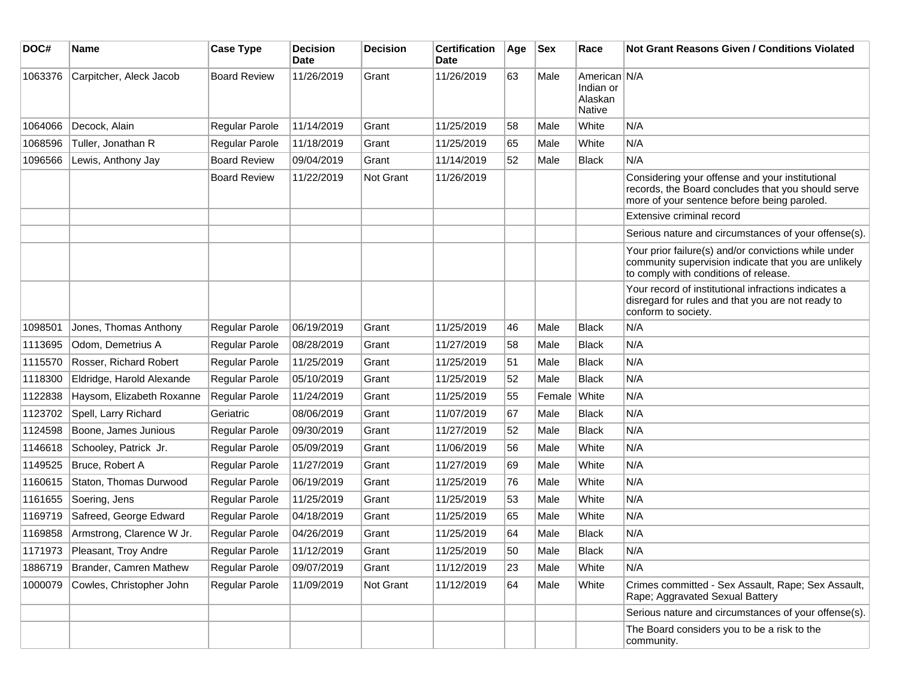| DOC# | Name | Case Type | Decision Date | Decision | Certification Date | Age | Sex | Race | Not Grant Reasons Given / Conditions Violated |
|---|---|---|---|---|---|---|---|---|---|
| 1063376 | Carpitcher, Aleck Jacob | Board Review | 11/26/2019 | Grant | 11/26/2019 | 63 | Male | American Indian or Alaskan Native | N/A |
| 1064066 | Decock, Alain | Regular Parole | 11/14/2019 | Grant | 11/25/2019 | 58 | Male | White | N/A |
| 1068596 | Tuller, Jonathan R | Regular Parole | 11/18/2019 | Grant | 11/25/2019 | 65 | Male | White | N/A |
| 1096566 | Lewis, Anthony Jay | Board Review | 09/04/2019 | Grant | 11/14/2019 | 52 | Male | Black | N/A |
| | | Board Review | 11/22/2019 | Not Grant | 11/26/2019 | | | | Considering your offense and your institutional records, the Board concludes that you should serve more of your sentence before being paroled. |
| | | | | | | | | | Extensive criminal record |
| | | | | | | | | | Serious nature and circumstances of your offense(s). |
| | | | | | | | | | Your prior failure(s) and/or convictions while under community supervision indicate that you are unlikely to comply with conditions of release. |
| | | | | | | | | | Your record of institutional infractions indicates a disregard for rules and that you are not ready to conform to society. |
| 1098501 | Jones, Thomas Anthony | Regular Parole | 06/19/2019 | Grant | 11/25/2019 | 46 | Male | Black | N/A |
| 1113695 | Odom, Demetrius A | Regular Parole | 08/28/2019 | Grant | 11/27/2019 | 58 | Male | Black | N/A |
| 1115570 | Rosser, Richard Robert | Regular Parole | 11/25/2019 | Grant | 11/25/2019 | 51 | Male | Black | N/A |
| 1118300 | Eldridge, Harold Alexande | Regular Parole | 05/10/2019 | Grant | 11/25/2019 | 52 | Male | Black | N/A |
| 1122838 | Haysom, Elizabeth Roxanne | Regular Parole | 11/24/2019 | Grant | 11/25/2019 | 55 | Female | White | N/A |
| 1123702 | Spell, Larry Richard | Geriatric | 08/06/2019 | Grant | 11/07/2019 | 67 | Male | Black | N/A |
| 1124598 | Boone, James Junious | Regular Parole | 09/30/2019 | Grant | 11/27/2019 | 52 | Male | Black | N/A |
| 1146618 | Schooley, Patrick Jr. | Regular Parole | 05/09/2019 | Grant | 11/06/2019 | 56 | Male | White | N/A |
| 1149525 | Bruce, Robert A | Regular Parole | 11/27/2019 | Grant | 11/27/2019 | 69 | Male | White | N/A |
| 1160615 | Staton, Thomas Durwood | Regular Parole | 06/19/2019 | Grant | 11/25/2019 | 76 | Male | White | N/A |
| 1161655 | Soering, Jens | Regular Parole | 11/25/2019 | Grant | 11/25/2019 | 53 | Male | White | N/A |
| 1169719 | Safreed, George Edward | Regular Parole | 04/18/2019 | Grant | 11/25/2019 | 65 | Male | White | N/A |
| 1169858 | Armstrong, Clarence W Jr. | Regular Parole | 04/26/2019 | Grant | 11/25/2019 | 64 | Male | Black | N/A |
| 1171973 | Pleasant, Troy Andre | Regular Parole | 11/12/2019 | Grant | 11/25/2019 | 50 | Male | Black | N/A |
| 1886719 | Brander, Camren Mathew | Regular Parole | 09/07/2019 | Grant | 11/12/2019 | 23 | Male | White | N/A |
| 1000079 | Cowles, Christopher John | Regular Parole | 11/09/2019 | Not Grant | 11/12/2019 | 64 | Male | White | Crimes committed - Sex Assault, Rape; Sex Assault, Rape; Aggravated Sexual Battery |
| | | | | | | | | | Serious nature and circumstances of your offense(s). |
| | | | | | | | | | The Board considers you to be a risk to the community. |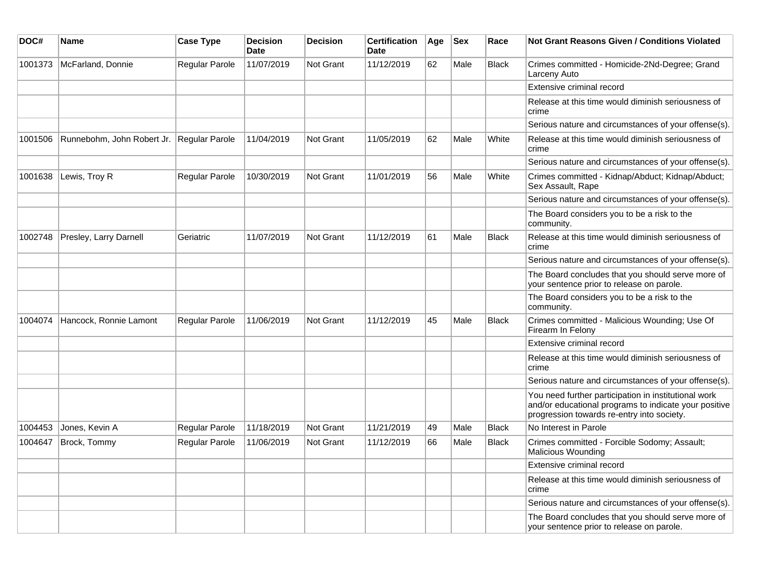| DOC# | Name | Case Type | Decision Date | Decision | Certification Date | Age | Sex | Race | Not Grant Reasons Given / Conditions Violated |
|---|---|---|---|---|---|---|---|---|---|
| 1001373 | McFarland, Donnie | Regular Parole | 11/07/2019 | Not Grant | 11/12/2019 | 62 | Male | Black | Crimes committed - Homicide-2Nd-Degree; Grand Larceny Auto |
| | | | | | | | | | Extensive criminal record |
| | | | | | | | | | Release at this time would diminish seriousness of crime |
| | | | | | | | | | Serious nature and circumstances of your offense(s). |
| 1001506 | Runnebohm, John Robert Jr. | Regular Parole | 11/04/2019 | Not Grant | 11/05/2019 | 62 | Male | White | Release at this time would diminish seriousness of crime |
| | | | | | | | | | Serious nature and circumstances of your offense(s). |
| 1001638 | Lewis, Troy R | Regular Parole | 10/30/2019 | Not Grant | 11/01/2019 | 56 | Male | White | Crimes committed - Kidnap/Abduct; Kidnap/Abduct; Sex Assault, Rape |
| | | | | | | | | | Serious nature and circumstances of your offense(s). |
| | | | | | | | | | The Board considers you to be a risk to the community. |
| 1002748 | Presley, Larry Darnell | Geriatric | 11/07/2019 | Not Grant | 11/12/2019 | 61 | Male | Black | Release at this time would diminish seriousness of crime |
| | | | | | | | | | Serious nature and circumstances of your offense(s). |
| | | | | | | | | | The Board concludes that you should serve more of your sentence prior to release on parole. |
| | | | | | | | | | The Board considers you to be a risk to the community. |
| 1004074 | Hancock, Ronnie Lamont | Regular Parole | 11/06/2019 | Not Grant | 11/12/2019 | 45 | Male | Black | Crimes committed - Malicious Wounding; Use Of Firearm In Felony |
| | | | | | | | | | Extensive criminal record |
| | | | | | | | | | Release at this time would diminish seriousness of crime |
| | | | | | | | | | Serious nature and circumstances of your offense(s). |
| | | | | | | | | | You need further participation in institutional work and/or educational programs to indicate your positive progression towards re-entry into society. |
| 1004453 | Jones, Kevin A | Regular Parole | 11/18/2019 | Not Grant | 11/21/2019 | 49 | Male | Black | No Interest in Parole |
| 1004647 | Brock, Tommy | Regular Parole | 11/06/2019 | Not Grant | 11/12/2019 | 66 | Male | Black | Crimes committed - Forcible Sodomy; Assault; Malicious Wounding |
| | | | | | | | | | Extensive criminal record |
| | | | | | | | | | Release at this time would diminish seriousness of crime |
| | | | | | | | | | Serious nature and circumstances of your offense(s). |
| | | | | | | | | | The Board concludes that you should serve more of your sentence prior to release on parole. |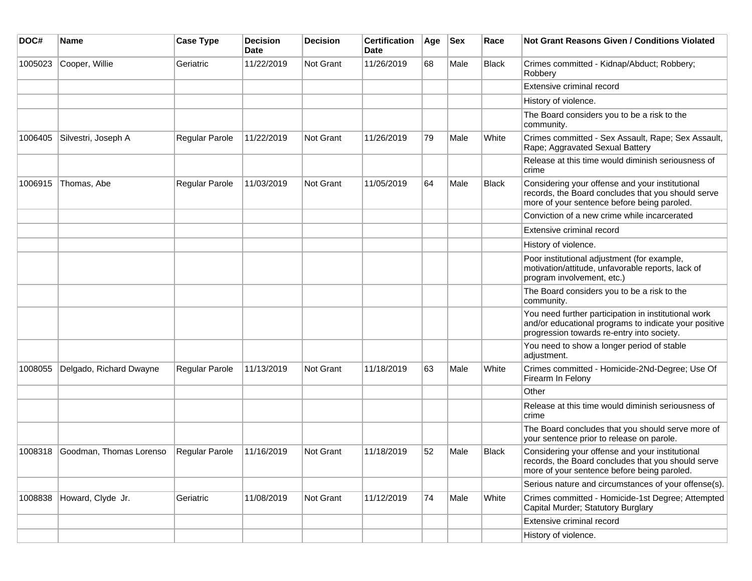| DOC# | Name | Case Type | Decision Date | Decision | Certification Date | Age | Sex | Race | Not Grant Reasons Given / Conditions Violated |
|---|---|---|---|---|---|---|---|---|---|
| 1005023 | Cooper, Willie | Geriatric | 11/22/2019 | Not Grant | 11/26/2019 | 68 | Male | Black | Crimes committed - Kidnap/Abduct; Robbery; Robbery |
| | | | | | | | | | Extensive criminal record |
| | | | | | | | | | History of violence. |
| | | | | | | | | | The Board considers you to be a risk to the community. |
| 1006405 | Silvestri, Joseph A | Regular Parole | 11/22/2019 | Not Grant | 11/26/2019 | 79 | Male | White | Crimes committed - Sex Assault, Rape; Sex Assault, Rape; Aggravated Sexual Battery |
| | | | | | | | | | Release at this time would diminish seriousness of crime |
| 1006915 | Thomas, Abe | Regular Parole | 11/03/2019 | Not Grant | 11/05/2019 | 64 | Male | Black | Considering your offense and your institutional records, the Board concludes that you should serve more of your sentence before being paroled. |
| | | | | | | | | | Conviction of a new crime while incarcerated |
| | | | | | | | | | Extensive criminal record |
| | | | | | | | | | History of violence. |
| | | | | | | | | | Poor institutional adjustment (for example, motivation/attitude, unfavorable reports, lack of program involvement, etc.) |
| | | | | | | | | | The Board considers you to be a risk to the community. |
| | | | | | | | | | You need further participation in institutional work and/or educational programs to indicate your positive progression towards re-entry into society. |
| | | | | | | | | | You need to show a longer period of stable adjustment. |
| 1008055 | Delgado, Richard Dwayne | Regular Parole | 11/13/2019 | Not Grant | 11/18/2019 | 63 | Male | White | Crimes committed - Homicide-2Nd-Degree; Use Of Firearm In Felony |
| | | | | | | | | | Other |
| | | | | | | | | | Release at this time would diminish seriousness of crime |
| | | | | | | | | | The Board concludes that you should serve more of your sentence prior to release on parole. |
| 1008318 | Goodman, Thomas Lorenso | Regular Parole | 11/16/2019 | Not Grant | 11/18/2019 | 52 | Male | Black | Considering your offense and your institutional records, the Board concludes that you should serve more of your sentence before being paroled. |
| | | | | | | | | | Serious nature and circumstances of your offense(s). |
| 1008838 | Howard, Clyde Jr. | Geriatric | 11/08/2019 | Not Grant | 11/12/2019 | 74 | Male | White | Crimes committed - Homicide-1st Degree; Attempted Capital Murder; Statutory Burglary |
| | | | | | | | | | Extensive criminal record |
| | | | | | | | | | History of violence. |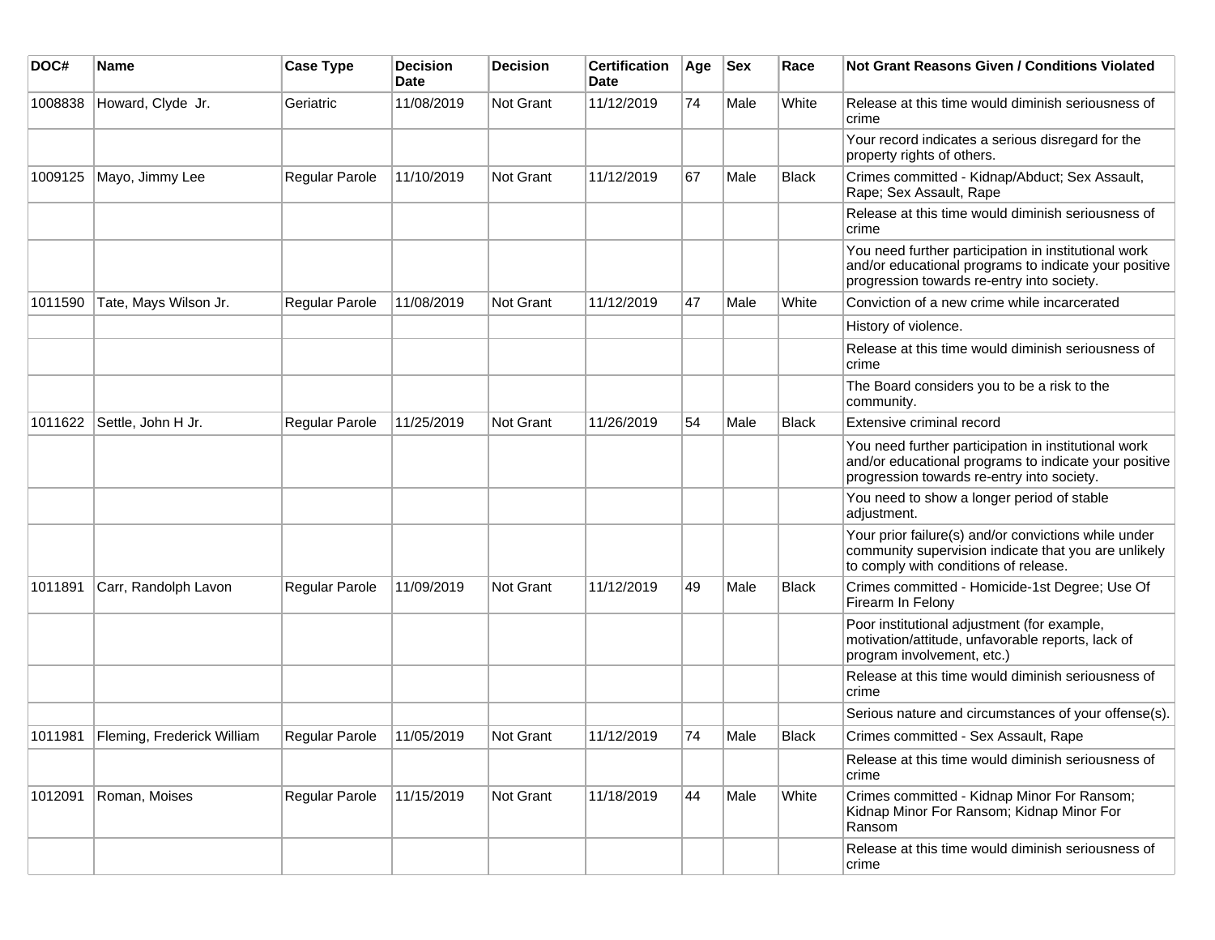| DOC# | Name | Case Type | Decision Date | Decision | Certification Date | Age | Sex | Race | Not Grant Reasons Given / Conditions Violated |
|---|---|---|---|---|---|---|---|---|---|
| 1008838 | Howard, Clyde Jr. | Geriatric | 11/08/2019 | Not Grant | 11/12/2019 | 74 | Male | White | Release at this time would diminish seriousness of crime |
| | | | | | | | | | Your record indicates a serious disregard for the property rights of others. |
| 1009125 | Mayo, Jimmy Lee | Regular Parole | 11/10/2019 | Not Grant | 11/12/2019 | 67 | Male | Black | Crimes committed - Kidnap/Abduct; Sex Assault, Rape; Sex Assault, Rape |
| | | | | | | | | | Release at this time would diminish seriousness of crime |
| | | | | | | | | | You need further participation in institutional work and/or educational programs to indicate your positive progression towards re-entry into society. |
| 1011590 | Tate, Mays Wilson Jr. | Regular Parole | 11/08/2019 | Not Grant | 11/12/2019 | 47 | Male | White | Conviction of a new crime while incarcerated |
| | | | | | | | | | History of violence. |
| | | | | | | | | | Release at this time would diminish seriousness of crime |
| | | | | | | | | | The Board considers you to be a risk to the community. |
| 1011622 | Settle, John H Jr. | Regular Parole | 11/25/2019 | Not Grant | 11/26/2019 | 54 | Male | Black | Extensive criminal record |
| | | | | | | | | | You need further participation in institutional work and/or educational programs to indicate your positive progression towards re-entry into society. |
| | | | | | | | | | You need to show a longer period of stable adjustment. |
| | | | | | | | | | Your prior failure(s) and/or convictions while under community supervision indicate that you are unlikely to comply with conditions of release. |
| 1011891 | Carr, Randolph Lavon | Regular Parole | 11/09/2019 | Not Grant | 11/12/2019 | 49 | Male | Black | Crimes committed - Homicide-1st Degree; Use Of Firearm In Felony |
| | | | | | | | | | Poor institutional adjustment (for example, motivation/attitude, unfavorable reports, lack of program involvement, etc.) |
| | | | | | | | | | Release at this time would diminish seriousness of crime |
| | | | | | | | | | Serious nature and circumstances of your offense(s). |
| 1011981 | Fleming, Frederick William | Regular Parole | 11/05/2019 | Not Grant | 11/12/2019 | 74 | Male | Black | Crimes committed - Sex Assault, Rape |
| | | | | | | | | | Release at this time would diminish seriousness of crime |
| 1012091 | Roman, Moises | Regular Parole | 11/15/2019 | Not Grant | 11/18/2019 | 44 | Male | White | Crimes committed - Kidnap Minor For Ransom; Kidnap Minor For Ransom; Kidnap Minor For Ransom |
| | | | | | | | | | Release at this time would diminish seriousness of crime |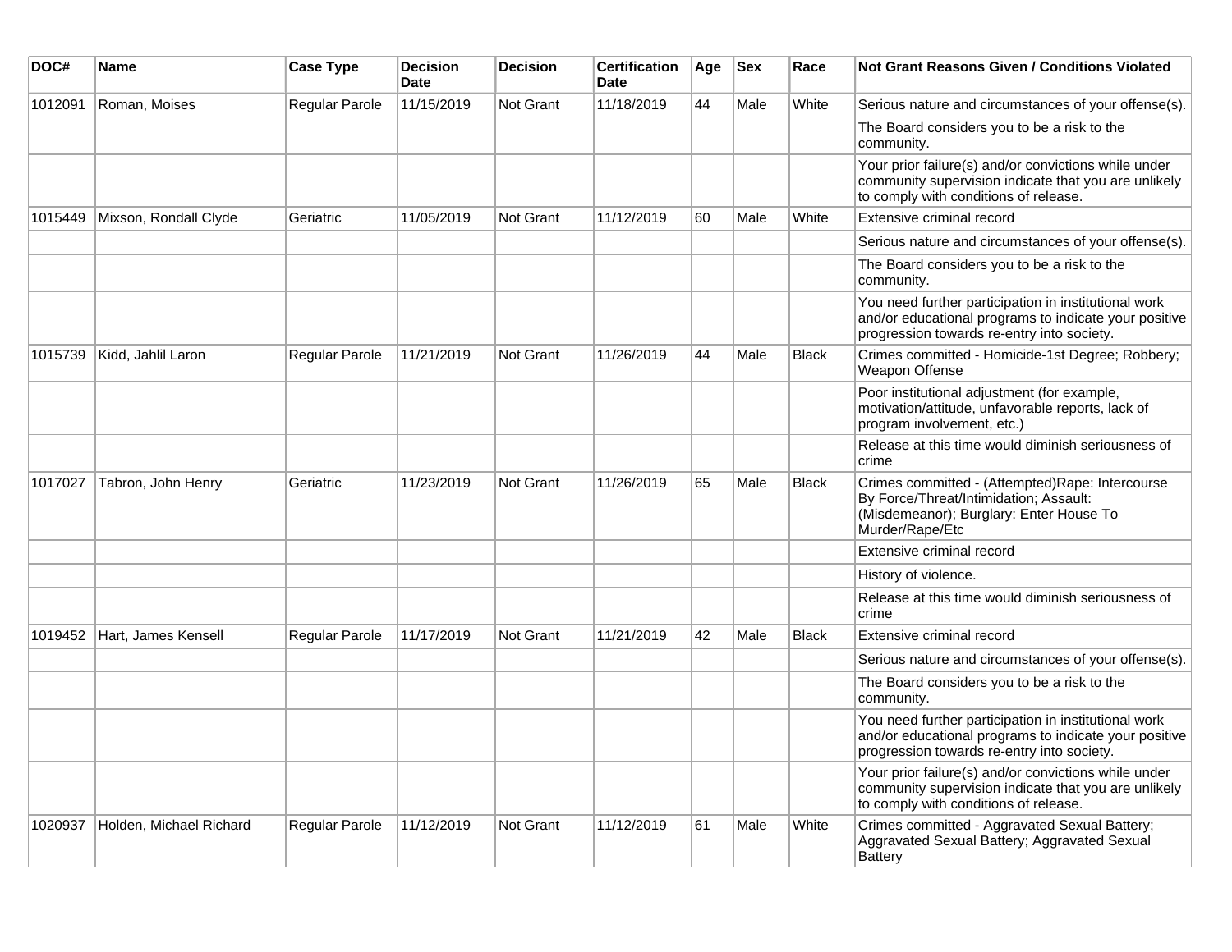| DOC# | Name | Case Type | Decision Date | Decision | Certification Date | Age | Sex | Race | Not Grant Reasons Given / Conditions Violated |
|---|---|---|---|---|---|---|---|---|---|
| 1012091 | Roman, Moises | Regular Parole | 11/15/2019 | Not Grant | 11/18/2019 | 44 | Male | White | Serious nature and circumstances of your offense(s). |
| | | | | | | | | | The Board considers you to be a risk to the community. |
| | | | | | | | | | Your prior failure(s) and/or convictions while under community supervision indicate that you are unlikely to comply with conditions of release. |
| 1015449 | Mixson, Rondall Clyde | Geriatric | 11/05/2019 | Not Grant | 11/12/2019 | 60 | Male | White | Extensive criminal record |
| | | | | | | | | | Serious nature and circumstances of your offense(s). |
| | | | | | | | | | The Board considers you to be a risk to the community. |
| | | | | | | | | | You need further participation in institutional work and/or educational programs to indicate your positive progression towards re-entry into society. |
| 1015739 | Kidd, Jahlil Laron | Regular Parole | 11/21/2019 | Not Grant | 11/26/2019 | 44 | Male | Black | Crimes committed - Homicide-1st Degree; Robbery; Weapon Offense |
| | | | | | | | | | Poor institutional adjustment (for example, motivation/attitude, unfavorable reports, lack of program involvement, etc.) |
| | | | | | | | | | Release at this time would diminish seriousness of crime |
| 1017027 | Tabron, John Henry | Geriatric | 11/23/2019 | Not Grant | 11/26/2019 | 65 | Male | Black | Crimes committed - (Attempted)Rape: Intercourse By Force/Threat/Intimidation; Assault: (Misdemeanor); Burglary: Enter House To Murder/Rape/Etc |
| | | | | | | | | | Extensive criminal record |
| | | | | | | | | | History of violence. |
| | | | | | | | | | Release at this time would diminish seriousness of crime |
| 1019452 | Hart, James Kensell | Regular Parole | 11/17/2019 | Not Grant | 11/21/2019 | 42 | Male | Black | Extensive criminal record |
| | | | | | | | | | Serious nature and circumstances of your offense(s). |
| | | | | | | | | | The Board considers you to be a risk to the community. |
| | | | | | | | | | You need further participation in institutional work and/or educational programs to indicate your positive progression towards re-entry into society. |
| | | | | | | | | | Your prior failure(s) and/or convictions while under community supervision indicate that you are unlikely to comply with conditions of release. |
| 1020937 | Holden, Michael Richard | Regular Parole | 11/12/2019 | Not Grant | 11/12/2019 | 61 | Male | White | Crimes committed - Aggravated Sexual Battery; Aggravated Sexual Battery; Aggravated Sexual Battery |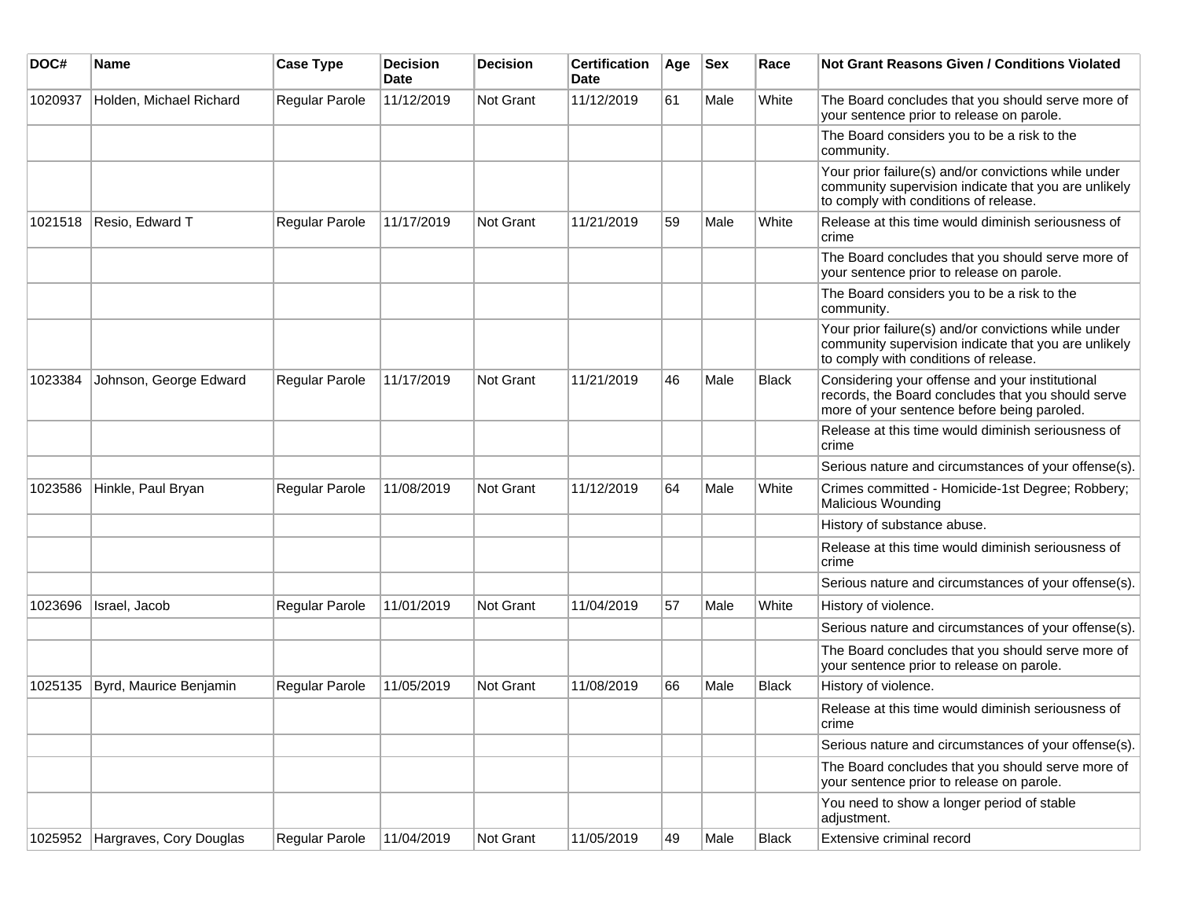| DOC# | Name | Case Type | Decision Date | Decision | Certification Date | Age | Sex | Race | Not Grant Reasons Given / Conditions Violated |
|---|---|---|---|---|---|---|---|---|---|
| 1020937 | Holden, Michael Richard | Regular Parole | 11/12/2019 | Not Grant | 11/12/2019 | 61 | Male | White | The Board concludes that you should serve more of your sentence prior to release on parole. |
| | | | | | | | | | The Board considers you to be a risk to the community. |
| | | | | | | | | | Your prior failure(s) and/or convictions while under community supervision indicate that you are unlikely to comply with conditions of release. |
| 1021518 | Resio, Edward T | Regular Parole | 11/17/2019 | Not Grant | 11/21/2019 | 59 | Male | White | Release at this time would diminish seriousness of crime |
| | | | | | | | | | The Board concludes that you should serve more of your sentence prior to release on parole. |
| | | | | | | | | | The Board considers you to be a risk to the community. |
| | | | | | | | | | Your prior failure(s) and/or convictions while under community supervision indicate that you are unlikely to comply with conditions of release. |
| 1023384 | Johnson, George Edward | Regular Parole | 11/17/2019 | Not Grant | 11/21/2019 | 46 | Male | Black | Considering your offense and your institutional records, the Board concludes that you should serve more of your sentence before being paroled. |
| | | | | | | | | | Release at this time would diminish seriousness of crime |
| | | | | | | | | | Serious nature and circumstances of your offense(s). |
| 1023586 | Hinkle, Paul Bryan | Regular Parole | 11/08/2019 | Not Grant | 11/12/2019 | 64 | Male | White | Crimes committed - Homicide-1st Degree; Robbery; Malicious Wounding |
| | | | | | | | | | History of substance abuse. |
| | | | | | | | | | Release at this time would diminish seriousness of crime |
| | | | | | | | | | Serious nature and circumstances of your offense(s). |
| 1023696 | Israel, Jacob | Regular Parole | 11/01/2019 | Not Grant | 11/04/2019 | 57 | Male | White | History of violence. |
| | | | | | | | | | Serious nature and circumstances of your offense(s). |
| | | | | | | | | | The Board concludes that you should serve more of your sentence prior to release on parole. |
| 1025135 | Byrd, Maurice Benjamin | Regular Parole | 11/05/2019 | Not Grant | 11/08/2019 | 66 | Male | Black | History of violence. |
| | | | | | | | | | Release at this time would diminish seriousness of crime |
| | | | | | | | | | Serious nature and circumstances of your offense(s). |
| | | | | | | | | | The Board concludes that you should serve more of your sentence prior to release on parole. |
| | | | | | | | | | You need to show a longer period of stable adjustment. |
| 1025952 | Hargraves, Cory Douglas | Regular Parole | 11/04/2019 | Not Grant | 11/05/2019 | 49 | Male | Black | Extensive criminal record |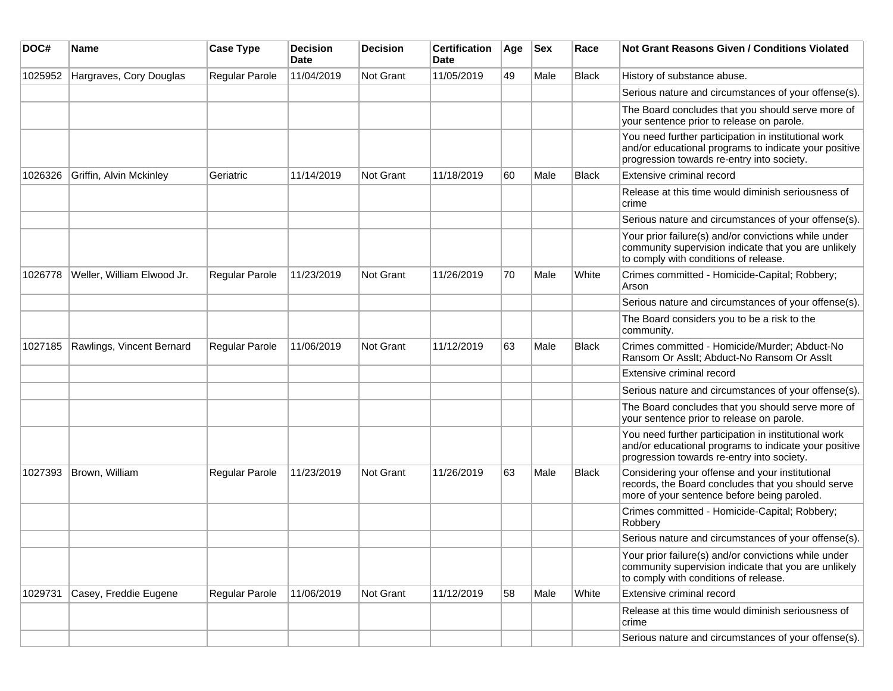| DOC# | Name | Case Type | Decision Date | Decision | Certification Date | Age | Sex | Race | Not Grant Reasons Given / Conditions Violated |
|---|---|---|---|---|---|---|---|---|---|
| 1025952 | Hargraves, Cory Douglas | Regular Parole | 11/04/2019 | Not Grant | 11/05/2019 | 49 | Male | Black | History of substance abuse. |
| | | | | | | | | | Serious nature and circumstances of your offense(s). |
| | | | | | | | | | The Board concludes that you should serve more of your sentence prior to release on parole. |
| | | | | | | | | | You need further participation in institutional work and/or educational programs to indicate your positive progression towards re-entry into society. |
| 1026326 | Griffin, Alvin Mckinley | Geriatric | 11/14/2019 | Not Grant | 11/18/2019 | 60 | Male | Black | Extensive criminal record |
| | | | | | | | | | Release at this time would diminish seriousness of crime |
| | | | | | | | | | Serious nature and circumstances of your offense(s). |
| | | | | | | | | | Your prior failure(s) and/or convictions while under community supervision indicate that you are unlikely to comply with conditions of release. |
| 1026778 | Weller, William Elwood Jr. | Regular Parole | 11/23/2019 | Not Grant | 11/26/2019 | 70 | Male | White | Crimes committed - Homicide-Capital; Robbery; Arson |
| | | | | | | | | | Serious nature and circumstances of your offense(s). |
| | | | | | | | | | The Board considers you to be a risk to the community. |
| 1027185 | Rawlings, Vincent Bernard | Regular Parole | 11/06/2019 | Not Grant | 11/12/2019 | 63 | Male | Black | Crimes committed - Homicide/Murder; Abduct-No Ransom Or Asslt; Abduct-No Ransom Or Asslt |
| | | | | | | | | | Extensive criminal record |
| | | | | | | | | | Serious nature and circumstances of your offense(s). |
| | | | | | | | | | The Board concludes that you should serve more of your sentence prior to release on parole. |
| | | | | | | | | | You need further participation in institutional work and/or educational programs to indicate your positive progression towards re-entry into society. |
| 1027393 | Brown, William | Regular Parole | 11/23/2019 | Not Grant | 11/26/2019 | 63 | Male | Black | Considering your offense and your institutional records, the Board concludes that you should serve more of your sentence before being paroled. |
| | | | | | | | | | Crimes committed - Homicide-Capital; Robbery; Robbery |
| | | | | | | | | | Serious nature and circumstances of your offense(s). |
| | | | | | | | | | Your prior failure(s) and/or convictions while under community supervision indicate that you are unlikely to comply with conditions of release. |
| 1029731 | Casey, Freddie Eugene | Regular Parole | 11/06/2019 | Not Grant | 11/12/2019 | 58 | Male | White | Extensive criminal record |
| | | | | | | | | | Release at this time would diminish seriousness of crime |
| | | | | | | | | | Serious nature and circumstances of your offense(s). |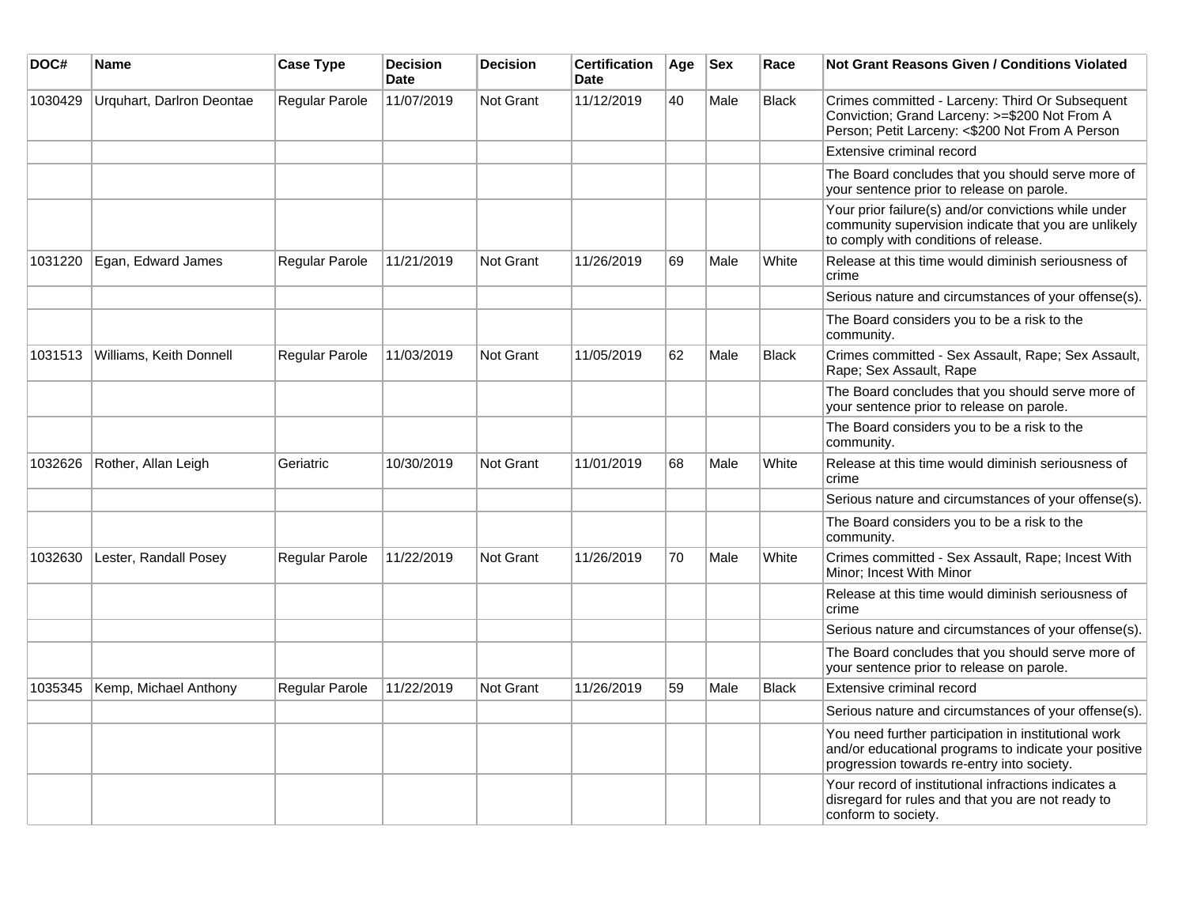| DOC# | Name | Case Type | Decision Date | Decision | Certification Date | Age | Sex | Race | Not Grant Reasons Given / Conditions Violated |
| --- | --- | --- | --- | --- | --- | --- | --- | --- | --- |
| 1030429 | Urquhart, Darlron Deontae | Regular Parole | 11/07/2019 | Not Grant | 11/12/2019 | 40 | Male | Black | Crimes committed - Larceny: Third Or Subsequent Conviction; Grand Larceny: >=$200 Not From A Person; Petit Larceny: <$200 Not From A Person |
| | | | | | | | | | Extensive criminal record |
| | | | | | | | | | The Board concludes that you should serve more of your sentence prior to release on parole. |
| | | | | | | | | | Your prior failure(s) and/or convictions while under community supervision indicate that you are unlikely to comply with conditions of release. |
| 1031220 | Egan, Edward James | Regular Parole | 11/21/2019 | Not Grant | 11/26/2019 | 69 | Male | White | Release at this time would diminish seriousness of crime |
| | | | | | | | | | Serious nature and circumstances of your offense(s). |
| | | | | | | | | | The Board considers you to be a risk to the community. |
| 1031513 | Williams, Keith Donnell | Regular Parole | 11/03/2019 | Not Grant | 11/05/2019 | 62 | Male | Black | Crimes committed - Sex Assault, Rape; Sex Assault, Rape; Sex Assault, Rape |
| | | | | | | | | | The Board concludes that you should serve more of your sentence prior to release on parole. |
| | | | | | | | | | The Board considers you to be a risk to the community. |
| 1032626 | Rother, Allan Leigh | Geriatric | 10/30/2019 | Not Grant | 11/01/2019 | 68 | Male | White | Release at this time would diminish seriousness of crime |
| | | | | | | | | | Serious nature and circumstances of your offense(s). |
| | | | | | | | | | The Board considers you to be a risk to the community. |
| 1032630 | Lester, Randall Posey | Regular Parole | 11/22/2019 | Not Grant | 11/26/2019 | 70 | Male | White | Crimes committed - Sex Assault, Rape; Incest With Minor; Incest With Minor |
| | | | | | | | | | Release at this time would diminish seriousness of crime |
| | | | | | | | | | Serious nature and circumstances of your offense(s). |
| | | | | | | | | | The Board concludes that you should serve more of your sentence prior to release on parole. |
| 1035345 | Kemp, Michael Anthony | Regular Parole | 11/22/2019 | Not Grant | 11/26/2019 | 59 | Male | Black | Extensive criminal record |
| | | | | | | | | | Serious nature and circumstances of your offense(s). |
| | | | | | | | | | You need further participation in institutional work and/or educational programs to indicate your positive progression towards re-entry into society. |
| | | | | | | | | | Your record of institutional infractions indicates a disregard for rules and that you are not ready to conform to society. |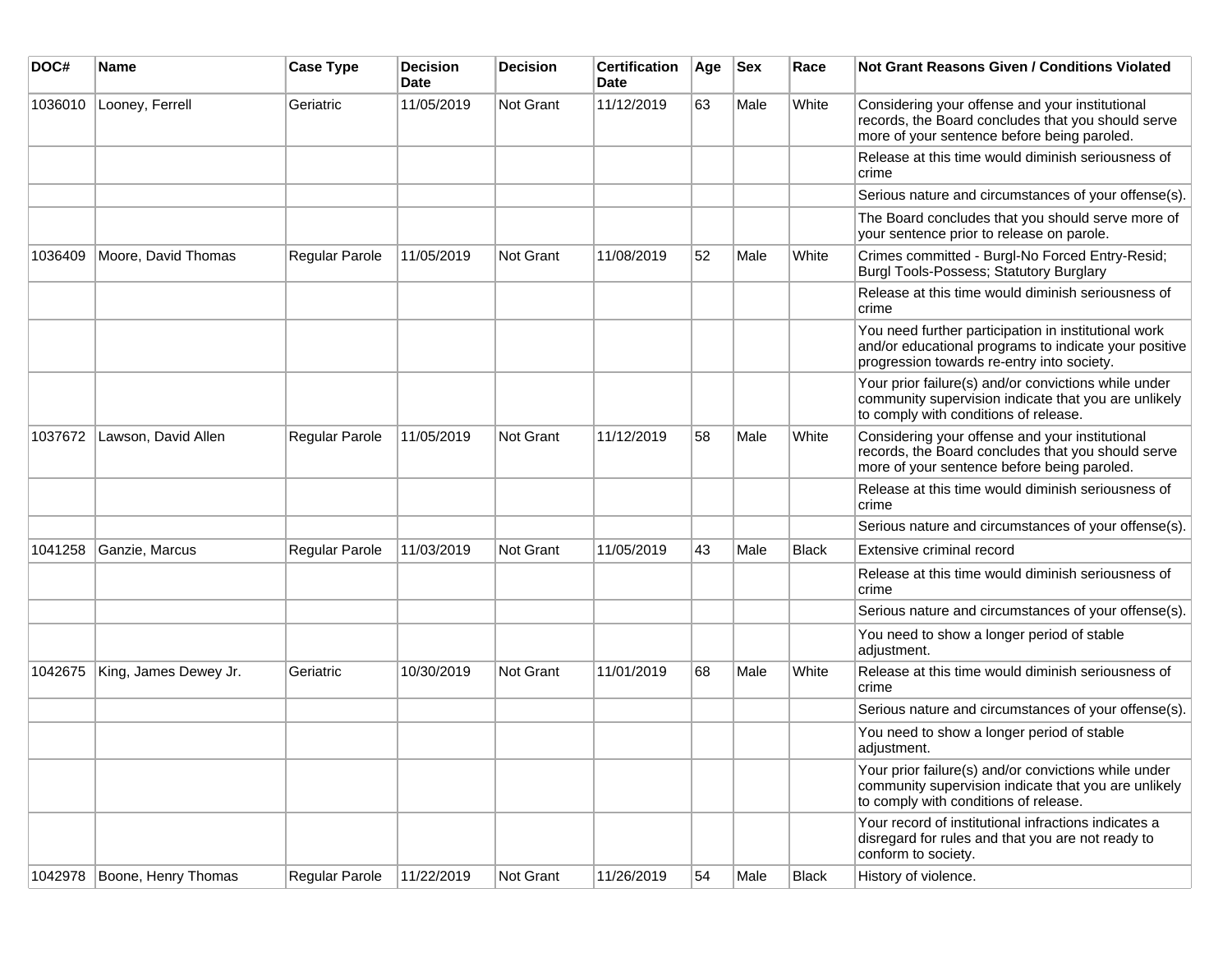| DOC# | Name | Case Type | Decision Date | Decision | Certification Date | Age | Sex | Race | Not Grant Reasons Given / Conditions Violated |
|---|---|---|---|---|---|---|---|---|---|
| 1036010 | Looney, Ferrell | Geriatric | 11/05/2019 | Not Grant | 11/12/2019 | 63 | Male | White | Considering your offense and your institutional records, the Board concludes that you should serve more of your sentence before being paroled. |
| | | | | | | | | | Release at this time would diminish seriousness of crime |
| | | | | | | | | | Serious nature and circumstances of your offense(s). |
| | | | | | | | | | The Board concludes that you should serve more of your sentence prior to release on parole. |
| 1036409 | Moore, David Thomas | Regular Parole | 11/05/2019 | Not Grant | 11/08/2019 | 52 | Male | White | Crimes committed - Burgl-No Forced Entry-Resid; Burgl Tools-Possess; Statutory Burglary |
| | | | | | | | | | Release at this time would diminish seriousness of crime |
| | | | | | | | | | You need further participation in institutional work and/or educational programs to indicate your positive progression towards re-entry into society. |
| | | | | | | | | | Your prior failure(s) and/or convictions while under community supervision indicate that you are unlikely to comply with conditions of release. |
| 1037672 | Lawson, David Allen | Regular Parole | 11/05/2019 | Not Grant | 11/12/2019 | 58 | Male | White | Considering your offense and your institutional records, the Board concludes that you should serve more of your sentence before being paroled. |
| | | | | | | | | | Release at this time would diminish seriousness of crime |
| | | | | | | | | | Serious nature and circumstances of your offense(s). |
| 1041258 | Ganzie, Marcus | Regular Parole | 11/03/2019 | Not Grant | 11/05/2019 | 43 | Male | Black | Extensive criminal record |
| | | | | | | | | | Release at this time would diminish seriousness of crime |
| | | | | | | | | | Serious nature and circumstances of your offense(s). |
| | | | | | | | | | You need to show a longer period of stable adjustment. |
| 1042675 | King, James Dewey Jr. | Geriatric | 10/30/2019 | Not Grant | 11/01/2019 | 68 | Male | White | Release at this time would diminish seriousness of crime |
| | | | | | | | | | Serious nature and circumstances of your offense(s). |
| | | | | | | | | | You need to show a longer period of stable adjustment. |
| | | | | | | | | | Your prior failure(s) and/or convictions while under community supervision indicate that you are unlikely to comply with conditions of release. |
| | | | | | | | | | Your record of institutional infractions indicates a disregard for rules and that you are not ready to conform to society. |
| 1042978 | Boone, Henry Thomas | Regular Parole | 11/22/2019 | Not Grant | 11/26/2019 | 54 | Male | Black | History of violence. |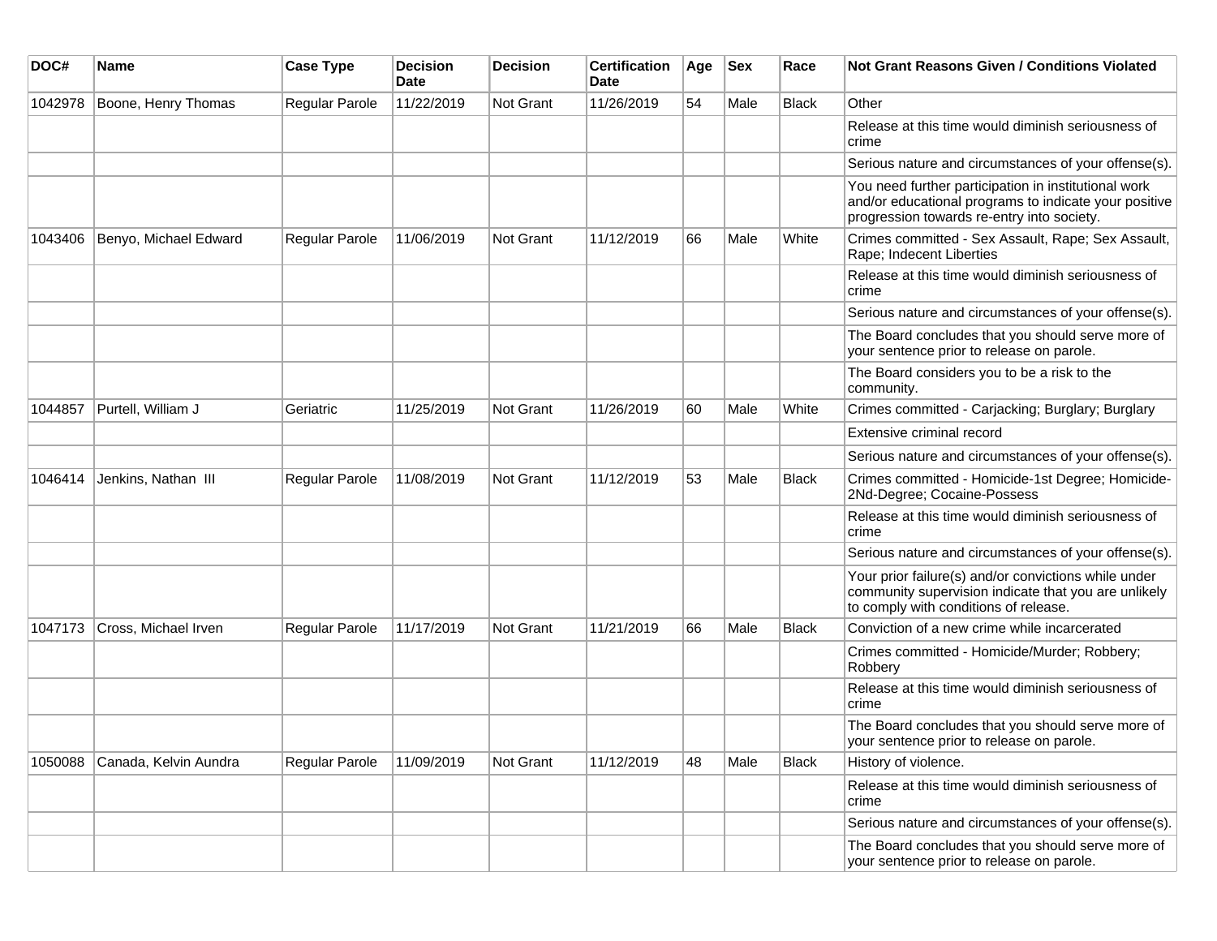| DOC# | Name | Case Type | Decision Date | Decision | Certification Date | Age | Sex | Race | Not Grant Reasons Given / Conditions Violated |
|---|---|---|---|---|---|---|---|---|---|
| 1042978 | Boone, Henry Thomas | Regular Parole | 11/22/2019 | Not Grant | 11/26/2019 | 54 | Male | Black | Other |
| | | | | | | | | | Release at this time would diminish seriousness of crime |
| | | | | | | | | | Serious nature and circumstances of your offense(s). |
| | | | | | | | | | You need further participation in institutional work and/or educational programs to indicate your positive progression towards re-entry into society. |
| 1043406 | Benyo, Michael Edward | Regular Parole | 11/06/2019 | Not Grant | 11/12/2019 | 66 | Male | White | Crimes committed - Sex Assault, Rape; Sex Assault, Rape; Indecent Liberties |
| | | | | | | | | | Release at this time would diminish seriousness of crime |
| | | | | | | | | | Serious nature and circumstances of your offense(s). |
| | | | | | | | | | The Board concludes that you should serve more of your sentence prior to release on parole. |
| | | | | | | | | | The Board considers you to be a risk to the community. |
| 1044857 | Purtell, William J | Geriatric | 11/25/2019 | Not Grant | 11/26/2019 | 60 | Male | White | Crimes committed - Carjacking; Burglary; Burglary |
| | | | | | | | | | Extensive criminal record |
| | | | | | | | | | Serious nature and circumstances of your offense(s). |
| 1046414 | Jenkins, Nathan III | Regular Parole | 11/08/2019 | Not Grant | 11/12/2019 | 53 | Male | Black | Crimes committed - Homicide-1st Degree; Homicide-2Nd-Degree; Cocaine-Possess |
| | | | | | | | | | Release at this time would diminish seriousness of crime |
| | | | | | | | | | Serious nature and circumstances of your offense(s). |
| | | | | | | | | | Your prior failure(s) and/or convictions while under community supervision indicate that you are unlikely to comply with conditions of release. |
| 1047173 | Cross, Michael Irven | Regular Parole | 11/17/2019 | Not Grant | 11/21/2019 | 66 | Male | Black | Conviction of a new crime while incarcerated |
| | | | | | | | | | Crimes committed - Homicide/Murder; Robbery; Robbery |
| | | | | | | | | | Release at this time would diminish seriousness of crime |
| | | | | | | | | | The Board concludes that you should serve more of your sentence prior to release on parole. |
| 1050088 | Canada, Kelvin Aundra | Regular Parole | 11/09/2019 | Not Grant | 11/12/2019 | 48 | Male | Black | History of violence. |
| | | | | | | | | | Release at this time would diminish seriousness of crime |
| | | | | | | | | | Serious nature and circumstances of your offense(s). |
| | | | | | | | | | The Board concludes that you should serve more of your sentence prior to release on parole. |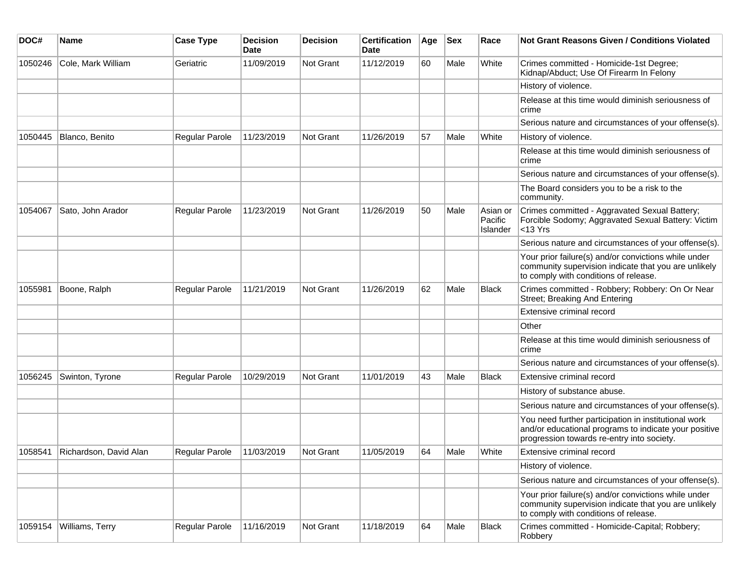| DOC# | Name | Case Type | Decision Date | Decision | Certification Date | Age | Sex | Race | Not Grant Reasons Given / Conditions Violated |
|---|---|---|---|---|---|---|---|---|---|
| 1050246 | Cole, Mark William | Geriatric | 11/09/2019 | Not Grant | 11/12/2019 | 60 | Male | White | Crimes committed - Homicide-1st Degree; Kidnap/Abduct; Use Of Firearm In Felony |
| | | | | | | | | | History of violence. |
| | | | | | | | | | Release at this time would diminish seriousness of crime |
| | | | | | | | | | Serious nature and circumstances of your offense(s). |
| 1050445 | Blanco, Benito | Regular Parole | 11/23/2019 | Not Grant | 11/26/2019 | 57 | Male | White | History of violence. |
| | | | | | | | | | Release at this time would diminish seriousness of crime |
| | | | | | | | | | Serious nature and circumstances of your offense(s). |
| | | | | | | | | | The Board considers you to be a risk to the community. |
| 1054067 | Sato, John Arador | Regular Parole | 11/23/2019 | Not Grant | 11/26/2019 | 50 | Male | Asian or Pacific Islander | Crimes committed - Aggravated Sexual Battery; Forcible Sodomy; Aggravated Sexual Battery: Victim <13 Yrs |
| | | | | | | | | | Serious nature and circumstances of your offense(s). |
| | | | | | | | | | Your prior failure(s) and/or convictions while under community supervision indicate that you are unlikely to comply with conditions of release. |
| 1055981 | Boone, Ralph | Regular Parole | 11/21/2019 | Not Grant | 11/26/2019 | 62 | Male | Black | Crimes committed - Robbery; Robbery: On Or Near Street; Breaking And Entering |
| | | | | | | | | | Extensive criminal record |
| | | | | | | | | | Other |
| | | | | | | | | | Release at this time would diminish seriousness of crime |
| | | | | | | | | | Serious nature and circumstances of your offense(s). |
| 1056245 | Swinton, Tyrone | Regular Parole | 10/29/2019 | Not Grant | 11/01/2019 | 43 | Male | Black | Extensive criminal record |
| | | | | | | | | | History of substance abuse. |
| | | | | | | | | | Serious nature and circumstances of your offense(s). |
| | | | | | | | | | You need further participation in institutional work and/or educational programs to indicate your positive progression towards re-entry into society. |
| 1058541 | Richardson, David Alan | Regular Parole | 11/03/2019 | Not Grant | 11/05/2019 | 64 | Male | White | Extensive criminal record |
| | | | | | | | | | History of violence. |
| | | | | | | | | | Serious nature and circumstances of your offense(s). |
| | | | | | | | | | Your prior failure(s) and/or convictions while under community supervision indicate that you are unlikely to comply with conditions of release. |
| 1059154 | Williams, Terry | Regular Parole | 11/16/2019 | Not Grant | 11/18/2019 | 64 | Male | Black | Crimes committed - Homicide-Capital; Robbery; Robbery |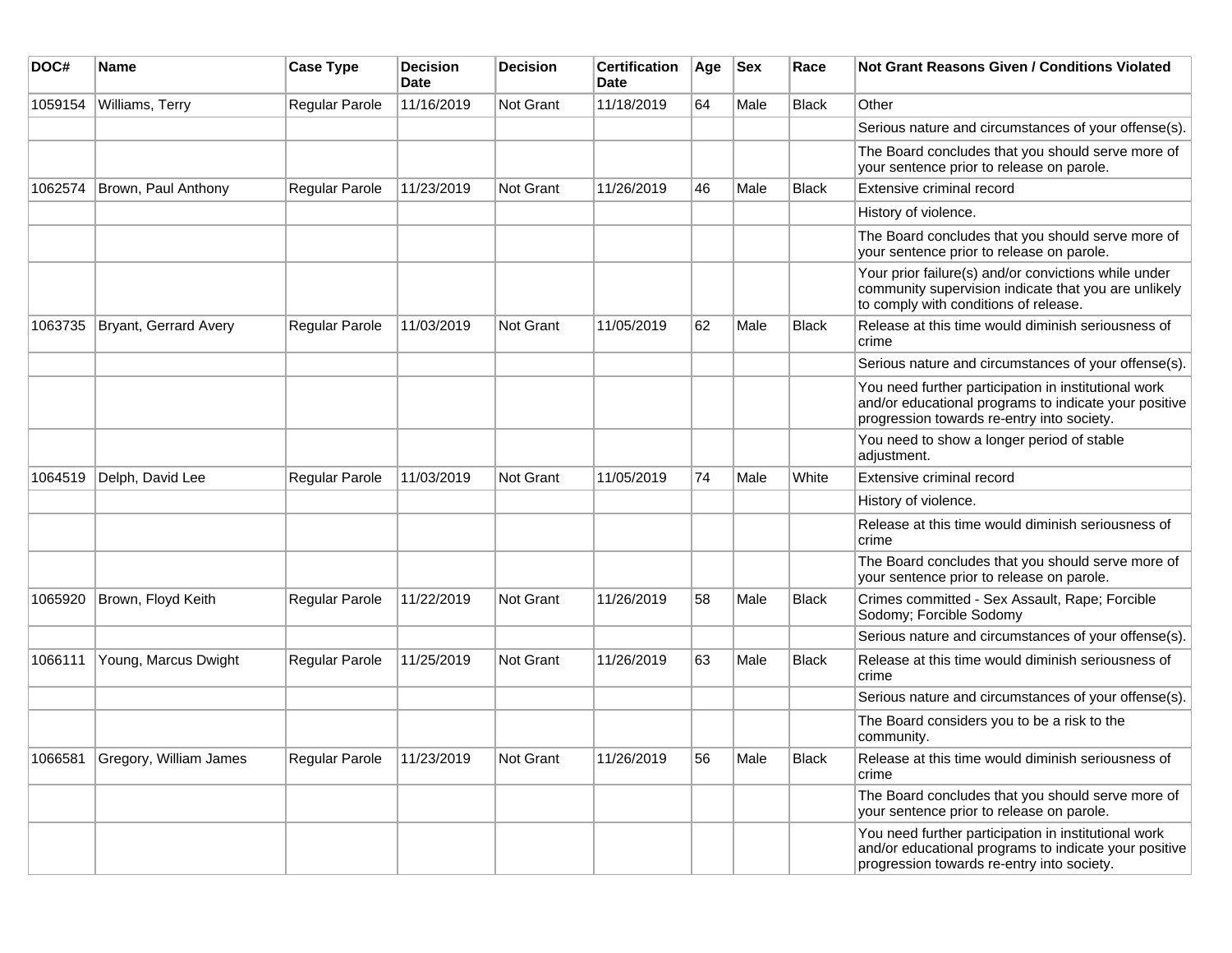| DOC# | Name | Case Type | Decision Date | Decision | Certification Date | Age | Sex | Race | Not Grant Reasons Given / Conditions Violated |
|---|---|---|---|---|---|---|---|---|---|
| 1059154 | Williams, Terry | Regular Parole | 11/16/2019 | Not Grant | 11/18/2019 | 64 | Male | Black | Other |
| | | | | | | | | | Serious nature and circumstances of your offense(s). |
| | | | | | | | | | The Board concludes that you should serve more of your sentence prior to release on parole. |
| 1062574 | Brown, Paul Anthony | Regular Parole | 11/23/2019 | Not Grant | 11/26/2019 | 46 | Male | Black | Extensive criminal record |
| | | | | | | | | | History of violence. |
| | | | | | | | | | The Board concludes that you should serve more of your sentence prior to release on parole. |
| | | | | | | | | | Your prior failure(s) and/or convictions while under community supervision indicate that you are unlikely to comply with conditions of release. |
| 1063735 | Bryant, Gerrard Avery | Regular Parole | 11/03/2019 | Not Grant | 11/05/2019 | 62 | Male | Black | Release at this time would diminish seriousness of crime |
| | | | | | | | | | Serious nature and circumstances of your offense(s). |
| | | | | | | | | | You need further participation in institutional work and/or educational programs to indicate your positive progression towards re-entry into society. |
| | | | | | | | | | You need to show a longer period of stable adjustment. |
| 1064519 | Delph, David Lee | Regular Parole | 11/03/2019 | Not Grant | 11/05/2019 | 74 | Male | White | Extensive criminal record |
| | | | | | | | | | History of violence. |
| | | | | | | | | | Release at this time would diminish seriousness of crime |
| | | | | | | | | | The Board concludes that you should serve more of your sentence prior to release on parole. |
| 1065920 | Brown, Floyd Keith | Regular Parole | 11/22/2019 | Not Grant | 11/26/2019 | 58 | Male | Black | Crimes committed - Sex Assault, Rape; Forcible Sodomy; Forcible Sodomy |
| | | | | | | | | | Serious nature and circumstances of your offense(s). |
| 1066111 | Young, Marcus Dwight | Regular Parole | 11/25/2019 | Not Grant | 11/26/2019 | 63 | Male | Black | Release at this time would diminish seriousness of crime |
| | | | | | | | | | Serious nature and circumstances of your offense(s). |
| | | | | | | | | | The Board considers you to be a risk to the community. |
| 1066581 | Gregory, William James | Regular Parole | 11/23/2019 | Not Grant | 11/26/2019 | 56 | Male | Black | Release at this time would diminish seriousness of crime |
| | | | | | | | | | The Board concludes that you should serve more of your sentence prior to release on parole. |
| | | | | | | | | | You need further participation in institutional work and/or educational programs to indicate your positive progression towards re-entry into society. |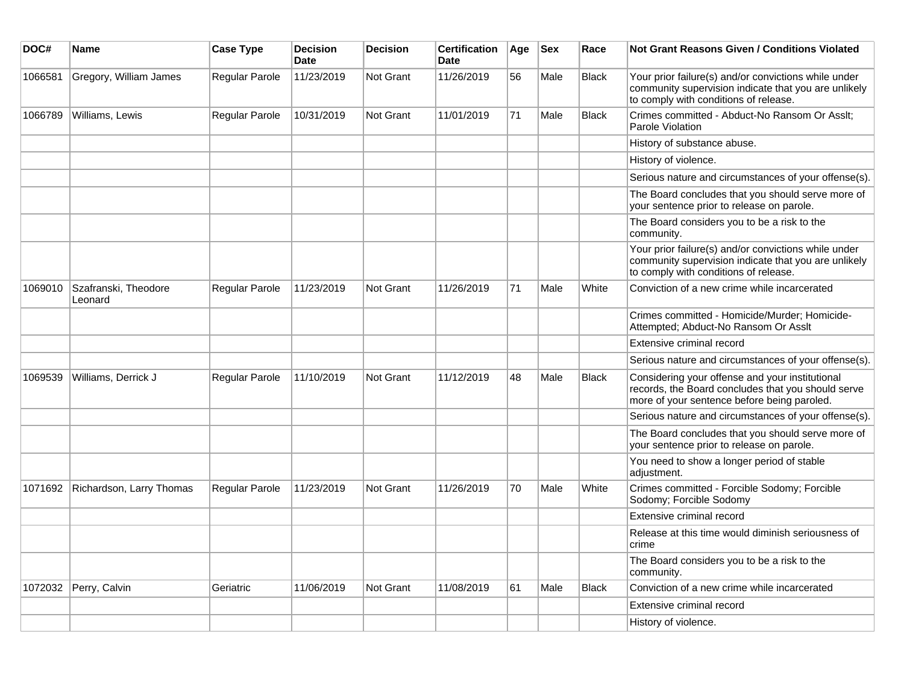| DOC# | Name | Case Type | Decision Date | Decision | Certification Date | Age | Sex | Race | Not Grant Reasons Given / Conditions Violated |
|---|---|---|---|---|---|---|---|---|---|
| 1066581 | Gregory, William James | Regular Parole | 11/23/2019 | Not Grant | 11/26/2019 | 56 | Male | Black | Your prior failure(s) and/or convictions while under community supervision indicate that you are unlikely to comply with conditions of release. |
| 1066789 | Williams, Lewis | Regular Parole | 10/31/2019 | Not Grant | 11/01/2019 | 71 | Male | Black | Crimes committed - Abduct-No Ransom Or Asslt; Parole Violation |
| | | | | | | | | | History of substance abuse. |
| | | | | | | | | | History of violence. |
| | | | | | | | | | Serious nature and circumstances of your offense(s). |
| | | | | | | | | | The Board concludes that you should serve more of your sentence prior to release on parole. |
| | | | | | | | | | The Board considers you to be a risk to the community. |
| | | | | | | | | | Your prior failure(s) and/or convictions while under community supervision indicate that you are unlikely to comply with conditions of release. |
| 1069010 | Szafranski, Theodore Leonard | Regular Parole | 11/23/2019 | Not Grant | 11/26/2019 | 71 | Male | White | Conviction of a new crime while incarcerated |
| | | | | | | | | | Crimes committed - Homicide/Murder; Homicide-Attempted; Abduct-No Ransom Or Asslt |
| | | | | | | | | | Extensive criminal record |
| | | | | | | | | | Serious nature and circumstances of your offense(s). |
| 1069539 | Williams, Derrick J | Regular Parole | 11/10/2019 | Not Grant | 11/12/2019 | 48 | Male | Black | Considering your offense and your institutional records, the Board concludes that you should serve more of your sentence before being paroled. |
| | | | | | | | | | Serious nature and circumstances of your offense(s). |
| | | | | | | | | | The Board concludes that you should serve more of your sentence prior to release on parole. |
| | | | | | | | | | You need to show a longer period of stable adjustment. |
| 1071692 | Richardson, Larry Thomas | Regular Parole | 11/23/2019 | Not Grant | 11/26/2019 | 70 | Male | White | Crimes committed - Forcible Sodomy; Forcible Sodomy; Forcible Sodomy |
| | | | | | | | | | Extensive criminal record |
| | | | | | | | | | Release at this time would diminish seriousness of crime |
| | | | | | | | | | The Board considers you to be a risk to the community. |
| 1072032 | Perry, Calvin | Geriatric | 11/06/2019 | Not Grant | 11/08/2019 | 61 | Male | Black | Conviction of a new crime while incarcerated |
| | | | | | | | | | Extensive criminal record |
| | | | | | | | | | History of violence. |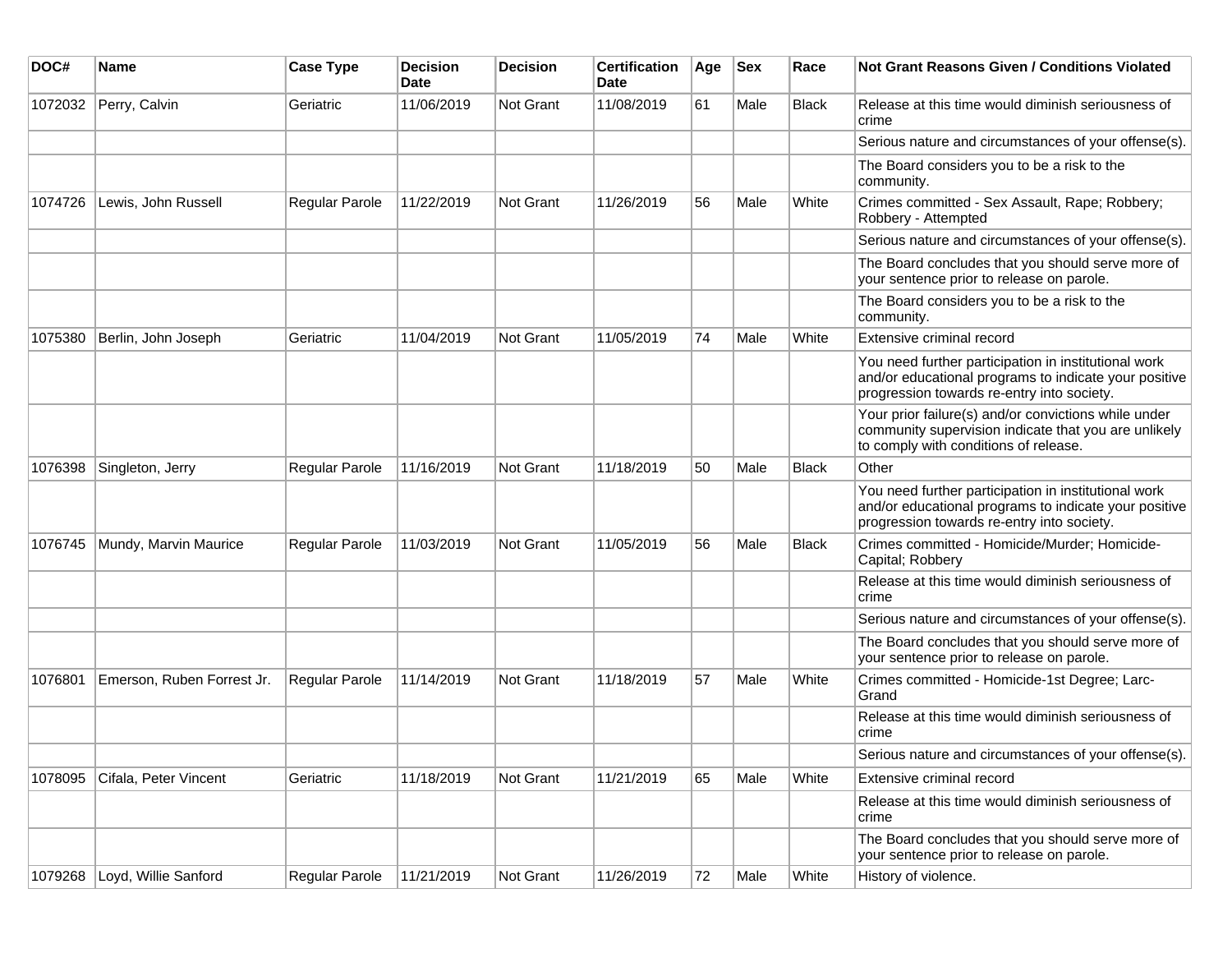| DOC# | Name | Case Type | Decision Date | Decision | Certification Date | Age | Sex | Race | Not Grant Reasons Given / Conditions Violated |
|---|---|---|---|---|---|---|---|---|---|
| 1072032 | Perry, Calvin | Geriatric | 11/06/2019 | Not Grant | 11/08/2019 | 61 | Male | Black | Release at this time would diminish seriousness of crime |
| | | | | | | | | | Serious nature and circumstances of your offense(s). |
| | | | | | | | | | The Board considers you to be a risk to the community. |
| 1074726 | Lewis, John Russell | Regular Parole | 11/22/2019 | Not Grant | 11/26/2019 | 56 | Male | White | Crimes committed - Sex Assault, Rape; Robbery; Robbery - Attempted |
| | | | | | | | | | Serious nature and circumstances of your offense(s). |
| | | | | | | | | | The Board concludes that you should serve more of your sentence prior to release on parole. |
| | | | | | | | | | The Board considers you to be a risk to the community. |
| 1075380 | Berlin, John Joseph | Geriatric | 11/04/2019 | Not Grant | 11/05/2019 | 74 | Male | White | Extensive criminal record |
| | | | | | | | | | You need further participation in institutional work and/or educational programs to indicate your positive progression towards re-entry into society. |
| | | | | | | | | | Your prior failure(s) and/or convictions while under community supervision indicate that you are unlikely to comply with conditions of release. |
| 1076398 | Singleton, Jerry | Regular Parole | 11/16/2019 | Not Grant | 11/18/2019 | 50 | Male | Black | Other |
| | | | | | | | | | You need further participation in institutional work and/or educational programs to indicate your positive progression towards re-entry into society. |
| 1076745 | Mundy, Marvin Maurice | Regular Parole | 11/03/2019 | Not Grant | 11/05/2019 | 56 | Male | Black | Crimes committed - Homicide/Murder; Homicide-Capital; Robbery |
| | | | | | | | | | Release at this time would diminish seriousness of crime |
| | | | | | | | | | Serious nature and circumstances of your offense(s). |
| | | | | | | | | | The Board concludes that you should serve more of your sentence prior to release on parole. |
| 1076801 | Emerson, Ruben Forrest Jr. | Regular Parole | 11/14/2019 | Not Grant | 11/18/2019 | 57 | Male | White | Crimes committed - Homicide-1st Degree; Larc-Grand |
| | | | | | | | | | Release at this time would diminish seriousness of crime |
| | | | | | | | | | Serious nature and circumstances of your offense(s). |
| 1078095 | Cifala, Peter Vincent | Geriatric | 11/18/2019 | Not Grant | 11/21/2019 | 65 | Male | White | Extensive criminal record |
| | | | | | | | | | Release at this time would diminish seriousness of crime |
| | | | | | | | | | The Board concludes that you should serve more of your sentence prior to release on parole. |
| 1079268 | Loyd, Willie Sanford | Regular Parole | 11/21/2019 | Not Grant | 11/26/2019 | 72 | Male | White | History of violence. |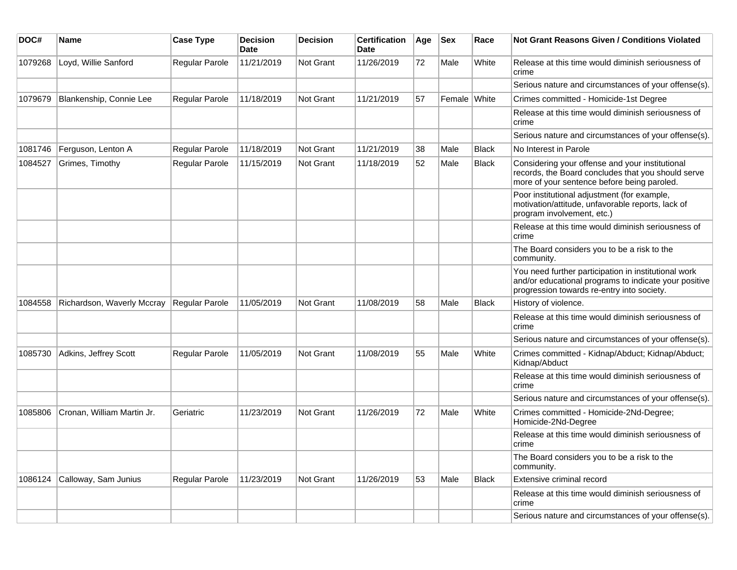| DOC# | Name | Case Type | Decision Date | Decision | Certification Date | Age | Sex | Race | Not Grant Reasons Given / Conditions Violated |
| --- | --- | --- | --- | --- | --- | --- | --- | --- | --- |
| 1079268 | Loyd, Willie Sanford | Regular Parole | 11/21/2019 | Not Grant | 11/26/2019 | 72 | Male | White | Release at this time would diminish seriousness of crime |
| | | | | | | | | | Serious nature and circumstances of your offense(s). |
| 1079679 | Blankenship, Connie Lee | Regular Parole | 11/18/2019 | Not Grant | 11/21/2019 | 57 | Female | White | Crimes committed - Homicide-1st Degree |
| | | | | | | | | | Release at this time would diminish seriousness of crime |
| | | | | | | | | | Serious nature and circumstances of your offense(s). |
| 1081746 | Ferguson, Lenton A | Regular Parole | 11/18/2019 | Not Grant | 11/21/2019 | 38 | Male | Black | No Interest in Parole |
| 1084527 | Grimes, Timothy | Regular Parole | 11/15/2019 | Not Grant | 11/18/2019 | 52 | Male | Black | Considering your offense and your institutional records, the Board concludes that you should serve more of your sentence before being paroled. |
| | | | | | | | | | Poor institutional adjustment (for example, motivation/attitude, unfavorable reports, lack of program involvement, etc.) |
| | | | | | | | | | Release at this time would diminish seriousness of crime |
| | | | | | | | | | The Board considers you to be a risk to the community. |
| | | | | | | | | | You need further participation in institutional work and/or educational programs to indicate your positive progression towards re-entry into society. |
| 1084558 | Richardson, Waverly Mccray | Regular Parole | 11/05/2019 | Not Grant | 11/08/2019 | 58 | Male | Black | History of violence. |
| | | | | | | | | | Release at this time would diminish seriousness of crime |
| | | | | | | | | | Serious nature and circumstances of your offense(s). |
| 1085730 | Adkins, Jeffrey Scott | Regular Parole | 11/05/2019 | Not Grant | 11/08/2019 | 55 | Male | White | Crimes committed - Kidnap/Abduct; Kidnap/Abduct; Kidnap/Abduct |
| | | | | | | | | | Release at this time would diminish seriousness of crime |
| | | | | | | | | | Serious nature and circumstances of your offense(s). |
| 1085806 | Cronan, William Martin Jr. | Geriatric | 11/23/2019 | Not Grant | 11/26/2019 | 72 | Male | White | Crimes committed - Homicide-2Nd-Degree; Homicide-2Nd-Degree |
| | | | | | | | | | Release at this time would diminish seriousness of crime |
| | | | | | | | | | The Board considers you to be a risk to the community. |
| 1086124 | Calloway, Sam Junius | Regular Parole | 11/23/2019 | Not Grant | 11/26/2019 | 53 | Male | Black | Extensive criminal record |
| | | | | | | | | | Release at this time would diminish seriousness of crime |
| | | | | | | | | | Serious nature and circumstances of your offense(s). |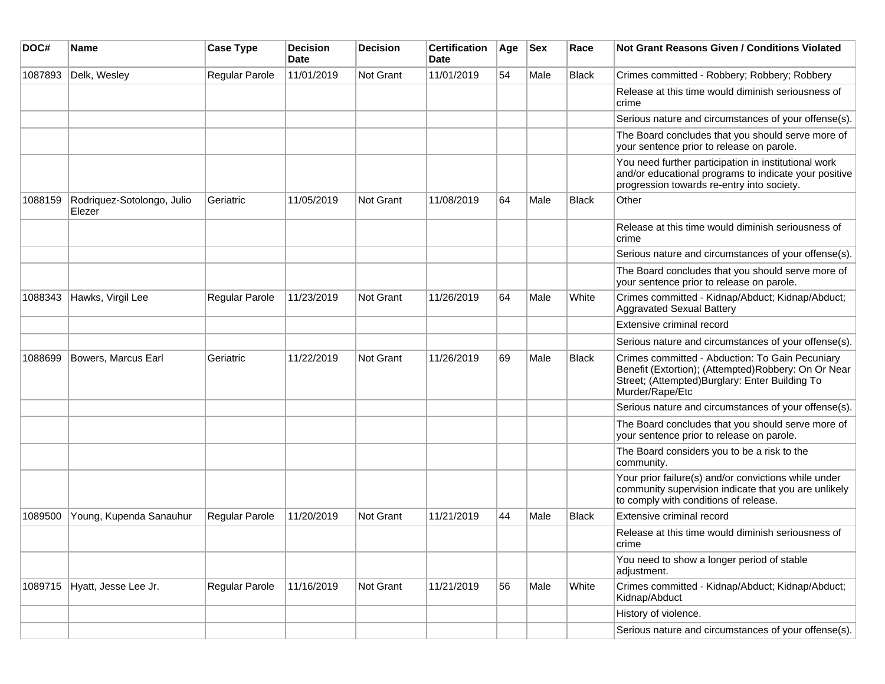| DOC# | Name | Case Type | Decision Date | Decision | Certification Date | Age | Sex | Race | Not Grant Reasons Given / Conditions Violated |
|---|---|---|---|---|---|---|---|---|---|
| 1087893 | Delk, Wesley | Regular Parole | 11/01/2019 | Not Grant | 11/01/2019 | 54 | Male | Black | Crimes committed - Robbery; Robbery; Robbery |
| | | | | | | | | | Release at this time would diminish seriousness of crime |
| | | | | | | | | | Serious nature and circumstances of your offense(s). |
| | | | | | | | | | The Board concludes that you should serve more of your sentence prior to release on parole. |
| | | | | | | | | | You need further participation in institutional work and/or educational programs to indicate your positive progression towards re-entry into society. |
| 1088159 | Rodriquez-Sotolongo, Julio Elezer | Geriatric | 11/05/2019 | Not Grant | 11/08/2019 | 64 | Male | Black | Other |
| | | | | | | | | | Release at this time would diminish seriousness of crime |
| | | | | | | | | | Serious nature and circumstances of your offense(s). |
| | | | | | | | | | The Board concludes that you should serve more of your sentence prior to release on parole. |
| 1088343 | Hawks, Virgil Lee | Regular Parole | 11/23/2019 | Not Grant | 11/26/2019 | 64 | Male | White | Crimes committed - Kidnap/Abduct; Kidnap/Abduct; Aggravated Sexual Battery |
| | | | | | | | | | Extensive criminal record |
| | | | | | | | | | Serious nature and circumstances of your offense(s). |
| 1088699 | Bowers, Marcus Earl | Geriatric | 11/22/2019 | Not Grant | 11/26/2019 | 69 | Male | Black | Crimes committed - Abduction: To Gain Pecuniary Benefit (Extortion); (Attempted)Robbery: On Or Near Street; (Attempted)Burglary: Enter Building To Murder/Rape/Etc |
| | | | | | | | | | Serious nature and circumstances of your offense(s). |
| | | | | | | | | | The Board concludes that you should serve more of your sentence prior to release on parole. |
| | | | | | | | | | The Board considers you to be a risk to the community. |
| | | | | | | | | | Your prior failure(s) and/or convictions while under community supervision indicate that you are unlikely to comply with conditions of release. |
| 1089500 | Young, Kupenda Sanauhur | Regular Parole | 11/20/2019 | Not Grant | 11/21/2019 | 44 | Male | Black | Extensive criminal record |
| | | | | | | | | | Release at this time would diminish seriousness of crime |
| | | | | | | | | | You need to show a longer period of stable adjustment. |
| 1089715 | Hyatt, Jesse Lee Jr. | Regular Parole | 11/16/2019 | Not Grant | 11/21/2019 | 56 | Male | White | Crimes committed - Kidnap/Abduct; Kidnap/Abduct; Kidnap/Abduct |
| | | | | | | | | | History of violence. |
| | | | | | | | | | Serious nature and circumstances of your offense(s). |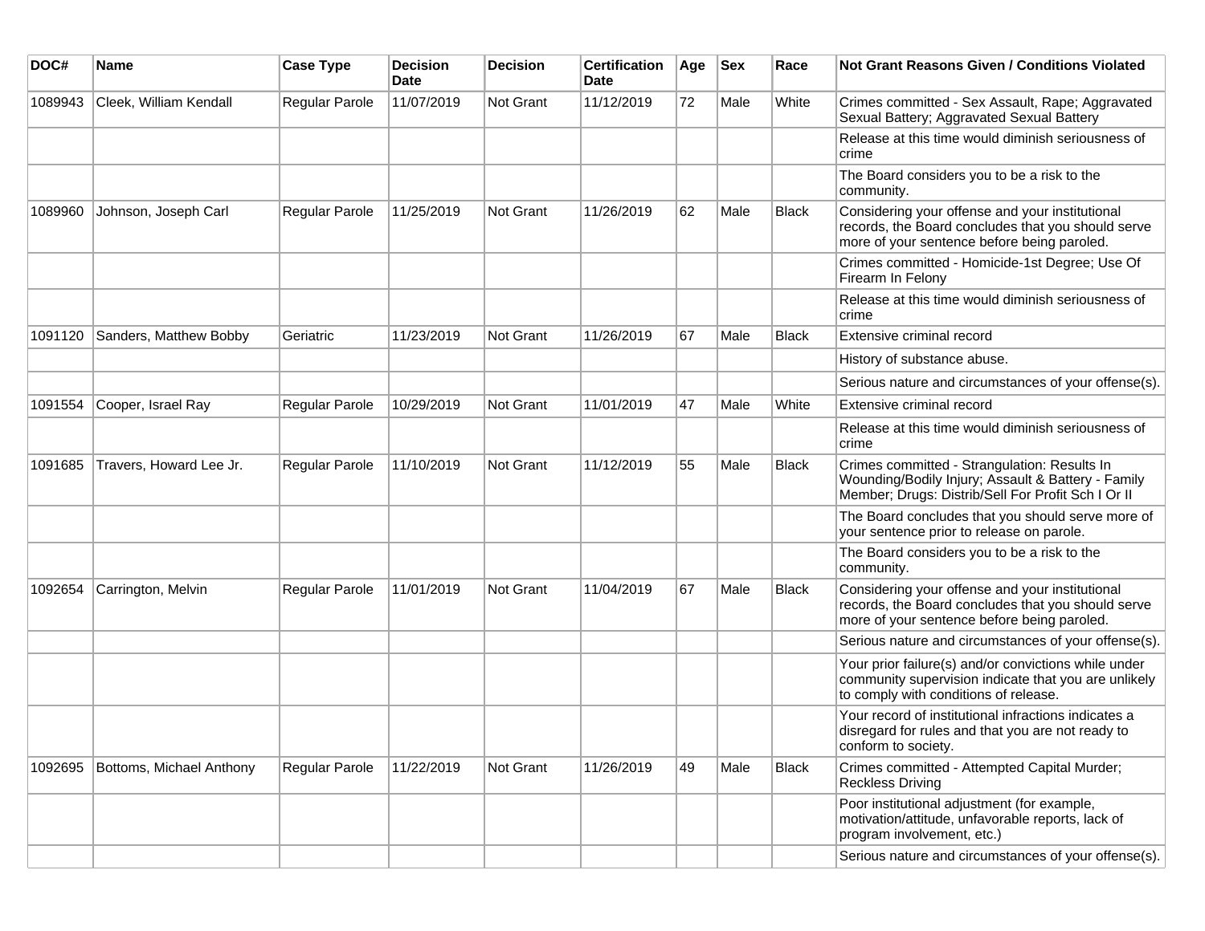| DOC# | Name | Case Type | Decision Date | Decision | Certification Date | Age | Sex | Race | Not Grant Reasons Given / Conditions Violated |
|---|---|---|---|---|---|---|---|---|---|
| 1089943 | Cleek, William Kendall | Regular Parole | 11/07/2019 | Not Grant | 11/12/2019 | 72 | Male | White | Crimes committed - Sex Assault, Rape; Aggravated Sexual Battery; Aggravated Sexual Battery |
| | | | | | | | | | Release at this time would diminish seriousness of crime |
| | | | | | | | | | The Board considers you to be a risk to the community. |
| 1089960 | Johnson, Joseph Carl | Regular Parole | 11/25/2019 | Not Grant | 11/26/2019 | 62 | Male | Black | Considering your offense and your institutional records, the Board concludes that you should serve more of your sentence before being paroled. |
| | | | | | | | | | Crimes committed - Homicide-1st Degree; Use Of Firearm In Felony |
| | | | | | | | | | Release at this time would diminish seriousness of crime |
| 1091120 | Sanders, Matthew Bobby | Geriatric | 11/23/2019 | Not Grant | 11/26/2019 | 67 | Male | Black | Extensive criminal record |
| | | | | | | | | | History of substance abuse. |
| | | | | | | | | | Serious nature and circumstances of your offense(s). |
| 1091554 | Cooper, Israel Ray | Regular Parole | 10/29/2019 | Not Grant | 11/01/2019 | 47 | Male | White | Extensive criminal record |
| | | | | | | | | | Release at this time would diminish seriousness of crime |
| 1091685 | Travers, Howard Lee Jr. | Regular Parole | 11/10/2019 | Not Grant | 11/12/2019 | 55 | Male | Black | Crimes committed - Strangulation: Results In Wounding/Bodily Injury; Assault & Battery - Family Member; Drugs: Distrib/Sell For Profit Sch I Or II |
| | | | | | | | | | The Board concludes that you should serve more of your sentence prior to release on parole. |
| | | | | | | | | | The Board considers you to be a risk to the community. |
| 1092654 | Carrington, Melvin | Regular Parole | 11/01/2019 | Not Grant | 11/04/2019 | 67 | Male | Black | Considering your offense and your institutional records, the Board concludes that you should serve more of your sentence before being paroled. |
| | | | | | | | | | Serious nature and circumstances of your offense(s). |
| | | | | | | | | | Your prior failure(s) and/or convictions while under community supervision indicate that you are unlikely to comply with conditions of release. |
| | | | | | | | | | Your record of institutional infractions indicates a disregard for rules and that you are not ready to conform to society. |
| 1092695 | Bottoms, Michael Anthony | Regular Parole | 11/22/2019 | Not Grant | 11/26/2019 | 49 | Male | Black | Crimes committed - Attempted Capital Murder; Reckless Driving |
| | | | | | | | | | Poor institutional adjustment (for example, motivation/attitude, unfavorable reports, lack of program involvement, etc.) |
| | | | | | | | | | Serious nature and circumstances of your offense(s). |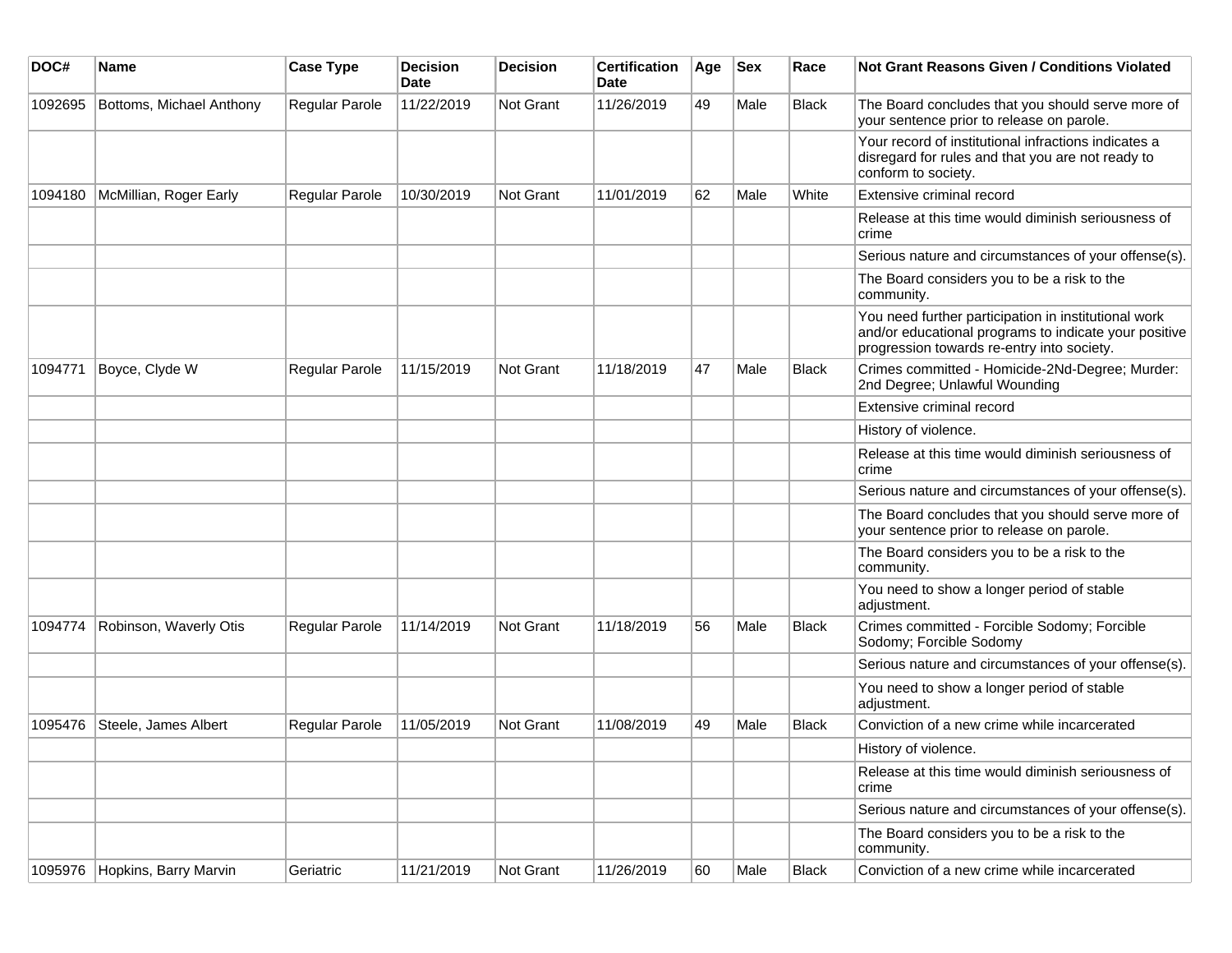| DOC# | Name | Case Type | Decision Date | Decision | Certification Date | Age | Sex | Race | Not Grant Reasons Given / Conditions Violated |
|---|---|---|---|---|---|---|---|---|---|
| 1092695 | Bottoms, Michael Anthony | Regular Parole | 11/22/2019 | Not Grant | 11/26/2019 | 49 | Male | Black | The Board concludes that you should serve more of your sentence prior to release on parole. |
| | | | | | | | | | Your record of institutional infractions indicates a disregard for rules and that you are not ready to conform to society. |
| 1094180 | McMillian, Roger Early | Regular Parole | 10/30/2019 | Not Grant | 11/01/2019 | 62 | Male | White | Extensive criminal record |
| | | | | | | | | | Release at this time would diminish seriousness of crime |
| | | | | | | | | | Serious nature and circumstances of your offense(s). |
| | | | | | | | | | The Board considers you to be a risk to the community. |
| | | | | | | | | | You need further participation in institutional work and/or educational programs to indicate your positive progression towards re-entry into society. |
| 1094771 | Boyce, Clyde W | Regular Parole | 11/15/2019 | Not Grant | 11/18/2019 | 47 | Male | Black | Crimes committed - Homicide-2Nd-Degree; Murder: 2nd Degree; Unlawful Wounding |
| | | | | | | | | | Extensive criminal record |
| | | | | | | | | | History of violence. |
| | | | | | | | | | Release at this time would diminish seriousness of crime |
| | | | | | | | | | Serious nature and circumstances of your offense(s). |
| | | | | | | | | | The Board concludes that you should serve more of your sentence prior to release on parole. |
| | | | | | | | | | The Board considers you to be a risk to the community. |
| | | | | | | | | | You need to show a longer period of stable adjustment. |
| 1094774 | Robinson, Waverly Otis | Regular Parole | 11/14/2019 | Not Grant | 11/18/2019 | 56 | Male | Black | Crimes committed - Forcible Sodomy; Forcible Sodomy; Forcible Sodomy |
| | | | | | | | | | Serious nature and circumstances of your offense(s). |
| | | | | | | | | | You need to show a longer period of stable adjustment. |
| 1095476 | Steele, James Albert | Regular Parole | 11/05/2019 | Not Grant | 11/08/2019 | 49 | Male | Black | Conviction of a new crime while incarcerated |
| | | | | | | | | | History of violence. |
| | | | | | | | | | Release at this time would diminish seriousness of crime |
| | | | | | | | | | Serious nature and circumstances of your offense(s). |
| | | | | | | | | | The Board considers you to be a risk to the community. |
| 1095976 | Hopkins, Barry Marvin | Geriatric | 11/21/2019 | Not Grant | 11/26/2019 | 60 | Male | Black | Conviction of a new crime while incarcerated |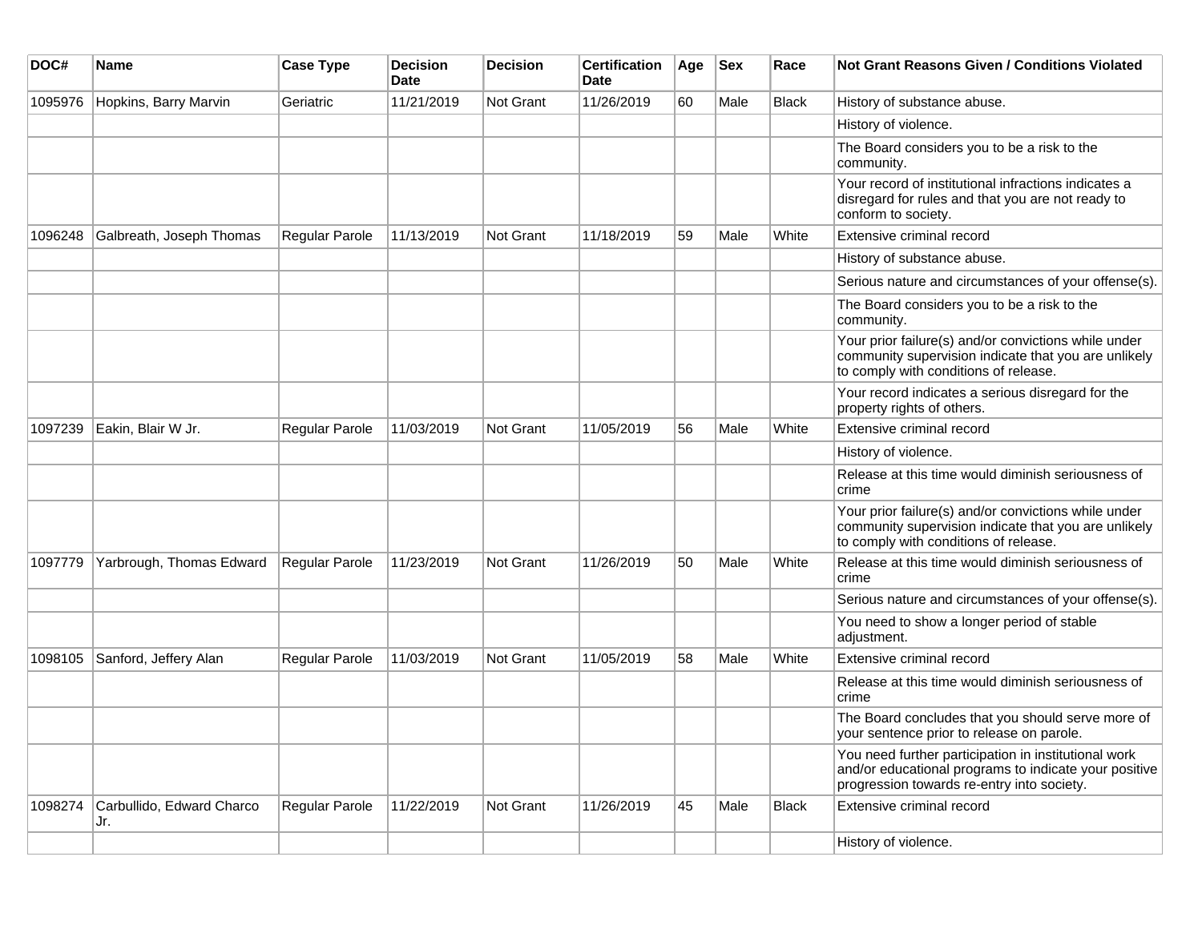| DOC# | Name | Case Type | Decision Date | Decision | Certification Date | Age | Sex | Race | Not Grant Reasons Given / Conditions Violated |
|---|---|---|---|---|---|---|---|---|---|
| 1095976 | Hopkins, Barry Marvin | Geriatric | 11/21/2019 | Not Grant | 11/26/2019 | 60 | Male | Black | History of substance abuse. |
| | | | | | | | | | History of violence. |
| | | | | | | | | | The Board considers you to be a risk to the community. |
| | | | | | | | | | Your record of institutional infractions indicates a disregard for rules and that you are not ready to conform to society. |
| 1096248 | Galbreath, Joseph Thomas | Regular Parole | 11/13/2019 | Not Grant | 11/18/2019 | 59 | Male | White | Extensive criminal record |
| | | | | | | | | | History of substance abuse. |
| | | | | | | | | | Serious nature and circumstances of your offense(s). |
| | | | | | | | | | The Board considers you to be a risk to the community. |
| | | | | | | | | | Your prior failure(s) and/or convictions while under community supervision indicate that you are unlikely to comply with conditions of release. |
| | | | | | | | | | Your record indicates a serious disregard for the property rights of others. |
| 1097239 | Eakin, Blair W Jr. | Regular Parole | 11/03/2019 | Not Grant | 11/05/2019 | 56 | Male | White | Extensive criminal record |
| | | | | | | | | | History of violence. |
| | | | | | | | | | Release at this time would diminish seriousness of crime |
| | | | | | | | | | Your prior failure(s) and/or convictions while under community supervision indicate that you are unlikely to comply with conditions of release. |
| 1097779 | Yarbrough, Thomas Edward | Regular Parole | 11/23/2019 | Not Grant | 11/26/2019 | 50 | Male | White | Release at this time would diminish seriousness of crime |
| | | | | | | | | | Serious nature and circumstances of your offense(s). |
| | | | | | | | | | You need to show a longer period of stable adjustment. |
| 1098105 | Sanford, Jeffery Alan | Regular Parole | 11/03/2019 | Not Grant | 11/05/2019 | 58 | Male | White | Extensive criminal record |
| | | | | | | | | | Release at this time would diminish seriousness of crime |
| | | | | | | | | | The Board concludes that you should serve more of your sentence prior to release on parole. |
| | | | | | | | | | You need further participation in institutional work and/or educational programs to indicate your positive progression towards re-entry into society. |
| 1098274 | Carbullido, Edward Charco Jr. | Regular Parole | 11/22/2019 | Not Grant | 11/26/2019 | 45 | Male | Black | Extensive criminal record |
| | | | | | | | | | History of violence. |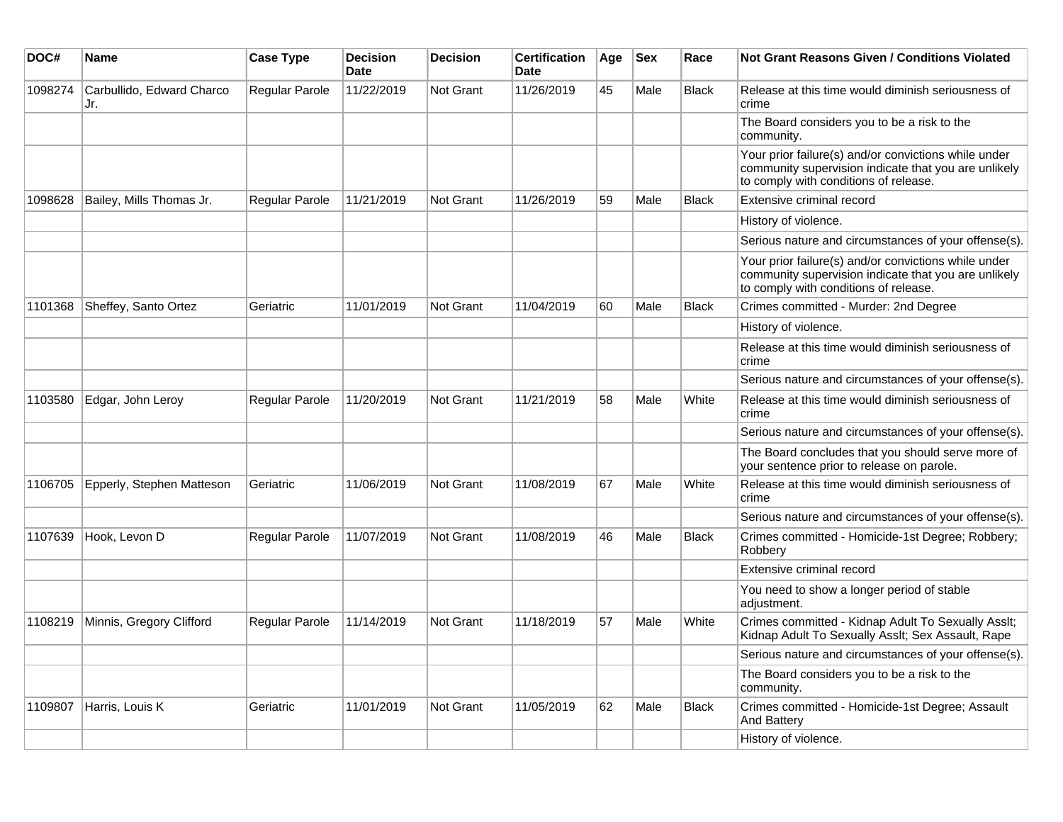| DOC# | Name | Case Type | Decision Date | Decision | Certification Date | Age | Sex | Race | Not Grant Reasons Given / Conditions Violated |
|---|---|---|---|---|---|---|---|---|---|
| 1098274 | Carbullido, Edward Charco Jr. | Regular Parole | 11/22/2019 | Not Grant | 11/26/2019 | 45 | Male | Black | Release at this time would diminish seriousness of crime |
| | | | | | | | | | The Board considers you to be a risk to the community. |
| | | | | | | | | | Your prior failure(s) and/or convictions while under community supervision indicate that you are unlikely to comply with conditions of release. |
| 1098628 | Bailey, Mills Thomas Jr. | Regular Parole | 11/21/2019 | Not Grant | 11/26/2019 | 59 | Male | Black | Extensive criminal record |
| | | | | | | | | | History of violence. |
| | | | | | | | | | Serious nature and circumstances of your offense(s). |
| | | | | | | | | | Your prior failure(s) and/or convictions while under community supervision indicate that you are unlikely to comply with conditions of release. |
| 1101368 | Sheffey, Santo Ortez | Geriatric | 11/01/2019 | Not Grant | 11/04/2019 | 60 | Male | Black | Crimes committed - Murder: 2nd Degree |
| | | | | | | | | | History of violence. |
| | | | | | | | | | Release at this time would diminish seriousness of crime |
| | | | | | | | | | Serious nature and circumstances of your offense(s). |
| 1103580 | Edgar, John Leroy | Regular Parole | 11/20/2019 | Not Grant | 11/21/2019 | 58 | Male | White | Release at this time would diminish seriousness of crime |
| | | | | | | | | | Serious nature and circumstances of your offense(s). |
| | | | | | | | | | The Board concludes that you should serve more of your sentence prior to release on parole. |
| 1106705 | Epperly, Stephen Matteson | Geriatric | 11/06/2019 | Not Grant | 11/08/2019 | 67 | Male | White | Release at this time would diminish seriousness of crime |
| | | | | | | | | | Serious nature and circumstances of your offense(s). |
| 1107639 | Hook, Levon D | Regular Parole | 11/07/2019 | Not Grant | 11/08/2019 | 46 | Male | Black | Crimes committed - Homicide-1st Degree; Robbery; Robbery |
| | | | | | | | | | Extensive criminal record |
| | | | | | | | | | You need to show a longer period of stable adjustment. |
| 1108219 | Minnis, Gregory Clifford | Regular Parole | 11/14/2019 | Not Grant | 11/18/2019 | 57 | Male | White | Crimes committed - Kidnap Adult To Sexually Asslt; Kidnap Adult To Sexually Asslt; Sex Assault, Rape |
| | | | | | | | | | Serious nature and circumstances of your offense(s). |
| | | | | | | | | | The Board considers you to be a risk to the community. |
| 1109807 | Harris, Louis K | Geriatric | 11/01/2019 | Not Grant | 11/05/2019 | 62 | Male | Black | Crimes committed - Homicide-1st Degree; Assault And Battery |
| | | | | | | | | | History of violence. |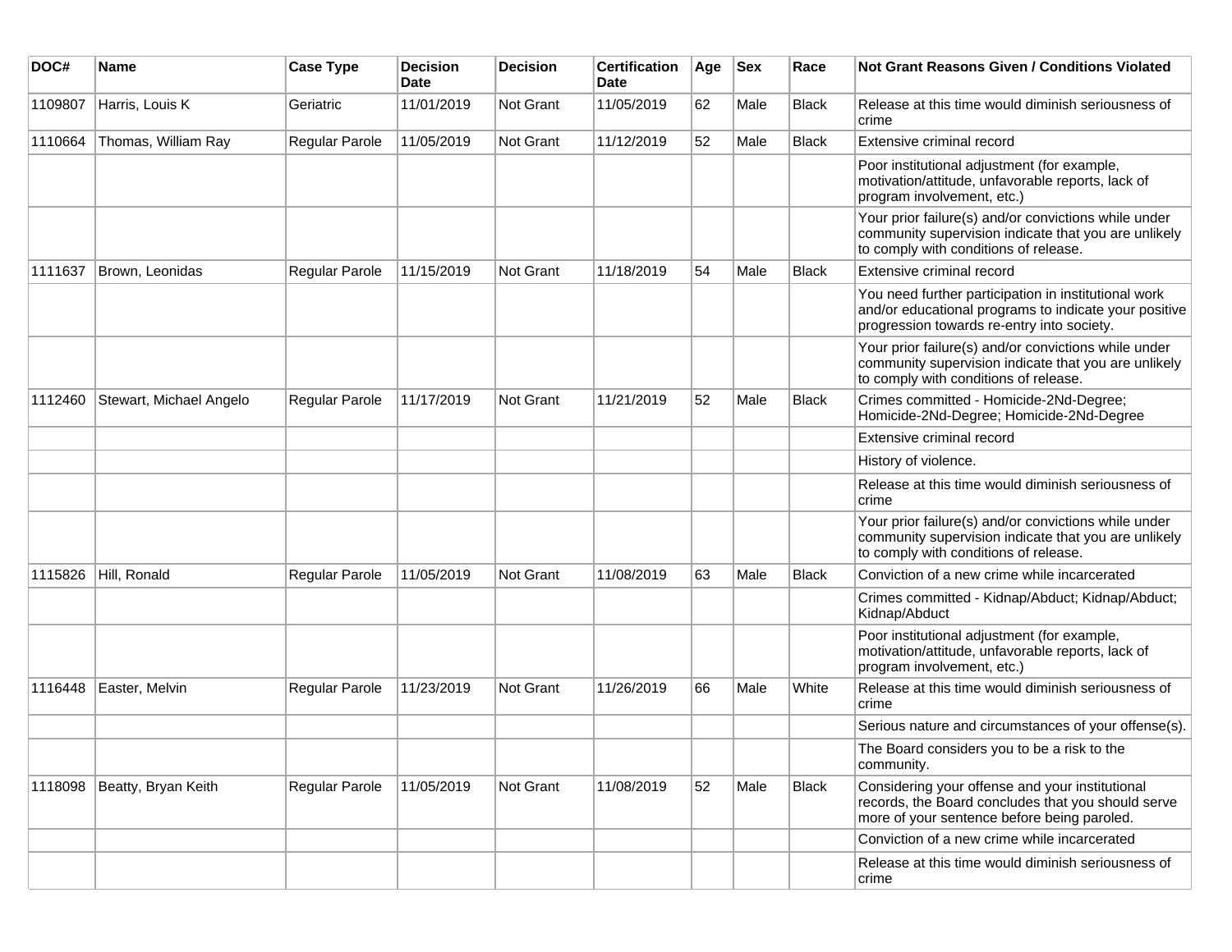| DOC# | Name | Case Type | Decision Date | Decision | Certification Date | Age | Sex | Race | Not Grant Reasons Given / Conditions Violated |
|---|---|---|---|---|---|---|---|---|---|
| 1109807 | Harris, Louis K | Geriatric | 11/01/2019 | Not Grant | 11/05/2019 | 62 | Male | Black | Release at this time would diminish seriousness of crime |
| 1110664 | Thomas, William Ray | Regular Parole | 11/05/2019 | Not Grant | 11/12/2019 | 52 | Male | Black | Extensive criminal record |
| | | | | | | | | | Poor institutional adjustment (for example, motivation/attitude, unfavorable reports, lack of program involvement, etc.) |
| | | | | | | | | | Your prior failure(s) and/or convictions while under community supervision indicate that you are unlikely to comply with conditions of release. |
| 1111637 | Brown, Leonidas | Regular Parole | 11/15/2019 | Not Grant | 11/18/2019 | 54 | Male | Black | Extensive criminal record |
| | | | | | | | | | You need further participation in institutional work and/or educational programs to indicate your positive progression towards re-entry into society. |
| | | | | | | | | | Your prior failure(s) and/or convictions while under community supervision indicate that you are unlikely to comply with conditions of release. |
| 1112460 | Stewart, Michael Angelo | Regular Parole | 11/17/2019 | Not Grant | 11/21/2019 | 52 | Male | Black | Crimes committed - Homicide-2Nd-Degree; Homicide-2Nd-Degree; Homicide-2Nd-Degree |
| | | | | | | | | | Extensive criminal record |
| | | | | | | | | | History of violence. |
| | | | | | | | | | Release at this time would diminish seriousness of crime |
| | | | | | | | | | Your prior failure(s) and/or convictions while under community supervision indicate that you are unlikely to comply with conditions of release. |
| 1115826 | Hill, Ronald | Regular Parole | 11/05/2019 | Not Grant | 11/08/2019 | 63 | Male | Black | Conviction of a new crime while incarcerated |
| | | | | | | | | | Crimes committed - Kidnap/Abduct; Kidnap/Abduct; Kidnap/Abduct |
| | | | | | | | | | Poor institutional adjustment (for example, motivation/attitude, unfavorable reports, lack of program involvement, etc.) |
| 1116448 | Easter, Melvin | Regular Parole | 11/23/2019 | Not Grant | 11/26/2019 | 66 | Male | White | Release at this time would diminish seriousness of crime |
| | | | | | | | | | Serious nature and circumstances of your offense(s). |
| | | | | | | | | | The Board considers you to be a risk to the community. |
| 1118098 | Beatty, Bryan Keith | Regular Parole | 11/05/2019 | Not Grant | 11/08/2019 | 52 | Male | Black | Considering your offense and your institutional records, the Board concludes that you should serve more of your sentence before being paroled. |
| | | | | | | | | | Conviction of a new crime while incarcerated |
| | | | | | | | | | Release at this time would diminish seriousness of crime |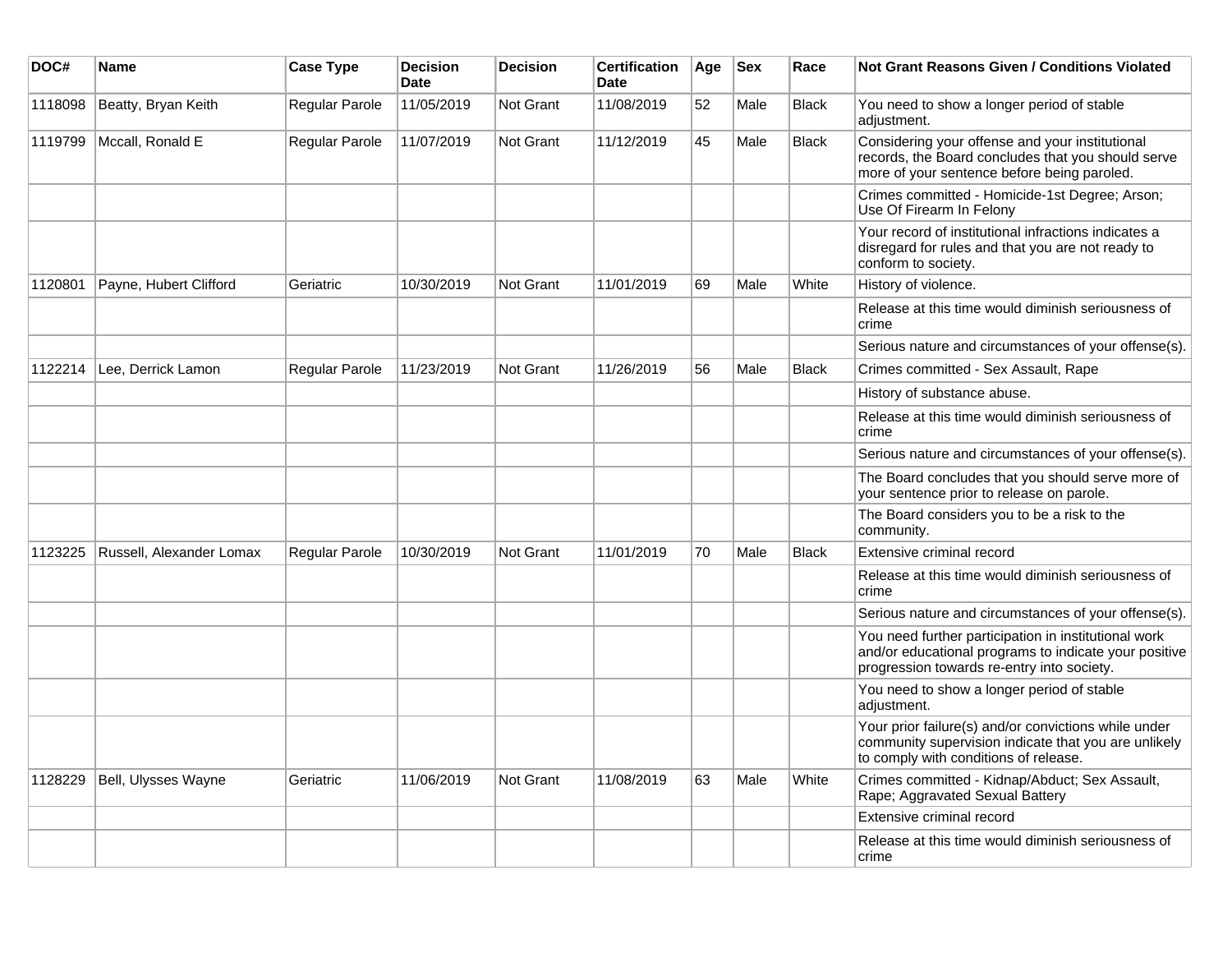| DOC# | Name | Case Type | Decision Date | Decision | Certification Date | Age | Sex | Race | Not Grant Reasons Given / Conditions Violated |
|---|---|---|---|---|---|---|---|---|---|
| 1118098 | Beatty, Bryan Keith | Regular Parole | 11/05/2019 | Not Grant | 11/08/2019 | 52 | Male | Black | You need to show a longer period of stable adjustment. |
| 1119799 | Mccall, Ronald E | Regular Parole | 11/07/2019 | Not Grant | 11/12/2019 | 45 | Male | Black | Considering your offense and your institutional records, the Board concludes that you should serve more of your sentence before being paroled. |
| | | | | | | | | | Crimes committed - Homicide-1st Degree; Arson; Use Of Firearm In Felony |
| | | | | | | | | | Your record of institutional infractions indicates a disregard for rules and that you are not ready to conform to society. |
| 1120801 | Payne, Hubert Clifford | Geriatric | 10/30/2019 | Not Grant | 11/01/2019 | 69 | Male | White | History of violence. |
| | | | | | | | | | Release at this time would diminish seriousness of crime |
| | | | | | | | | | Serious nature and circumstances of your offense(s). |
| 1122214 | Lee, Derrick Lamon | Regular Parole | 11/23/2019 | Not Grant | 11/26/2019 | 56 | Male | Black | Crimes committed - Sex Assault, Rape |
| | | | | | | | | | History of substance abuse. |
| | | | | | | | | | Release at this time would diminish seriousness of crime |
| | | | | | | | | | Serious nature and circumstances of your offense(s). |
| | | | | | | | | | The Board concludes that you should serve more of your sentence prior to release on parole. |
| | | | | | | | | | The Board considers you to be a risk to the community. |
| 1123225 | Russell, Alexander Lomax | Regular Parole | 10/30/2019 | Not Grant | 11/01/2019 | 70 | Male | Black | Extensive criminal record |
| | | | | | | | | | Release at this time would diminish seriousness of crime |
| | | | | | | | | | Serious nature and circumstances of your offense(s). |
| | | | | | | | | | You need further participation in institutional work and/or educational programs to indicate your positive progression towards re-entry into society. |
| | | | | | | | | | You need to show a longer period of stable adjustment. |
| | | | | | | | | | Your prior failure(s) and/or convictions while under community supervision indicate that you are unlikely to comply with conditions of release. |
| 1128229 | Bell, Ulysses Wayne | Geriatric | 11/06/2019 | Not Grant | 11/08/2019 | 63 | Male | White | Crimes committed - Kidnap/Abduct; Sex Assault, Rape; Aggravated Sexual Battery |
| | | | | | | | | | Extensive criminal record |
| | | | | | | | | | Release at this time would diminish seriousness of crime |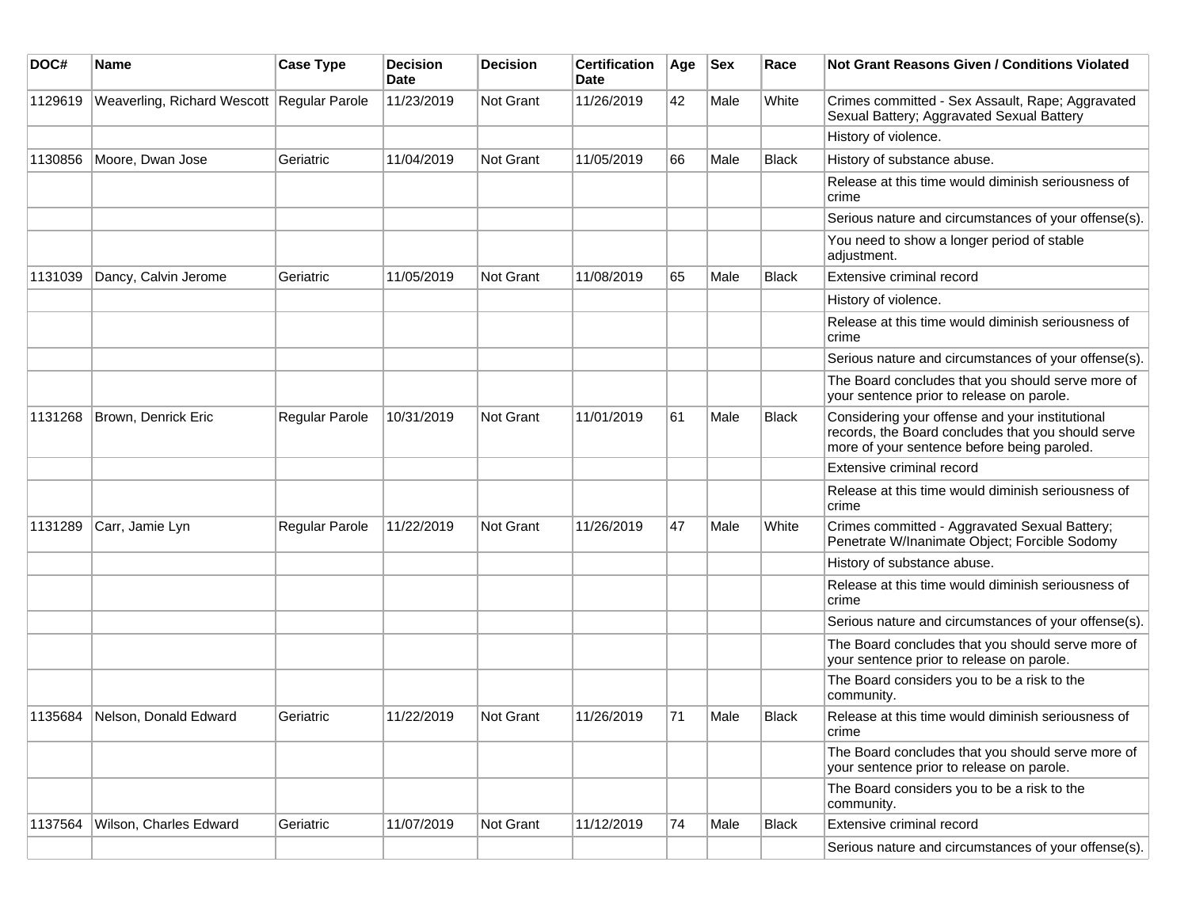| DOC# | Name | Case Type | Decision Date | Decision | Certification Date | Age | Sex | Race | Not Grant Reasons Given / Conditions Violated |
|---|---|---|---|---|---|---|---|---|---|
| 1129619 | Weaverling, Richard Wescott | Regular Parole | 11/23/2019 | Not Grant | 11/26/2019 | 42 | Male | White | Crimes committed - Sex Assault, Rape; Aggravated Sexual Battery; Aggravated Sexual Battery |
| | | | | | | | | | History of violence. |
| 1130856 | Moore, Dwan Jose | Geriatric | 11/04/2019 | Not Grant | 11/05/2019 | 66 | Male | Black | History of substance abuse. |
| | | | | | | | | | Release at this time would diminish seriousness of crime |
| | | | | | | | | | Serious nature and circumstances of your offense(s). |
| | | | | | | | | | You need to show a longer period of stable adjustment. |
| 1131039 | Dancy, Calvin Jerome | Geriatric | 11/05/2019 | Not Grant | 11/08/2019 | 65 | Male | Black | Extensive criminal record |
| | | | | | | | | | History of violence. |
| | | | | | | | | | Release at this time would diminish seriousness of crime |
| | | | | | | | | | Serious nature and circumstances of your offense(s). |
| | | | | | | | | | The Board concludes that you should serve more of your sentence prior to release on parole. |
| 1131268 | Brown, Denrick Eric | Regular Parole | 10/31/2019 | Not Grant | 11/01/2019 | 61 | Male | Black | Considering your offense and your institutional records, the Board concludes that you should serve more of your sentence before being paroled. |
| | | | | | | | | | Extensive criminal record |
| | | | | | | | | | Release at this time would diminish seriousness of crime |
| 1131289 | Carr, Jamie Lyn | Regular Parole | 11/22/2019 | Not Grant | 11/26/2019 | 47 | Male | White | Crimes committed - Aggravated Sexual Battery; Penetrate W/Inanimate Object; Forcible Sodomy |
| | | | | | | | | | History of substance abuse. |
| | | | | | | | | | Release at this time would diminish seriousness of crime |
| | | | | | | | | | Serious nature and circumstances of your offense(s). |
| | | | | | | | | | The Board concludes that you should serve more of your sentence prior to release on parole. |
| | | | | | | | | | The Board considers you to be a risk to the community. |
| 1135684 | Nelson, Donald Edward | Geriatric | 11/22/2019 | Not Grant | 11/26/2019 | 71 | Male | Black | Release at this time would diminish seriousness of crime |
| | | | | | | | | | The Board concludes that you should serve more of your sentence prior to release on parole. |
| | | | | | | | | | The Board considers you to be a risk to the community. |
| 1137564 | Wilson, Charles Edward | Geriatric | 11/07/2019 | Not Grant | 11/12/2019 | 74 | Male | Black | Extensive criminal record |
| | | | | | | | | | Serious nature and circumstances of your offense(s). |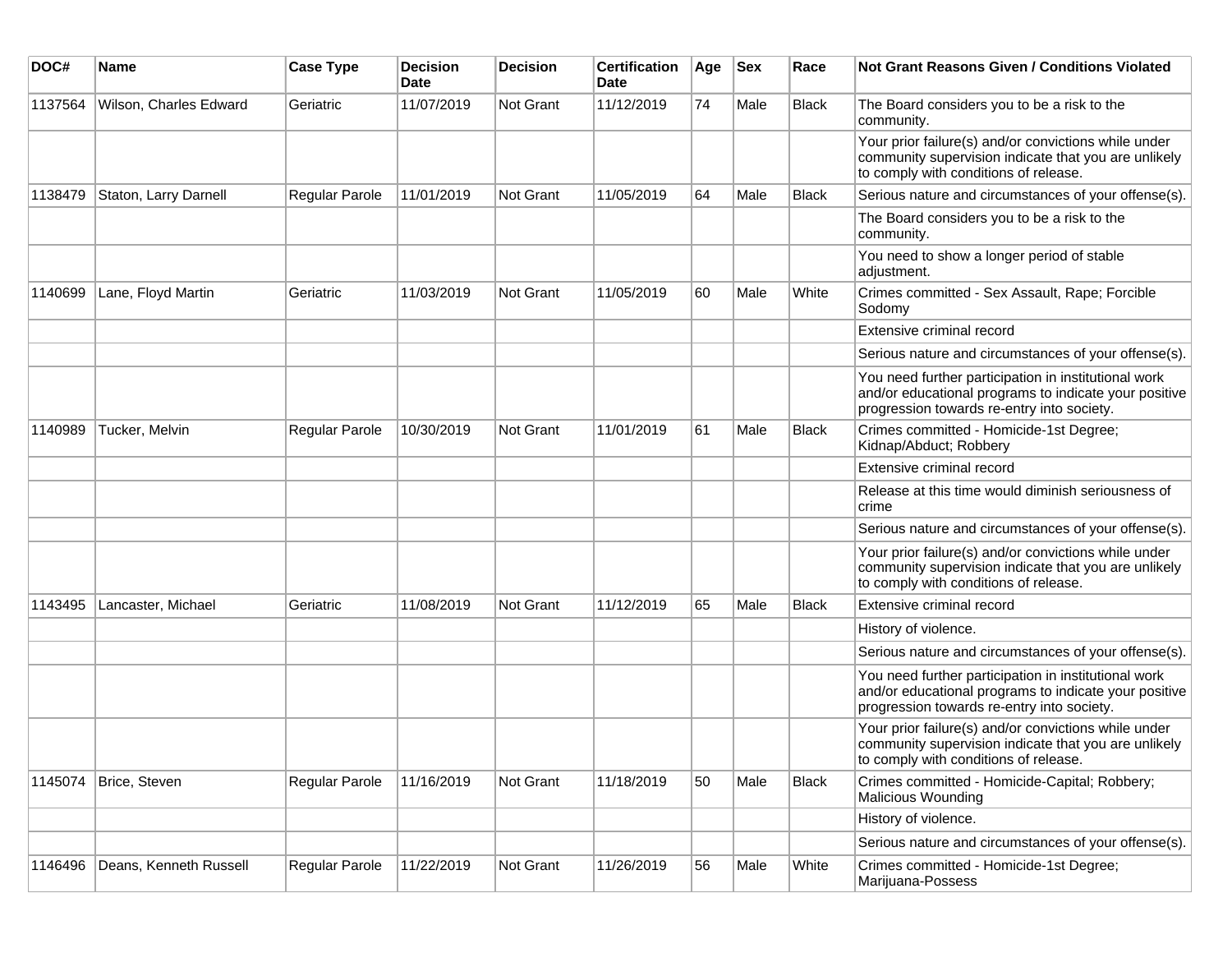| DOC# | Name | Case Type | Decision Date | Decision | Certification Date | Age | Sex | Race | Not Grant Reasons Given / Conditions Violated |
|---|---|---|---|---|---|---|---|---|---|
| 1137564 | Wilson, Charles Edward | Geriatric | 11/07/2019 | Not Grant | 11/12/2019 | 74 | Male | Black | The Board considers you to be a risk to the community. |
| | | | | | | | | | Your prior failure(s) and/or convictions while under community supervision indicate that you are unlikely to comply with conditions of release. |
| 1138479 | Staton, Larry Darnell | Regular Parole | 11/01/2019 | Not Grant | 11/05/2019 | 64 | Male | Black | Serious nature and circumstances of your offense(s). |
| | | | | | | | | | The Board considers you to be a risk to the community. |
| | | | | | | | | | You need to show a longer period of stable adjustment. |
| 1140699 | Lane, Floyd Martin | Geriatric | 11/03/2019 | Not Grant | 11/05/2019 | 60 | Male | White | Crimes committed - Sex Assault, Rape; Forcible Sodomy |
| | | | | | | | | | Extensive criminal record |
| | | | | | | | | | Serious nature and circumstances of your offense(s). |
| | | | | | | | | | You need further participation in institutional work and/or educational programs to indicate your positive progression towards re-entry into society. |
| 1140989 | Tucker, Melvin | Regular Parole | 10/30/2019 | Not Grant | 11/01/2019 | 61 | Male | Black | Crimes committed - Homicide-1st Degree; Kidnap/Abduct; Robbery |
| | | | | | | | | | Extensive criminal record |
| | | | | | | | | | Release at this time would diminish seriousness of crime |
| | | | | | | | | | Serious nature and circumstances of your offense(s). |
| | | | | | | | | | Your prior failure(s) and/or convictions while under community supervision indicate that you are unlikely to comply with conditions of release. |
| 1143495 | Lancaster, Michael | Geriatric | 11/08/2019 | Not Grant | 11/12/2019 | 65 | Male | Black | Extensive criminal record |
| | | | | | | | | | History of violence. |
| | | | | | | | | | Serious nature and circumstances of your offense(s). |
| | | | | | | | | | You need further participation in institutional work and/or educational programs to indicate your positive progression towards re-entry into society. |
| | | | | | | | | | Your prior failure(s) and/or convictions while under community supervision indicate that you are unlikely to comply with conditions of release. |
| 1145074 | Brice, Steven | Regular Parole | 11/16/2019 | Not Grant | 11/18/2019 | 50 | Male | Black | Crimes committed - Homicide-Capital; Robbery; Malicious Wounding |
| | | | | | | | | | History of violence. |
| | | | | | | | | | Serious nature and circumstances of your offense(s). |
| 1146496 | Deans, Kenneth Russell | Regular Parole | 11/22/2019 | Not Grant | 11/26/2019 | 56 | Male | White | Crimes committed - Homicide-1st Degree; Marijuana-Possess |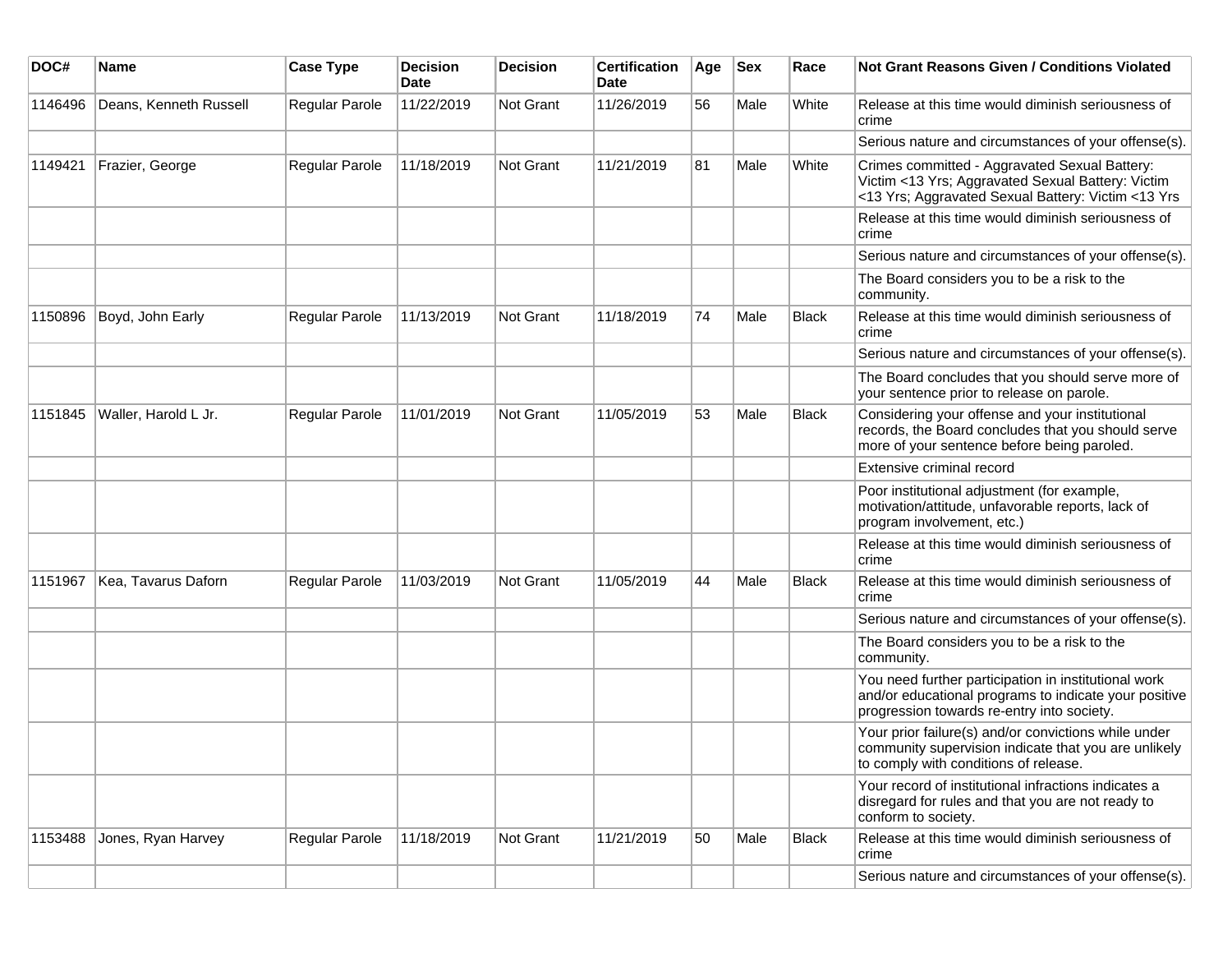| DOC# | Name | Case Type | Decision Date | Decision | Certification Date | Age | Sex | Race | Not Grant Reasons Given / Conditions Violated |
|---|---|---|---|---|---|---|---|---|---|
| 1146496 | Deans, Kenneth Russell | Regular Parole | 11/22/2019 | Not Grant | 11/26/2019 | 56 | Male | White | Release at this time would diminish seriousness of crime |
| | | | | | | | | | Serious nature and circumstances of your offense(s). |
| 1149421 | Frazier, George | Regular Parole | 11/18/2019 | Not Grant | 11/21/2019 | 81 | Male | White | Crimes committed - Aggravated Sexual Battery: Victim <13 Yrs; Aggravated Sexual Battery: Victim <13 Yrs; Aggravated Sexual Battery: Victim <13 Yrs |
| | | | | | | | | | Release at this time would diminish seriousness of crime |
| | | | | | | | | | Serious nature and circumstances of your offense(s). |
| | | | | | | | | | The Board considers you to be a risk to the community. |
| 1150896 | Boyd, John Early | Regular Parole | 11/13/2019 | Not Grant | 11/18/2019 | 74 | Male | Black | Release at this time would diminish seriousness of crime |
| | | | | | | | | | Serious nature and circumstances of your offense(s). |
| | | | | | | | | | The Board concludes that you should serve more of your sentence prior to release on parole. |
| 1151845 | Waller, Harold L Jr. | Regular Parole | 11/01/2019 | Not Grant | 11/05/2019 | 53 | Male | Black | Considering your offense and your institutional records, the Board concludes that you should serve more of your sentence before being paroled. |
| | | | | | | | | | Extensive criminal record |
| | | | | | | | | | Poor institutional adjustment (for example, motivation/attitude, unfavorable reports, lack of program involvement, etc.) |
| | | | | | | | | | Release at this time would diminish seriousness of crime |
| 1151967 | Kea, Tavarus Daforn | Regular Parole | 11/03/2019 | Not Grant | 11/05/2019 | 44 | Male | Black | Release at this time would diminish seriousness of crime |
| | | | | | | | | | Serious nature and circumstances of your offense(s). |
| | | | | | | | | | The Board considers you to be a risk to the community. |
| | | | | | | | | | You need further participation in institutional work and/or educational programs to indicate your positive progression towards re-entry into society. |
| | | | | | | | | | Your prior failure(s) and/or convictions while under community supervision indicate that you are unlikely to comply with conditions of release. |
| | | | | | | | | | Your record of institutional infractions indicates a disregard for rules and that you are not ready to conform to society. |
| 1153488 | Jones, Ryan Harvey | Regular Parole | 11/18/2019 | Not Grant | 11/21/2019 | 50 | Male | Black | Release at this time would diminish seriousness of crime |
| | | | | | | | | | Serious nature and circumstances of your offense(s). |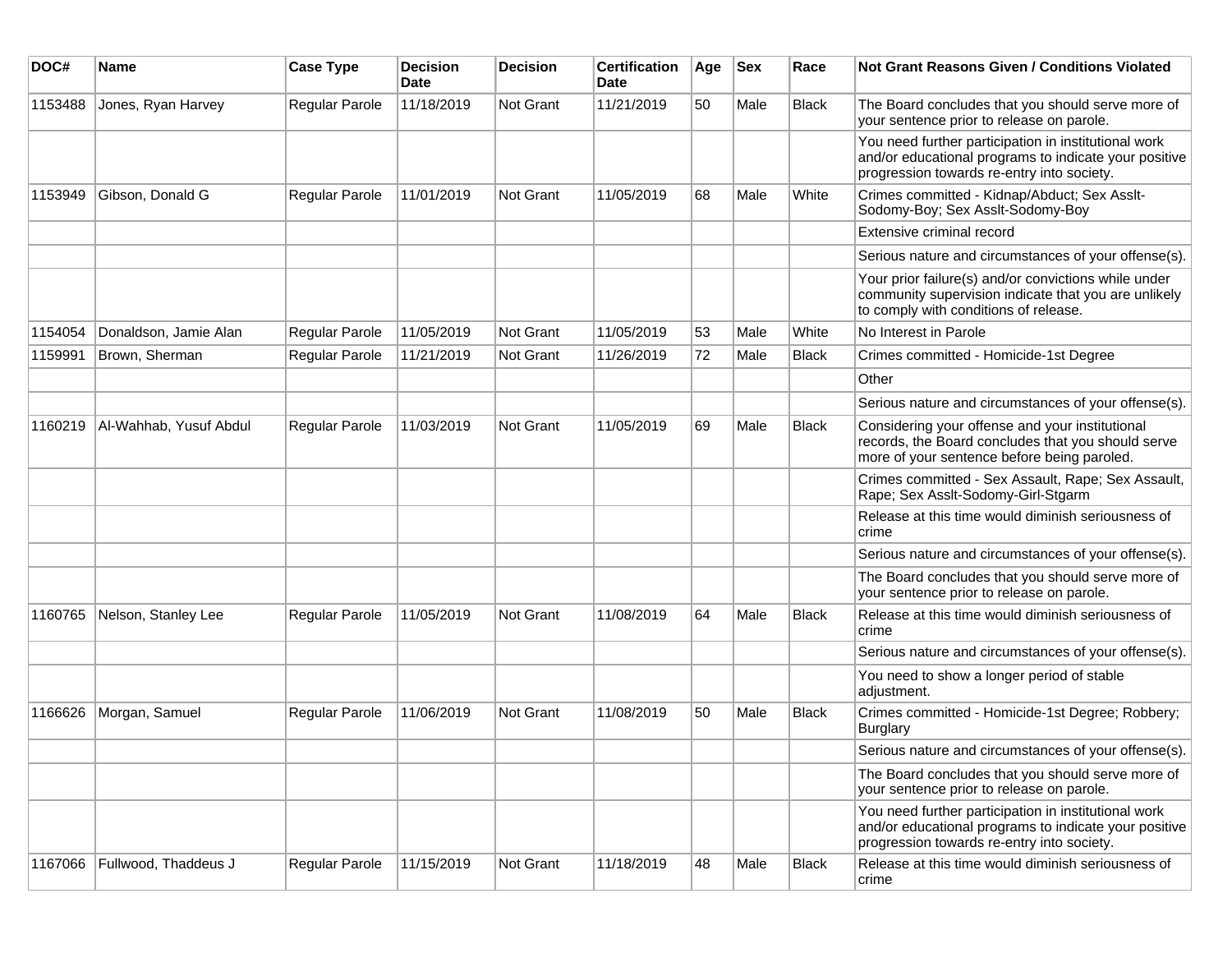| DOC# | Name | Case Type | Decision Date | Decision | Certification Date | Age | Sex | Race | Not Grant Reasons Given / Conditions Violated |
| --- | --- | --- | --- | --- | --- | --- | --- | --- | --- |
| 1153488 | Jones, Ryan Harvey | Regular Parole | 11/18/2019 | Not Grant | 11/21/2019 | 50 | Male | Black | The Board concludes that you should serve more of your sentence prior to release on parole. |
| | | | | | | | | | You need further participation in institutional work and/or educational programs to indicate your positive progression towards re-entry into society. |
| 1153949 | Gibson, Donald G | Regular Parole | 11/01/2019 | Not Grant | 11/05/2019 | 68 | Male | White | Crimes committed - Kidnap/Abduct; Sex Asslt-Sodomy-Boy; Sex Asslt-Sodomy-Boy |
| | | | | | | | | | Extensive criminal record |
| | | | | | | | | | Serious nature and circumstances of your offense(s). |
| | | | | | | | | | Your prior failure(s) and/or convictions while under community supervision indicate that you are unlikely to comply with conditions of release. |
| 1154054 | Donaldson, Jamie Alan | Regular Parole | 11/05/2019 | Not Grant | 11/05/2019 | 53 | Male | White | No Interest in Parole |
| 1159991 | Brown, Sherman | Regular Parole | 11/21/2019 | Not Grant | 11/26/2019 | 72 | Male | Black | Crimes committed - Homicide-1st Degree |
| | | | | | | | | | Other |
| | | | | | | | | | Serious nature and circumstances of your offense(s). |
| 1160219 | Al-Wahhab, Yusuf Abdul | Regular Parole | 11/03/2019 | Not Grant | 11/05/2019 | 69 | Male | Black | Considering your offense and your institutional records, the Board concludes that you should serve more of your sentence before being paroled. |
| | | | | | | | | | Crimes committed - Sex Assault, Rape; Sex Assault, Rape; Sex Asslt-Sodomy-Girl-Stgarm |
| | | | | | | | | | Release at this time would diminish seriousness of crime |
| | | | | | | | | | Serious nature and circumstances of your offense(s). |
| | | | | | | | | | The Board concludes that you should serve more of your sentence prior to release on parole. |
| 1160765 | Nelson, Stanley Lee | Regular Parole | 11/05/2019 | Not Grant | 11/08/2019 | 64 | Male | Black | Release at this time would diminish seriousness of crime |
| | | | | | | | | | Serious nature and circumstances of your offense(s). |
| | | | | | | | | | You need to show a longer period of stable adjustment. |
| 1166626 | Morgan, Samuel | Regular Parole | 11/06/2019 | Not Grant | 11/08/2019 | 50 | Male | Black | Crimes committed - Homicide-1st Degree; Robbery; Burglary |
| | | | | | | | | | Serious nature and circumstances of your offense(s). |
| | | | | | | | | | The Board concludes that you should serve more of your sentence prior to release on parole. |
| | | | | | | | | | You need further participation in institutional work and/or educational programs to indicate your positive progression towards re-entry into society. |
| 1167066 | Fullwood, Thaddeus J | Regular Parole | 11/15/2019 | Not Grant | 11/18/2019 | 48 | Male | Black | Release at this time would diminish seriousness of crime |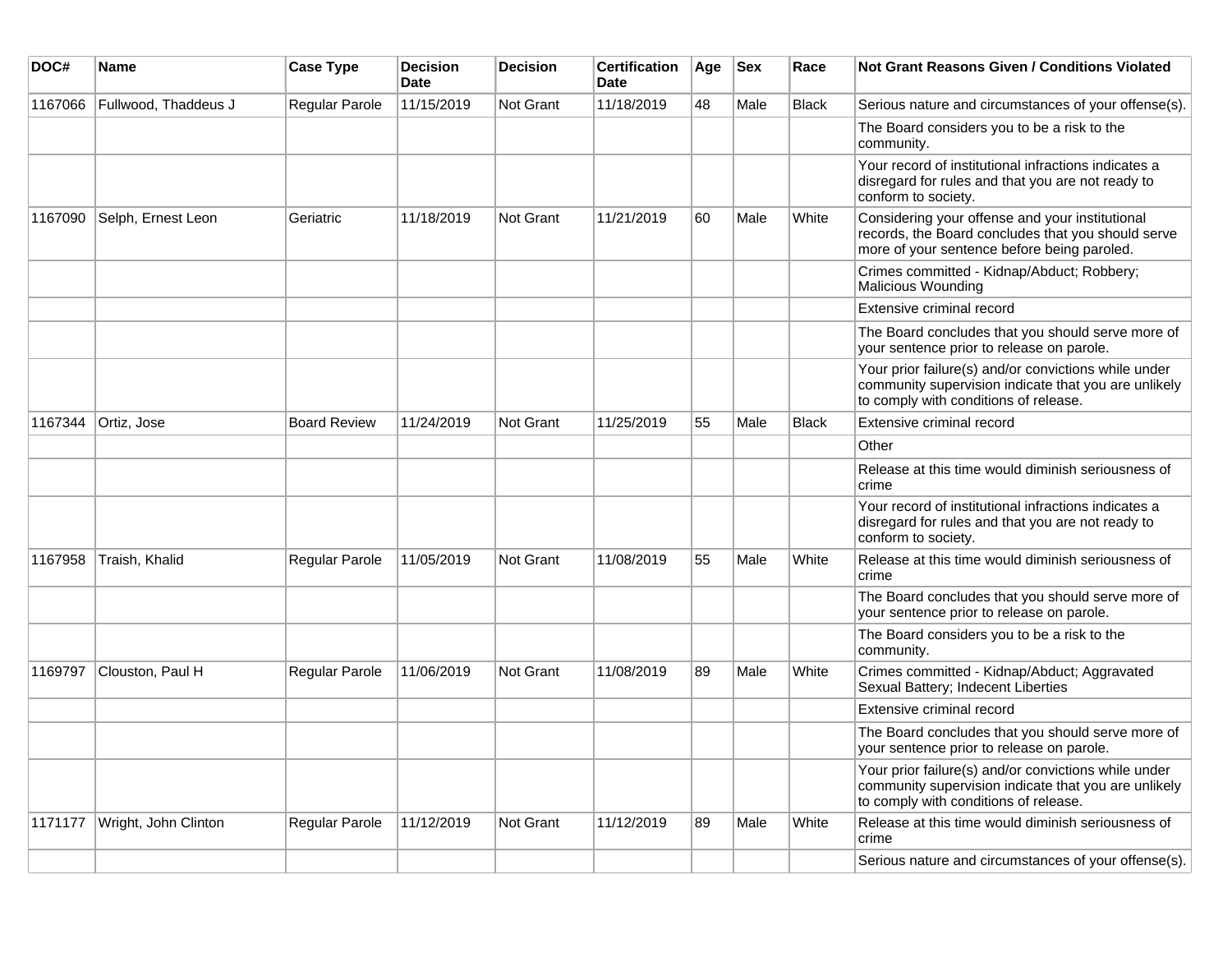| DOC# | Name | Case Type | Decision Date | Decision | Certification Date | Age | Sex | Race | Not Grant Reasons Given / Conditions Violated |
|---|---|---|---|---|---|---|---|---|---|
| 1167066 | Fullwood, Thaddeus J | Regular Parole | 11/15/2019 | Not Grant | 11/18/2019 | 48 | Male | Black | Serious nature and circumstances of your offense(s). |
| | | | | | | | | | The Board considers you to be a risk to the community. |
| | | | | | | | | | Your record of institutional infractions indicates a disregard for rules and that you are not ready to conform to society. |
| 1167090 | Selph, Ernest Leon | Geriatric | 11/18/2019 | Not Grant | 11/21/2019 | 60 | Male | White | Considering your offense and your institutional records, the Board concludes that you should serve more of your sentence before being paroled. |
| | | | | | | | | | Crimes committed - Kidnap/Abduct; Robbery; Malicious Wounding |
| | | | | | | | | | Extensive criminal record |
| | | | | | | | | | The Board concludes that you should serve more of your sentence prior to release on parole. |
| | | | | | | | | | Your prior failure(s) and/or convictions while under community supervision indicate that you are unlikely to comply with conditions of release. |
| 1167344 | Ortiz, Jose | Board Review | 11/24/2019 | Not Grant | 11/25/2019 | 55 | Male | Black | Extensive criminal record |
| | | | | | | | | | Other |
| | | | | | | | | | Release at this time would diminish seriousness of crime |
| | | | | | | | | | Your record of institutional infractions indicates a disregard for rules and that you are not ready to conform to society. |
| 1167958 | Traish, Khalid | Regular Parole | 11/05/2019 | Not Grant | 11/08/2019 | 55 | Male | White | Release at this time would diminish seriousness of crime |
| | | | | | | | | | The Board concludes that you should serve more of your sentence prior to release on parole. |
| | | | | | | | | | The Board considers you to be a risk to the community. |
| 1169797 | Clouston, Paul H | Regular Parole | 11/06/2019 | Not Grant | 11/08/2019 | 89 | Male | White | Crimes committed - Kidnap/Abduct; Aggravated Sexual Battery; Indecent Liberties |
| | | | | | | | | | Extensive criminal record |
| | | | | | | | | | The Board concludes that you should serve more of your sentence prior to release on parole. |
| | | | | | | | | | Your prior failure(s) and/or convictions while under community supervision indicate that you are unlikely to comply with conditions of release. |
| 1171177 | Wright, John Clinton | Regular Parole | 11/12/2019 | Not Grant | 11/12/2019 | 89 | Male | White | Release at this time would diminish seriousness of crime |
| | | | | | | | | | Serious nature and circumstances of your offense(s). |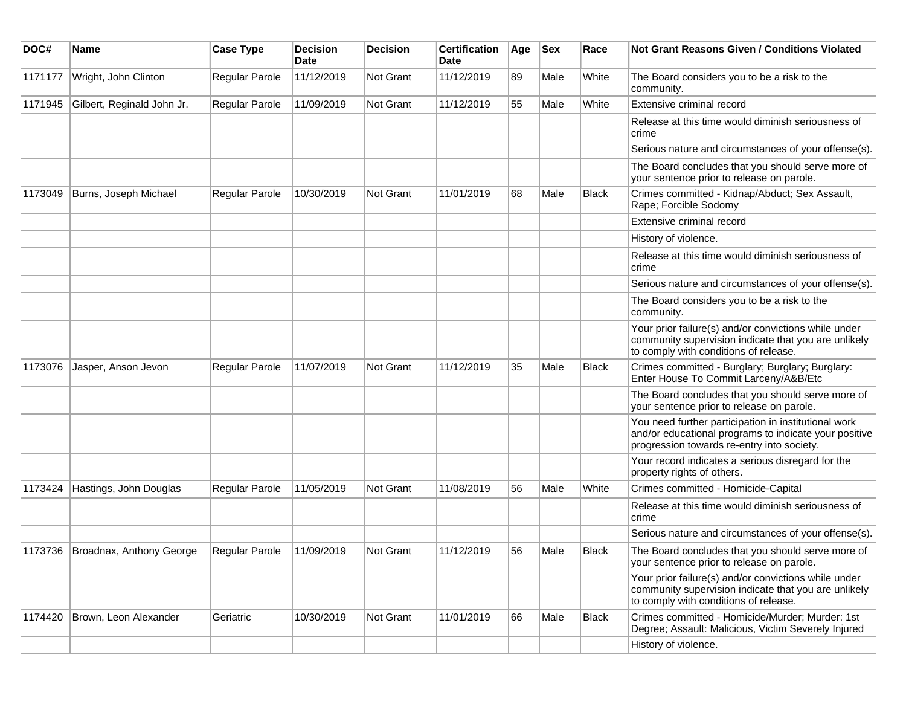| DOC# | Name | Case Type | Decision Date | Decision | Certification Date | Age | Sex | Race | Not Grant Reasons Given / Conditions Violated |
|---|---|---|---|---|---|---|---|---|---|
| 1171177 | Wright, John Clinton | Regular Parole | 11/12/2019 | Not Grant | 11/12/2019 | 89 | Male | White | The Board considers you to be a risk to the community. |
| 1171945 | Gilbert, Reginald John Jr. | Regular Parole | 11/09/2019 | Not Grant | 11/12/2019 | 55 | Male | White | Extensive criminal record |
| | | | | | | | | | Release at this time would diminish seriousness of crime |
| | | | | | | | | | Serious nature and circumstances of your offense(s). |
| | | | | | | | | | The Board concludes that you should serve more of your sentence prior to release on parole. |
| 1173049 | Burns, Joseph Michael | Regular Parole | 10/30/2019 | Not Grant | 11/01/2019 | 68 | Male | Black | Crimes committed - Kidnap/Abduct; Sex Assault, Rape; Forcible Sodomy |
| | | | | | | | | | Extensive criminal record |
| | | | | | | | | | History of violence. |
| | | | | | | | | | Release at this time would diminish seriousness of crime |
| | | | | | | | | | Serious nature and circumstances of your offense(s). |
| | | | | | | | | | The Board considers you to be a risk to the community. |
| | | | | | | | | | Your prior failure(s) and/or convictions while under community supervision indicate that you are unlikely to comply with conditions of release. |
| 1173076 | Jasper, Anson Jevon | Regular Parole | 11/07/2019 | Not Grant | 11/12/2019 | 35 | Male | Black | Crimes committed - Burglary; Burglary; Burglary: Enter House To Commit Larceny/A&B/Etc |
| | | | | | | | | | The Board concludes that you should serve more of your sentence prior to release on parole. |
| | | | | | | | | | You need further participation in institutional work and/or educational programs to indicate your positive progression towards re-entry into society. |
| | | | | | | | | | Your record indicates a serious disregard for the property rights of others. |
| 1173424 | Hastings, John Douglas | Regular Parole | 11/05/2019 | Not Grant | 11/08/2019 | 56 | Male | White | Crimes committed - Homicide-Capital |
| | | | | | | | | | Release at this time would diminish seriousness of crime |
| | | | | | | | | | Serious nature and circumstances of your offense(s). |
| 1173736 | Broadnax, Anthony George | Regular Parole | 11/09/2019 | Not Grant | 11/12/2019 | 56 | Male | Black | The Board concludes that you should serve more of your sentence prior to release on parole. |
| | | | | | | | | | Your prior failure(s) and/or convictions while under community supervision indicate that you are unlikely to comply with conditions of release. |
| 1174420 | Brown, Leon Alexander | Geriatric | 10/30/2019 | Not Grant | 11/01/2019 | 66 | Male | Black | Crimes committed - Homicide/Murder; Murder: 1st Degree; Assault: Malicious, Victim Severely Injured |
| | | | | | | | | | History of violence. |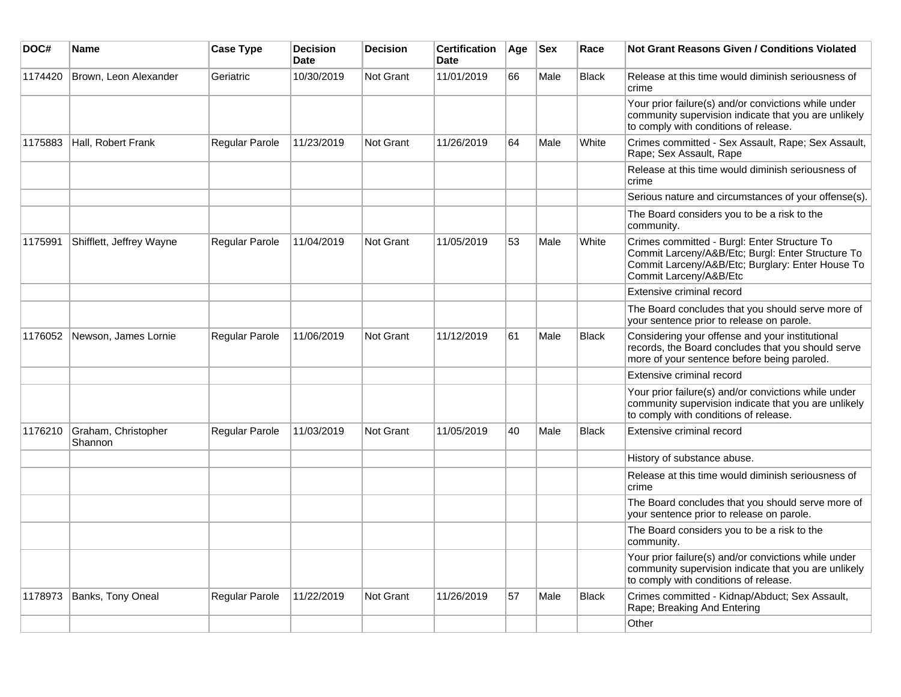| DOC# | Name | Case Type | Decision Date | Decision | Certification Date | Age | Sex | Race | Not Grant Reasons Given / Conditions Violated |
|---|---|---|---|---|---|---|---|---|---|
| 1174420 | Brown, Leon Alexander | Geriatric | 10/30/2019 | Not Grant | 11/01/2019 | 66 | Male | Black | Release at this time would diminish seriousness of crime |
| | | | | | | | | | Your prior failure(s) and/or convictions while under community supervision indicate that you are unlikely to comply with conditions of release. |
| 1175883 | Hall, Robert Frank | Regular Parole | 11/23/2019 | Not Grant | 11/26/2019 | 64 | Male | White | Crimes committed - Sex Assault, Rape; Sex Assault, Rape; Sex Assault, Rape |
| | | | | | | | | | Release at this time would diminish seriousness of crime |
| | | | | | | | | | Serious nature and circumstances of your offense(s). |
| | | | | | | | | | The Board considers you to be a risk to the community. |
| 1175991 | Shifflett, Jeffrey Wayne | Regular Parole | 11/04/2019 | Not Grant | 11/05/2019 | 53 | Male | White | Crimes committed - Burgl: Enter Structure To Commit Larceny/A&B/Etc; Burgl: Enter Structure To Commit Larceny/A&B/Etc; Burglary: Enter House To Commit Larceny/A&B/Etc |
| | | | | | | | | | Extensive criminal record |
| | | | | | | | | | The Board concludes that you should serve more of your sentence prior to release on parole. |
| 1176052 | Newson, James Lornie | Regular Parole | 11/06/2019 | Not Grant | 11/12/2019 | 61 | Male | Black | Considering your offense and your institutional records, the Board concludes that you should serve more of your sentence before being paroled. |
| | | | | | | | | | Extensive criminal record |
| | | | | | | | | | Your prior failure(s) and/or convictions while under community supervision indicate that you are unlikely to comply with conditions of release. |
| 1176210 | Graham, Christopher Shannon | Regular Parole | 11/03/2019 | Not Grant | 11/05/2019 | 40 | Male | Black | Extensive criminal record |
| | | | | | | | | | History of substance abuse. |
| | | | | | | | | | Release at this time would diminish seriousness of crime |
| | | | | | | | | | The Board concludes that you should serve more of your sentence prior to release on parole. |
| | | | | | | | | | The Board considers you to be a risk to the community. |
| | | | | | | | | | Your prior failure(s) and/or convictions while under community supervision indicate that you are unlikely to comply with conditions of release. |
| 1178973 | Banks, Tony Oneal | Regular Parole | 11/22/2019 | Not Grant | 11/26/2019 | 57 | Male | Black | Crimes committed - Kidnap/Abduct; Sex Assault, Rape; Breaking And Entering |
| | | | | | | | | | Other |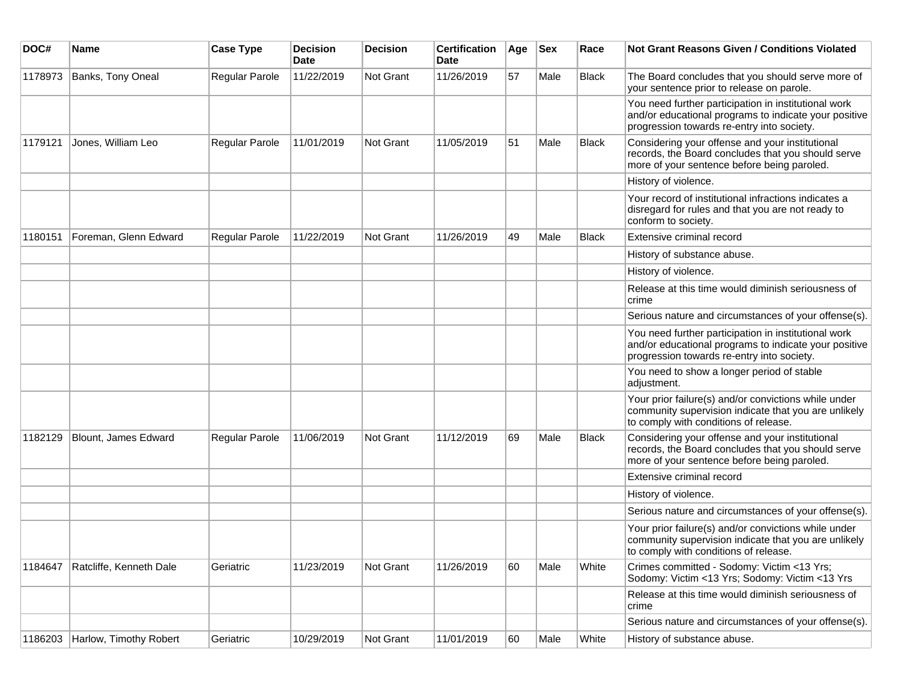| DOC# | Name | Case Type | Decision Date | Decision | Certification Date | Age | Sex | Race | Not Grant Reasons Given / Conditions Violated |
|---|---|---|---|---|---|---|---|---|---|
| 1178973 | Banks, Tony Oneal | Regular Parole | 11/22/2019 | Not Grant | 11/26/2019 | 57 | Male | Black | The Board concludes that you should serve more of your sentence prior to release on parole. |
| | | | | | | | | | You need further participation in institutional work and/or educational programs to indicate your positive progression towards re-entry into society. |
| 1179121 | Jones, William Leo | Regular Parole | 11/01/2019 | Not Grant | 11/05/2019 | 51 | Male | Black | Considering your offense and your institutional records, the Board concludes that you should serve more of your sentence before being paroled. |
| | | | | | | | | | History of violence. |
| | | | | | | | | | Your record of institutional infractions indicates a disregard for rules and that you are not ready to conform to society. |
| 1180151 | Foreman, Glenn Edward | Regular Parole | 11/22/2019 | Not Grant | 11/26/2019 | 49 | Male | Black | Extensive criminal record |
| | | | | | | | | | History of substance abuse. |
| | | | | | | | | | History of violence. |
| | | | | | | | | | Release at this time would diminish seriousness of crime |
| | | | | | | | | | Serious nature and circumstances of your offense(s). |
| | | | | | | | | | You need further participation in institutional work and/or educational programs to indicate your positive progression towards re-entry into society. |
| | | | | | | | | | You need to show a longer period of stable adjustment. |
| | | | | | | | | | Your prior failure(s) and/or convictions while under community supervision indicate that you are unlikely to comply with conditions of release. |
| 1182129 | Blount, James Edward | Regular Parole | 11/06/2019 | Not Grant | 11/12/2019 | 69 | Male | Black | Considering your offense and your institutional records, the Board concludes that you should serve more of your sentence before being paroled. |
| | | | | | | | | | Extensive criminal record |
| | | | | | | | | | History of violence. |
| | | | | | | | | | Serious nature and circumstances of your offense(s). |
| | | | | | | | | | Your prior failure(s) and/or convictions while under community supervision indicate that you are unlikely to comply with conditions of release. |
| 1184647 | Ratcliffe, Kenneth Dale | Geriatric | 11/23/2019 | Not Grant | 11/26/2019 | 60 | Male | White | Crimes committed - Sodomy: Victim <13 Yrs; Sodomy: Victim <13 Yrs; Sodomy: Victim <13 Yrs |
| | | | | | | | | | Release at this time would diminish seriousness of crime |
| | | | | | | | | | Serious nature and circumstances of your offense(s). |
| 1186203 | Harlow, Timothy Robert | Geriatric | 10/29/2019 | Not Grant | 11/01/2019 | 60 | Male | White | History of substance abuse. |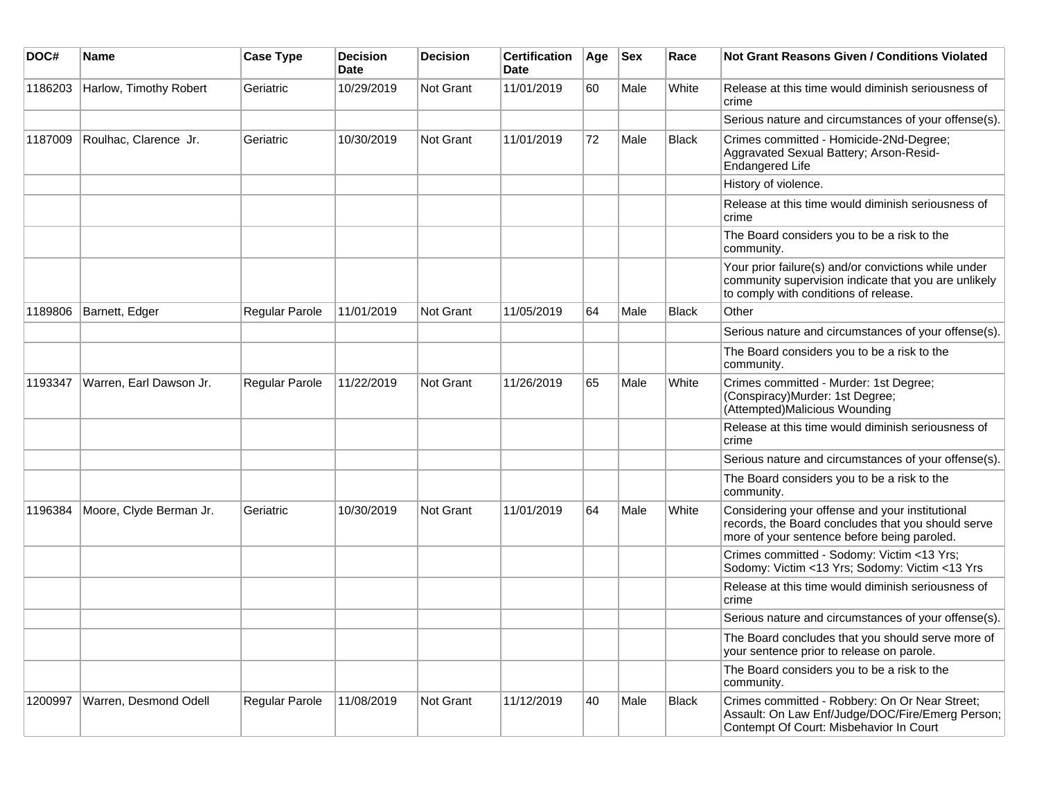| DOC# | Name | Case Type | Decision Date | Decision | Certification Date | Age | Sex | Race | Not Grant Reasons Given / Conditions Violated |
|---|---|---|---|---|---|---|---|---|---|
| 1186203 | Harlow, Timothy Robert | Geriatric | 10/29/2019 | Not Grant | 11/01/2019 | 60 | Male | White | Release at this time would diminish seriousness of crime |
| | | | | | | | | | Serious nature and circumstances of your offense(s). |
| 1187009 | Roulhac, Clarence Jr. | Geriatric | 10/30/2019 | Not Grant | 11/01/2019 | 72 | Male | Black | Crimes committed - Homicide-2Nd-Degree; Aggravated Sexual Battery; Arson-Resid-Endangered Life |
| | | | | | | | | | History of violence. |
| | | | | | | | | | Release at this time would diminish seriousness of crime |
| | | | | | | | | | The Board considers you to be a risk to the community. |
| | | | | | | | | | Your prior failure(s) and/or convictions while under community supervision indicate that you are unlikely to comply with conditions of release. |
| 1189806 | Barnett, Edger | Regular Parole | 11/01/2019 | Not Grant | 11/05/2019 | 64 | Male | Black | Other |
| | | | | | | | | | Serious nature and circumstances of your offense(s). |
| | | | | | | | | | The Board considers you to be a risk to the community. |
| 1193347 | Warren, Earl Dawson Jr. | Regular Parole | 11/22/2019 | Not Grant | 11/26/2019 | 65 | Male | White | Crimes committed - Murder: 1st Degree; (Conspiracy)Murder: 1st Degree; (Attempted)Malicious Wounding |
| | | | | | | | | | Release at this time would diminish seriousness of crime |
| | | | | | | | | | Serious nature and circumstances of your offense(s). |
| | | | | | | | | | The Board considers you to be a risk to the community. |
| 1196384 | Moore, Clyde Berman Jr. | Geriatric | 10/30/2019 | Not Grant | 11/01/2019 | 64 | Male | White | Considering your offense and your institutional records, the Board concludes that you should serve more of your sentence before being paroled. |
| | | | | | | | | | Crimes committed - Sodomy: Victim <13 Yrs; Sodomy: Victim <13 Yrs; Sodomy: Victim <13 Yrs |
| | | | | | | | | | Release at this time would diminish seriousness of crime |
| | | | | | | | | | Serious nature and circumstances of your offense(s). |
| | | | | | | | | | The Board concludes that you should serve more of your sentence prior to release on parole. |
| | | | | | | | | | The Board considers you to be a risk to the community. |
| 1200997 | Warren, Desmond Odell | Regular Parole | 11/08/2019 | Not Grant | 11/12/2019 | 40 | Male | Black | Crimes committed - Robbery: On Or Near Street; Assault: On Law Enf/Judge/DOC/Fire/Emerg Person; Contempt Of Court: Misbehavior In Court |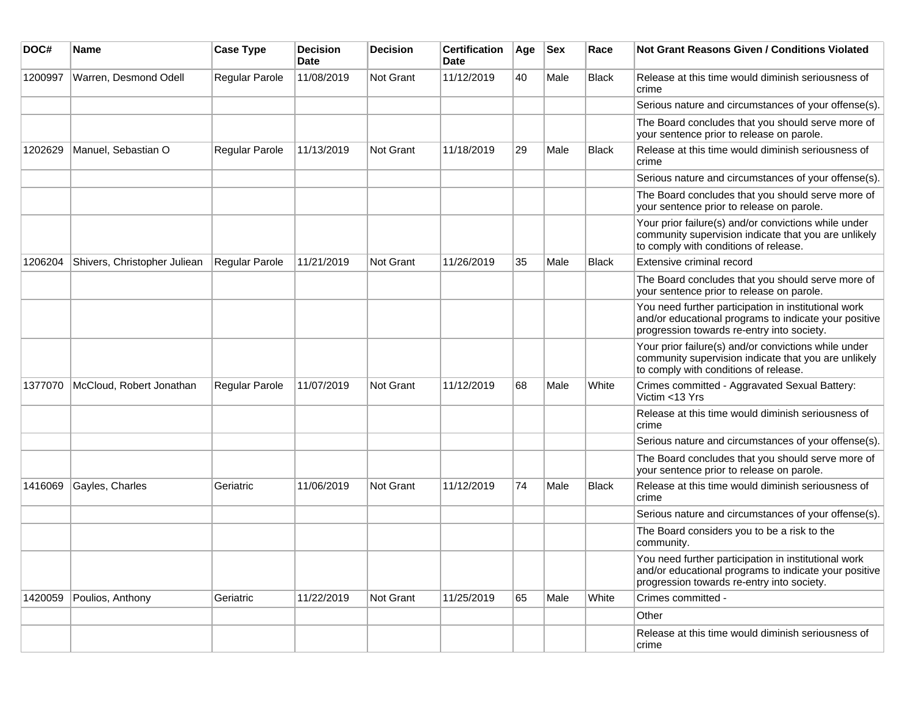| DOC# | Name | Case Type | Decision Date | Decision | Certification Date | Age | Sex | Race | Not Grant Reasons Given / Conditions Violated |
|---|---|---|---|---|---|---|---|---|---|
| 1200997 | Warren, Desmond Odell | Regular Parole | 11/08/2019 | Not Grant | 11/12/2019 | 40 | Male | Black | Release at this time would diminish seriousness of crime |
| | | | | | | | | | Serious nature and circumstances of your offense(s). |
| | | | | | | | | | The Board concludes that you should serve more of your sentence prior to release on parole. |
| 1202629 | Manuel, Sebastian O | Regular Parole | 11/13/2019 | Not Grant | 11/18/2019 | 29 | Male | Black | Release at this time would diminish seriousness of crime |
| | | | | | | | | | Serious nature and circumstances of your offense(s). |
| | | | | | | | | | The Board concludes that you should serve more of your sentence prior to release on parole. |
| | | | | | | | | | Your prior failure(s) and/or convictions while under community supervision indicate that you are unlikely to comply with conditions of release. |
| 1206204 | Shivers, Christopher Juliean | Regular Parole | 11/21/2019 | Not Grant | 11/26/2019 | 35 | Male | Black | Extensive criminal record |
| | | | | | | | | | The Board concludes that you should serve more of your sentence prior to release on parole. |
| | | | | | | | | | You need further participation in institutional work and/or educational programs to indicate your positive progression towards re-entry into society. |
| | | | | | | | | | Your prior failure(s) and/or convictions while under community supervision indicate that you are unlikely to comply with conditions of release. |
| 1377070 | McCloud, Robert Jonathan | Regular Parole | 11/07/2019 | Not Grant | 11/12/2019 | 68 | Male | White | Crimes committed - Aggravated Sexual Battery: Victim <13 Yrs |
| | | | | | | | | | Release at this time would diminish seriousness of crime |
| | | | | | | | | | Serious nature and circumstances of your offense(s). |
| | | | | | | | | | The Board concludes that you should serve more of your sentence prior to release on parole. |
| 1416069 | Gayles, Charles | Geriatric | 11/06/2019 | Not Grant | 11/12/2019 | 74 | Male | Black | Release at this time would diminish seriousness of crime |
| | | | | | | | | | Serious nature and circumstances of your offense(s). |
| | | | | | | | | | The Board considers you to be a risk to the community. |
| | | | | | | | | | You need further participation in institutional work and/or educational programs to indicate your positive progression towards re-entry into society. |
| 1420059 | Poulios, Anthony | Geriatric | 11/22/2019 | Not Grant | 11/25/2019 | 65 | Male | White | Crimes committed - |
| | | | | | | | | | Other |
| | | | | | | | | | Release at this time would diminish seriousness of crime |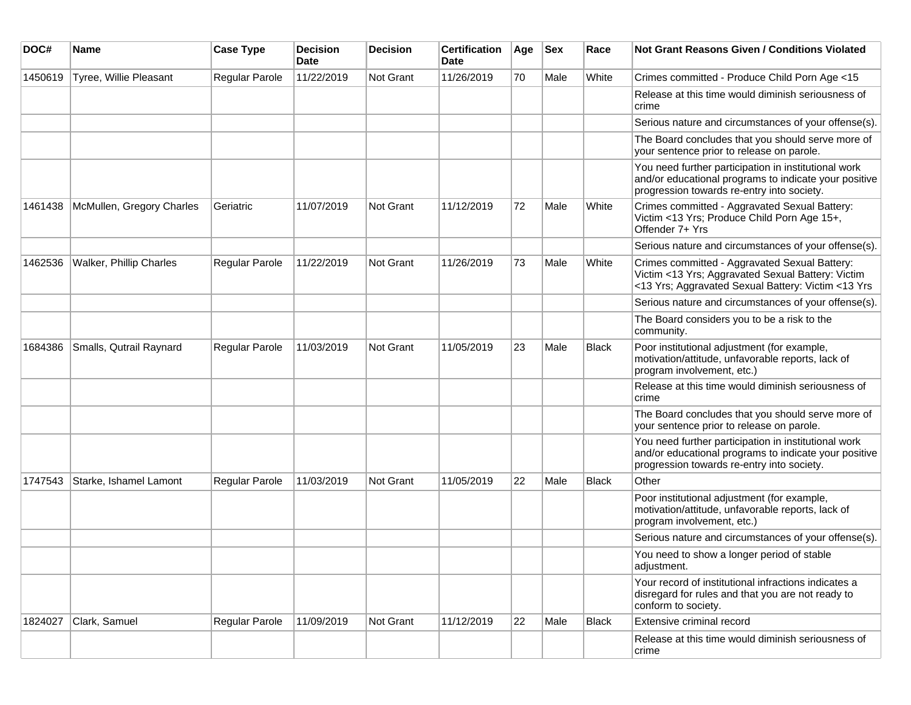| DOC# | Name | Case Type | Decision Date | Decision | Certification Date | Age | Sex | Race | Not Grant Reasons Given / Conditions Violated |
|---|---|---|---|---|---|---|---|---|---|
| 1450619 | Tyree, Willie Pleasant | Regular Parole | 11/22/2019 | Not Grant | 11/26/2019 | 70 | Male | White | Crimes committed - Produce Child Porn Age <15 |
| | | | | | | | | | Release at this time would diminish seriousness of crime |
| | | | | | | | | | Serious nature and circumstances of your offense(s). |
| | | | | | | | | | The Board concludes that you should serve more of your sentence prior to release on parole. |
| | | | | | | | | | You need further participation in institutional work and/or educational programs to indicate your positive progression towards re-entry into society. |
| 1461438 | McMullen, Gregory Charles | Geriatric | 11/07/2019 | Not Grant | 11/12/2019 | 72 | Male | White | Crimes committed - Aggravated Sexual Battery: Victim <13 Yrs; Produce Child Porn Age 15+, Offender 7+ Yrs |
| | | | | | | | | | Serious nature and circumstances of your offense(s). |
| 1462536 | Walker, Phillip Charles | Regular Parole | 11/22/2019 | Not Grant | 11/26/2019 | 73 | Male | White | Crimes committed - Aggravated Sexual Battery: Victim <13 Yrs; Aggravated Sexual Battery: Victim <13 Yrs; Aggravated Sexual Battery: Victim <13 Yrs |
| | | | | | | | | | Serious nature and circumstances of your offense(s). |
| | | | | | | | | | The Board considers you to be a risk to the community. |
| 1684386 | Smalls, Qutrail Raynard | Regular Parole | 11/03/2019 | Not Grant | 11/05/2019 | 23 | Male | Black | Poor institutional adjustment (for example, motivation/attitude, unfavorable reports, lack of program involvement, etc.) |
| | | | | | | | | | Release at this time would diminish seriousness of crime |
| | | | | | | | | | The Board concludes that you should serve more of your sentence prior to release on parole. |
| | | | | | | | | | You need further participation in institutional work and/or educational programs to indicate your positive progression towards re-entry into society. |
| 1747543 | Starke, Ishamel Lamont | Regular Parole | 11/03/2019 | Not Grant | 11/05/2019 | 22 | Male | Black | Other |
| | | | | | | | | | Poor institutional adjustment (for example, motivation/attitude, unfavorable reports, lack of program involvement, etc.) |
| | | | | | | | | | Serious nature and circumstances of your offense(s). |
| | | | | | | | | | You need to show a longer period of stable adjustment. |
| | | | | | | | | | Your record of institutional infractions indicates a disregard for rules and that you are not ready to conform to society. |
| 1824027 | Clark, Samuel | Regular Parole | 11/09/2019 | Not Grant | 11/12/2019 | 22 | Male | Black | Extensive criminal record |
| | | | | | | | | | Release at this time would diminish seriousness of crime |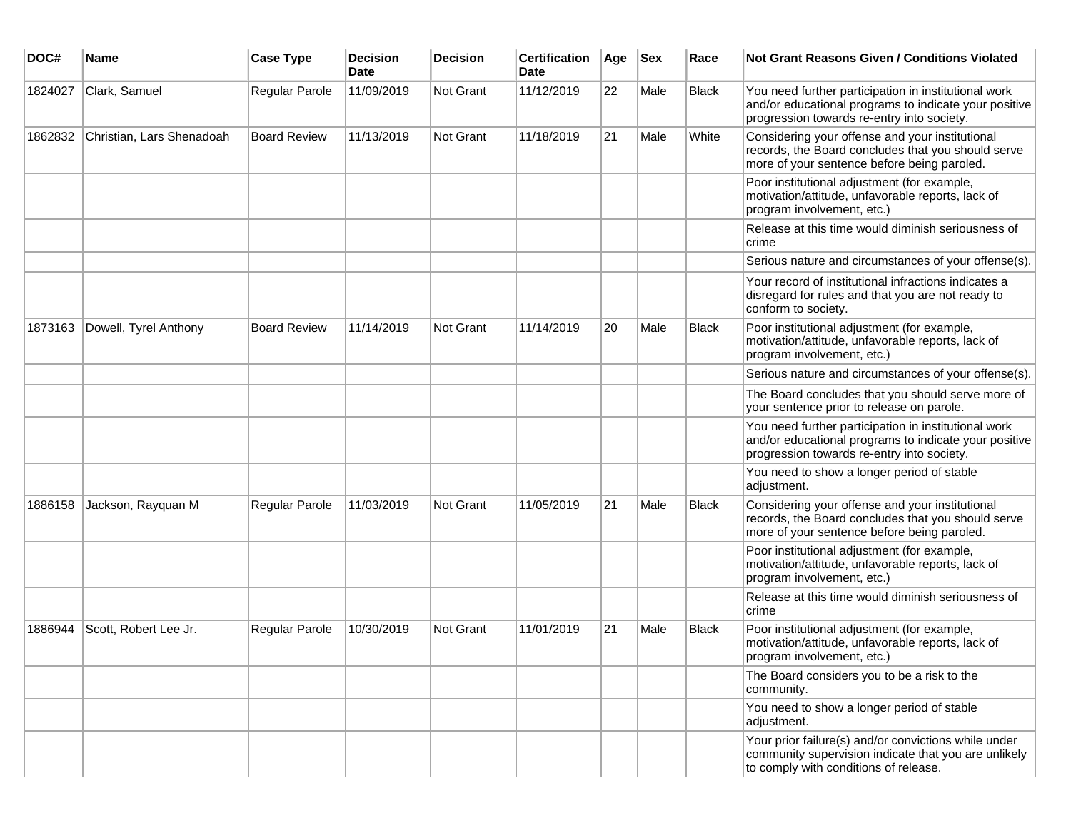| DOC# | Name | Case Type | Decision Date | Decision | Certification Date | Age | Sex | Race | Not Grant Reasons Given / Conditions Violated |
|---|---|---|---|---|---|---|---|---|---|
| 1824027 | Clark, Samuel | Regular Parole | 11/09/2019 | Not Grant | 11/12/2019 | 22 | Male | Black | You need further participation in institutional work and/or educational programs to indicate your positive progression towards re-entry into society. |
| 1862832 | Christian, Lars Shenadoah | Board Review | 11/13/2019 | Not Grant | 11/18/2019 | 21 | Male | White | Considering your offense and your institutional records, the Board concludes that you should serve more of your sentence before being paroled. |
| | | | | | | | | | Poor institutional adjustment (for example, motivation/attitude, unfavorable reports, lack of program involvement, etc.) |
| | | | | | | | | | Release at this time would diminish seriousness of crime |
| | | | | | | | | | Serious nature and circumstances of your offense(s). |
| | | | | | | | | | Your record of institutional infractions indicates a disregard for rules and that you are not ready to conform to society. |
| 1873163 | Dowell, Tyrel Anthony | Board Review | 11/14/2019 | Not Grant | 11/14/2019 | 20 | Male | Black | Poor institutional adjustment (for example, motivation/attitude, unfavorable reports, lack of program involvement, etc.) |
| | | | | | | | | | Serious nature and circumstances of your offense(s). |
| | | | | | | | | | The Board concludes that you should serve more of your sentence prior to release on parole. |
| | | | | | | | | | You need further participation in institutional work and/or educational programs to indicate your positive progression towards re-entry into society. |
| | | | | | | | | | You need to show a longer period of stable adjustment. |
| 1886158 | Jackson, Rayquan M | Regular Parole | 11/03/2019 | Not Grant | 11/05/2019 | 21 | Male | Black | Considering your offense and your institutional records, the Board concludes that you should serve more of your sentence before being paroled. |
| | | | | | | | | | Poor institutional adjustment (for example, motivation/attitude, unfavorable reports, lack of program involvement, etc.) |
| | | | | | | | | | Release at this time would diminish seriousness of crime |
| 1886944 | Scott, Robert Lee Jr. | Regular Parole | 10/30/2019 | Not Grant | 11/01/2019 | 21 | Male | Black | Poor institutional adjustment (for example, motivation/attitude, unfavorable reports, lack of program involvement, etc.) |
| | | | | | | | | | The Board considers you to be a risk to the community. |
| | | | | | | | | | You need to show a longer period of stable adjustment. |
| | | | | | | | | | Your prior failure(s) and/or convictions while under community supervision indicate that you are unlikely to comply with conditions of release. |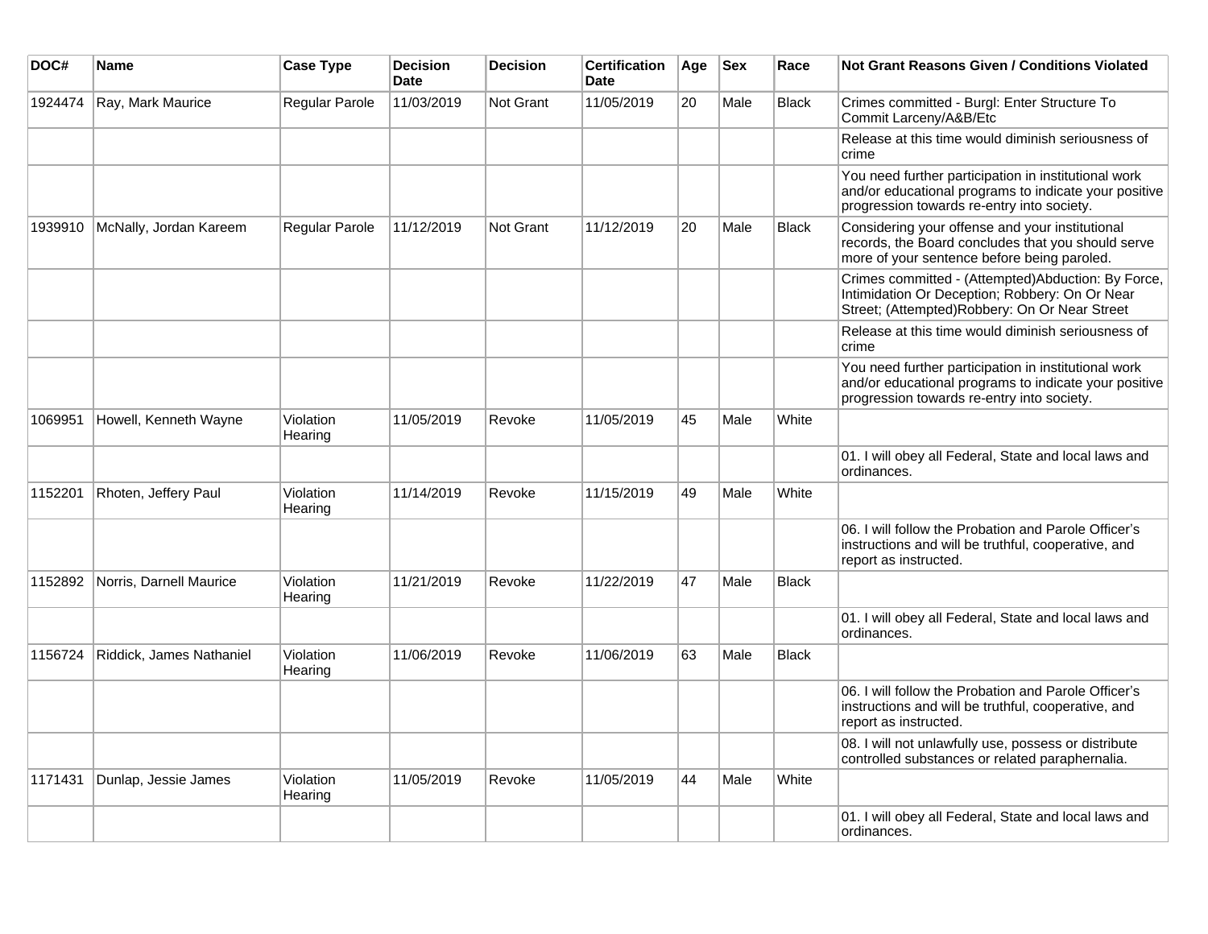| DOC# | Name | Case Type | Decision Date | Decision | Certification Date | Age | Sex | Race | Not Grant Reasons Given / Conditions Violated |
|---|---|---|---|---|---|---|---|---|---|
| 1924474 | Ray, Mark Maurice | Regular Parole | 11/03/2019 | Not Grant | 11/05/2019 | 20 | Male | Black | Crimes committed - Burgl: Enter Structure To Commit Larceny/A&B/Etc |
| | | | | | | | | | Release at this time would diminish seriousness of crime |
| | | | | | | | | | You need further participation in institutional work and/or educational programs to indicate your positive progression towards re-entry into society. |
| 1939910 | McNally, Jordan Kareem | Regular Parole | 11/12/2019 | Not Grant | 11/12/2019 | 20 | Male | Black | Considering your offense and your institutional records, the Board concludes that you should serve more of your sentence before being paroled. |
| | | | | | | | | | Crimes committed - (Attempted)Abduction: By Force, Intimidation Or Deception; Robbery: On Or Near Street; (Attempted)Robbery: On Or Near Street |
| | | | | | | | | | Release at this time would diminish seriousness of crime |
| | | | | | | | | | You need further participation in institutional work and/or educational programs to indicate your positive progression towards re-entry into society. |
| 1069951 | Howell, Kenneth Wayne | Violation Hearing | 11/05/2019 | Revoke | 11/05/2019 | 45 | Male | White | |
| | | | | | | | | | 01. I will obey all Federal, State and local laws and ordinances. |
| 1152201 | Rhoten, Jeffery Paul | Violation Hearing | 11/14/2019 | Revoke | 11/15/2019 | 49 | Male | White | |
| | | | | | | | | | 06. I will follow the Probation and Parole Officer's instructions and will be truthful, cooperative, and report as instructed. |
| 1152892 | Norris, Darnell Maurice | Violation Hearing | 11/21/2019 | Revoke | 11/22/2019 | 47 | Male | Black | |
| | | | | | | | | | 01. I will obey all Federal, State and local laws and ordinances. |
| 1156724 | Riddick, James Nathaniel | Violation Hearing | 11/06/2019 | Revoke | 11/06/2019 | 63 | Male | Black | |
| | | | | | | | | | 06. I will follow the Probation and Parole Officer's instructions and will be truthful, cooperative, and report as instructed. |
| | | | | | | | | | 08. I will not unlawfully use, possess or distribute controlled substances or related paraphernalia. |
| 1171431 | Dunlap, Jessie James | Violation Hearing | 11/05/2019 | Revoke | 11/05/2019 | 44 | Male | White | |
| | | | | | | | | | 01. I will obey all Federal, State and local laws and ordinances. |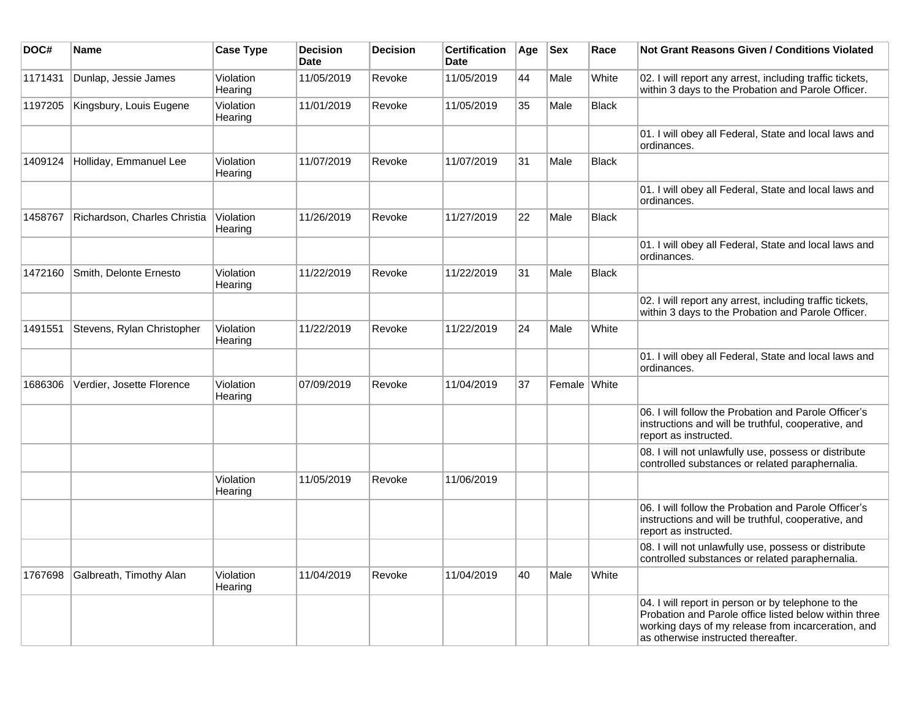| DOC# | Name | Case Type | Decision Date | Decision | Certification Date | Age | Sex | Race | Not Grant Reasons Given / Conditions Violated |
| --- | --- | --- | --- | --- | --- | --- | --- | --- | --- |
| 1171431 | Dunlap, Jessie James | Violation Hearing | 11/05/2019 | Revoke | 11/05/2019 | 44 | Male | White | 02. I will report any arrest, including traffic tickets, within 3 days to the Probation and Parole Officer. |
| 1197205 | Kingsbury, Louis Eugene | Violation Hearing | 11/01/2019 | Revoke | 11/05/2019 | 35 | Male | Black | |
| | | | | | | | | | 01. I will obey all Federal, State and local laws and ordinances. |
| 1409124 | Holliday, Emmanuel Lee | Violation Hearing | 11/07/2019 | Revoke | 11/07/2019 | 31 | Male | Black | |
| | | | | | | | | | 01. I will obey all Federal, State and local laws and ordinances. |
| 1458767 | Richardson, Charles Christia | Violation Hearing | 11/26/2019 | Revoke | 11/27/2019 | 22 | Male | Black | |
| | | | | | | | | | 01. I will obey all Federal, State and local laws and ordinances. |
| 1472160 | Smith, Delonte Ernesto | Violation Hearing | 11/22/2019 | Revoke | 11/22/2019 | 31 | Male | Black | |
| | | | | | | | | | 02. I will report any arrest, including traffic tickets, within 3 days to the Probation and Parole Officer. |
| 1491551 | Stevens, Rylan Christopher | Violation Hearing | 11/22/2019 | Revoke | 11/22/2019 | 24 | Male | White | |
| | | | | | | | | | 01. I will obey all Federal, State and local laws and ordinances. |
| 1686306 | Verdier, Josette Florence | Violation Hearing | 07/09/2019 | Revoke | 11/04/2019 | 37 | Female | White | |
| | | | | | | | | | 06. I will follow the Probation and Parole Officer's instructions and will be truthful, cooperative, and report as instructed. |
| | | | | | | | | | 08. I will not unlawfully use, possess or distribute controlled substances or related paraphernalia. |
| | | Violation Hearing | 11/05/2019 | Revoke | 11/06/2019 | | | | |
| | | | | | | | | | 06. I will follow the Probation and Parole Officer's instructions and will be truthful, cooperative, and report as instructed. |
| | | | | | | | | | 08. I will not unlawfully use, possess or distribute controlled substances or related paraphernalia. |
| 1767698 | Galbreath, Timothy Alan | Violation Hearing | 11/04/2019 | Revoke | 11/04/2019 | 40 | Male | White | |
| | | | | | | | | | 04. I will report in person or by telephone to the Probation and Parole office listed below within three working days of my release from incarceration, and as otherwise instructed thereafter. |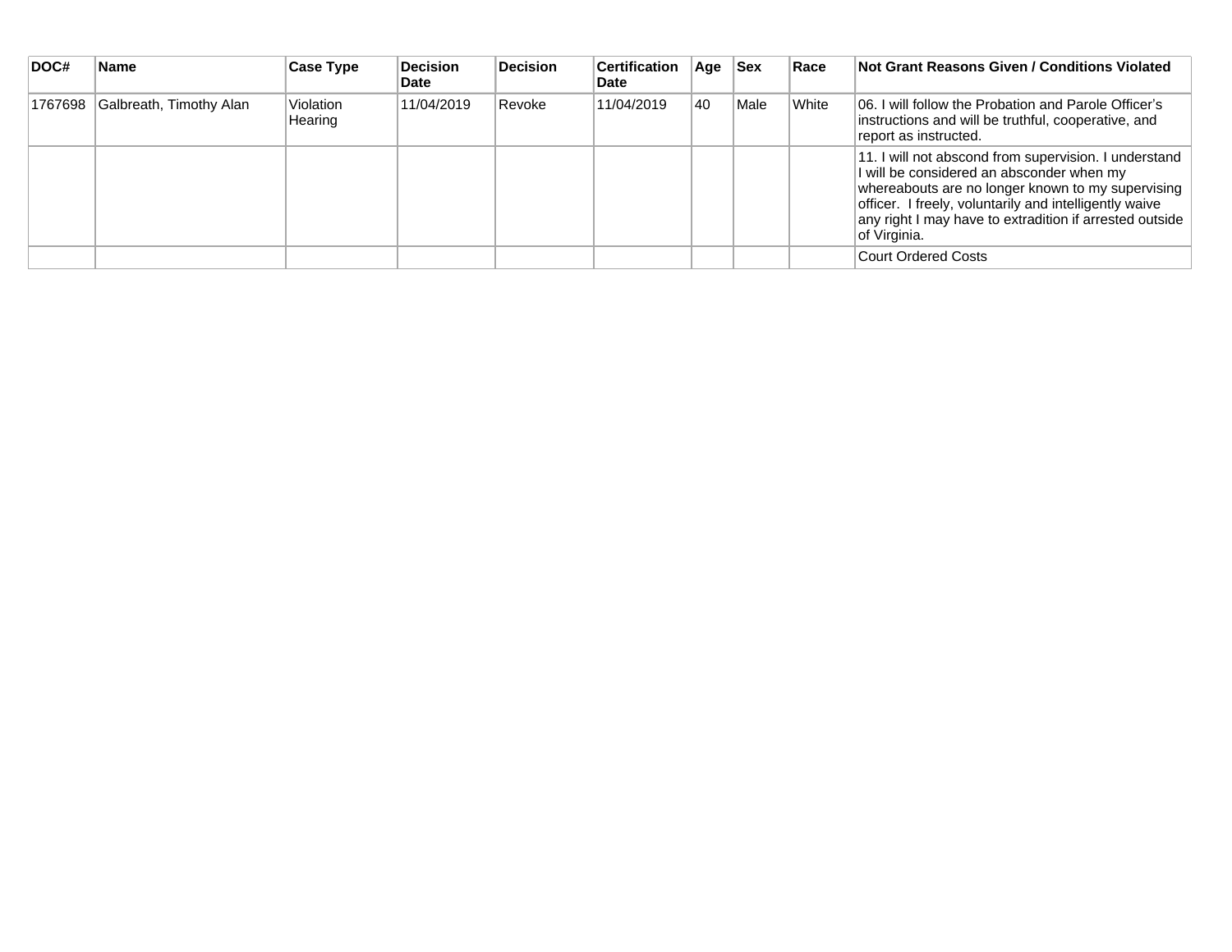| DOC# | Name | Case Type | Decision Date | Decision | Certification Date | Age | Sex | Race | Not Grant Reasons Given / Conditions Violated |
|---|---|---|---|---|---|---|---|---|---|
| 1767698 | Galbreath, Timothy Alan | Violation Hearing | 11/04/2019 | Revoke | 11/04/2019 | 40 | Male | White | 06. I will follow the Probation and Parole Officer's instructions and will be truthful, cooperative, and report as instructed. |
| | | | | | | | | | 11. I will not abscond from supervision. I understand I will be considered an absconder when my whereabouts are no longer known to my supervising officer. I freely, voluntarily and intelligently waive any right I may have to extradition if arrested outside of Virginia. |
| | | | | | | | | | Court Ordered Costs |